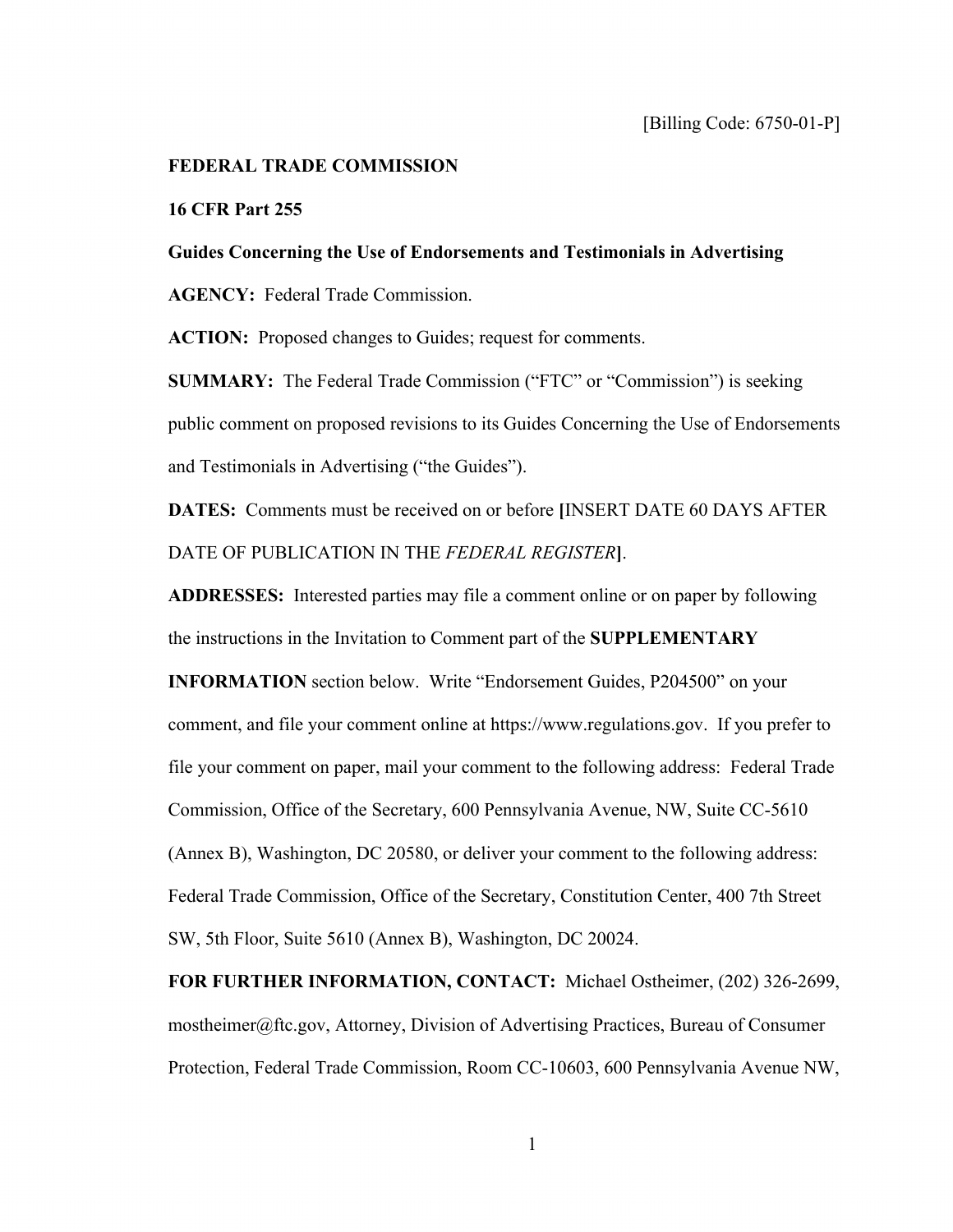[Billing Code: 6750-01-P]

**FEDERAL TRADE COMMISSION**

**16 CFR Part 255**

**Guides Concerning the Use of Endorsements and Testimonials in Advertising**

**AGENCY:** Federal Trade Commission.

**ACTION:** Proposed changes to Guides; request for comments.

**SUMMARY:** The Federal Trade Commission ("FTC" or "Commission") is seeking public comment on proposed revisions to its Guides Concerning the Use of Endorsements and Testimonials in Advertising ("the Guides").

**DATES:** Comments must be received on or before **[**INSERT DATE 60 DAYS AFTER DATE OF PUBLICATION IN THE *FEDERAL REGISTER***]**.

**ADDRESSES:** Interested parties may file a comment online or on paper by following the instructions in the Invitation to Comment part of the **SUPPLEMENTARY INFORMATION** section below. Write "Endorsement Guides, P204500" on your comment, and file your comment online at https://www.regulations.gov. If you prefer to file your comment on paper, mail your comment to the following address: Federal Trade Commission, Office of the Secretary, 600 Pennsylvania Avenue, NW, Suite CC-5610 (Annex B), Washington, DC 20580, or deliver your comment to the following address: Federal Trade Commission, Office of the Secretary, Constitution Center, 400 7th Street SW, 5th Floor, Suite 5610 (Annex B), Washington, DC 20024.

**FOR FURTHER INFORMATION, CONTACT:** Michael Ostheimer, (202) 326-2699, mostheimer@ftc.gov, Attorney, Division of Advertising Practices, Bureau of Consumer Protection, Federal Trade Commission, Room CC-10603, 600 Pennsylvania Avenue NW,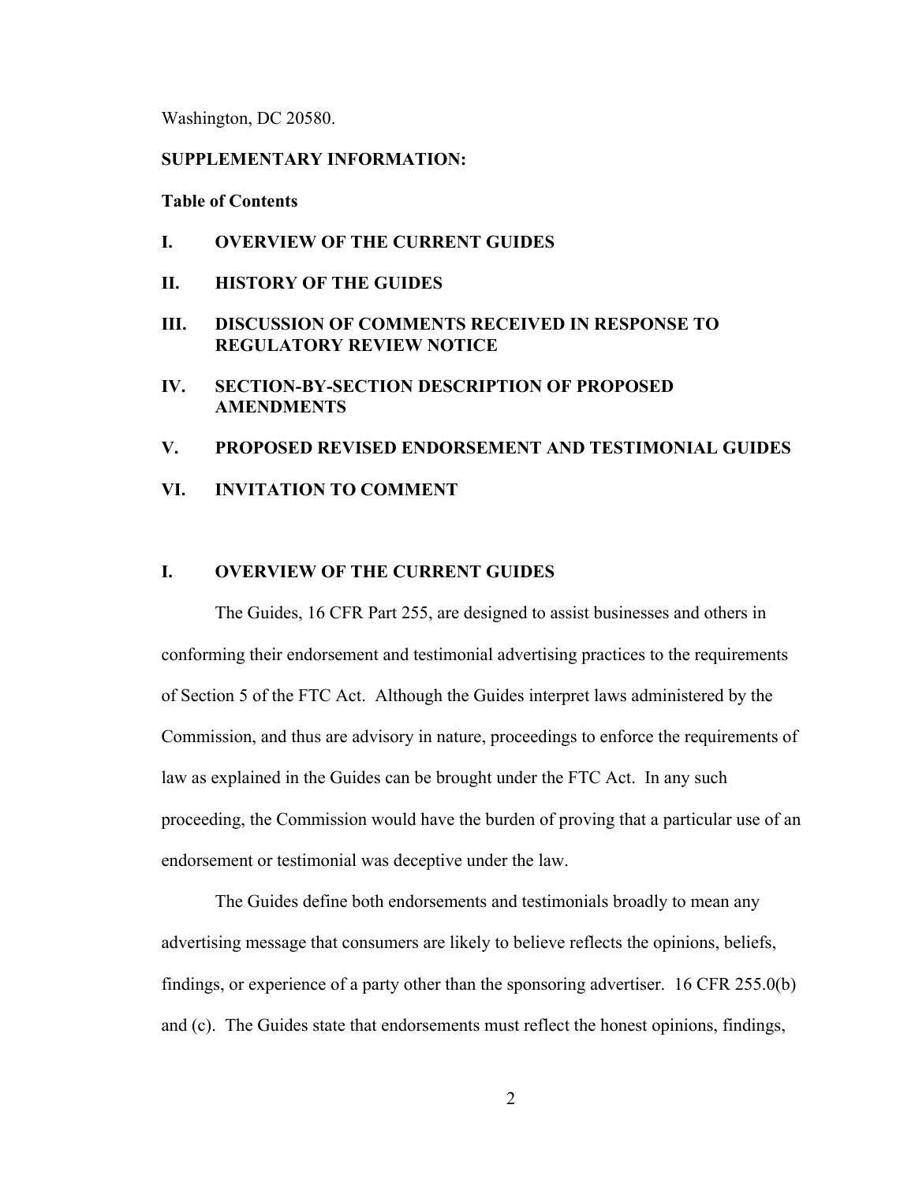Washington, DC 20580.

**SUPPLEMENTARY INFORMATION:**

**Table of Contents**

**I. OVERVIEW OF THE CURRENT GUIDES**

**II. HISTORY OF THE GUIDES**

**III. DISCUSSION OF COMMENTS RECEIVED IN RESPONSE TO REGULATORY REVIEW NOTICE**

**IV. SECTION-BY-SECTION DESCRIPTION OF PROPOSED AMENDMENTS**

**V. PROPOSED REVISED ENDORSEMENT AND TESTIMONIAL GUIDES**

**VI. INVITATION TO COMMENT**

## I. OVERVIEW OF THE CURRENT GUIDES

The Guides, 16 CFR Part 255, are designed to assist businesses and others in conforming their endorsement and testimonial advertising practices to the requirements of Section 5 of the FTC Act. Although the Guides interpret laws administered by the Commission, and thus are advisory in nature, proceedings to enforce the requirements of law as explained in the Guides can be brought under the FTC Act. In any such proceeding, the Commission would have the burden of proving that a particular use of an endorsement or testimonial was deceptive under the law.

The Guides define both endorsements and testimonials broadly to mean any advertising message that consumers are likely to believe reflects the opinions, beliefs, findings, or experience of a party other than the sponsoring advertiser. 16 CFR 255.0(b) and (c). The Guides state that endorsements must reflect the honest opinions, findings,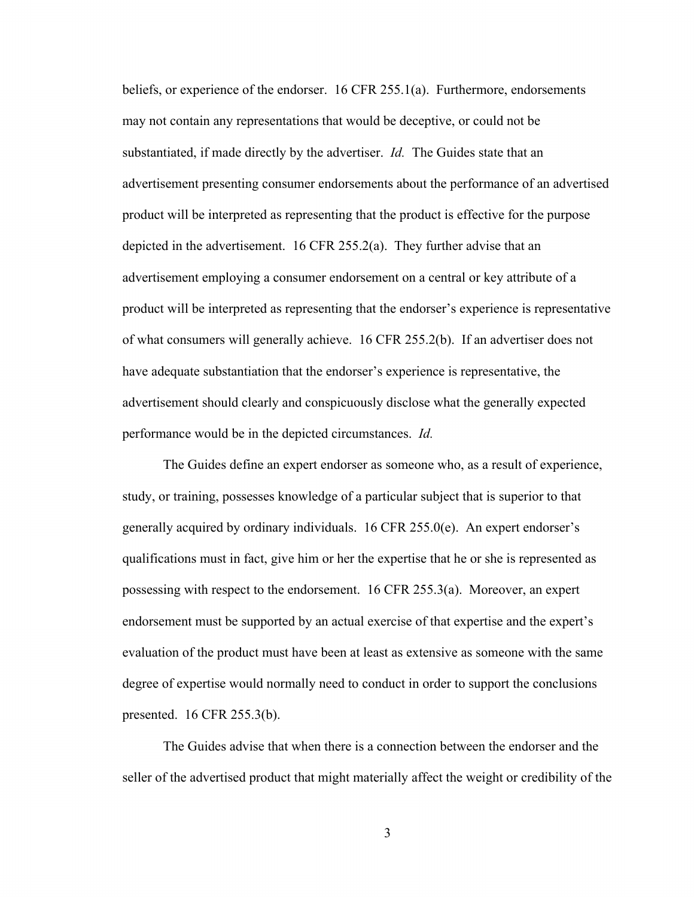beliefs, or experience of the endorser. 16 CFR 255.1(a). Furthermore, endorsements may not contain any representations that would be deceptive, or could not be substantiated, if made directly by the advertiser. *Id.* The Guides state that an advertisement presenting consumer endorsements about the performance of an advertised product will be interpreted as representing that the product is effective for the purpose depicted in the advertisement. 16 CFR 255.2(a). They further advise that an advertisement employing a consumer endorsement on a central or key attribute of a product will be interpreted as representing that the endorser's experience is representative of what consumers will generally achieve. 16 CFR 255.2(b). If an advertiser does not have adequate substantiation that the endorser's experience is representative, the advertisement should clearly and conspicuously disclose what the generally expected performance would be in the depicted circumstances. *Id.*

The Guides define an expert endorser as someone who, as a result of experience, study, or training, possesses knowledge of a particular subject that is superior to that generally acquired by ordinary individuals. 16 CFR 255.0(e). An expert endorser's qualifications must in fact, give him or her the expertise that he or she is represented as possessing with respect to the endorsement. 16 CFR 255.3(a). Moreover, an expert endorsement must be supported by an actual exercise of that expertise and the expert's evaluation of the product must have been at least as extensive as someone with the same degree of expertise would normally need to conduct in order to support the conclusions presented. 16 CFR 255.3(b).

The Guides advise that when there is a connection between the endorser and the seller of the advertised product that might materially affect the weight or credibility of the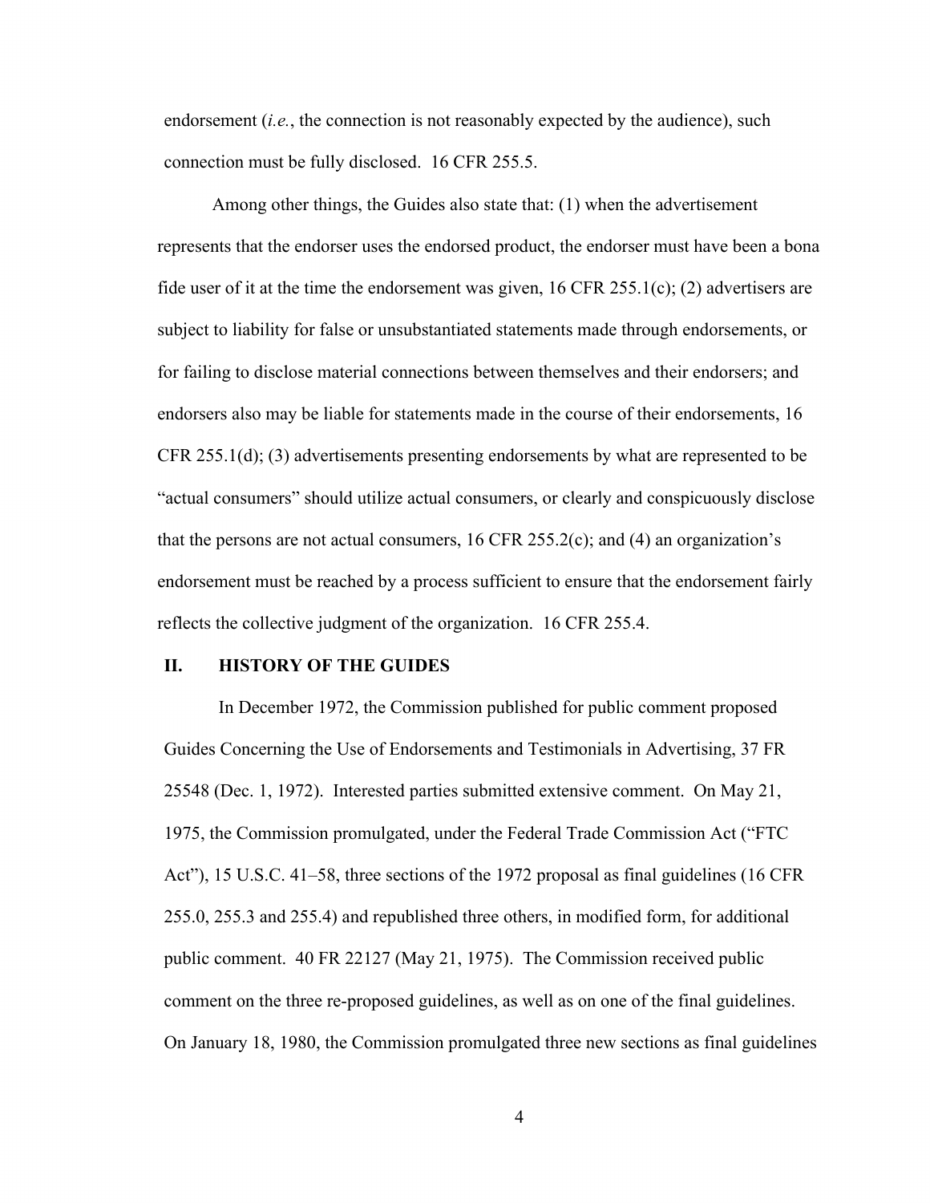endorsement (*i.e.*, the connection is not reasonably expected by the audience), such connection must be fully disclosed. 16 CFR 255.5.

Among other things, the Guides also state that: (1) when the advertisement represents that the endorser uses the endorsed product, the endorser must have been a bona fide user of it at the time the endorsement was given, 16 CFR 255.1(c); (2) advertisers are subject to liability for false or unsubstantiated statements made through endorsements, or for failing to disclose material connections between themselves and their endorsers; and endorsers also may be liable for statements made in the course of their endorsements, 16 CFR 255.1(d); (3) advertisements presenting endorsements by what are represented to be "actual consumers" should utilize actual consumers, or clearly and conspicuously disclose that the persons are not actual consumers, 16 CFR 255.2(c); and (4) an organization's endorsement must be reached by a process sufficient to ensure that the endorsement fairly reflects the collective judgment of the organization. 16 CFR 255.4.

## II. HISTORY OF THE GUIDES

In December 1972, the Commission published for public comment proposed Guides Concerning the Use of Endorsements and Testimonials in Advertising, 37 FR 25548 (Dec. 1, 1972). Interested parties submitted extensive comment. On May 21, 1975, the Commission promulgated, under the Federal Trade Commission Act ("FTC Act"), 15 U.S.C. 41–58, three sections of the 1972 proposal as final guidelines (16 CFR 255.0, 255.3 and 255.4) and republished three others, in modified form, for additional public comment. 40 FR 22127 (May 21, 1975). The Commission received public comment on the three re-proposed guidelines, as well as on one of the final guidelines. On January 18, 1980, the Commission promulgated three new sections as final guidelines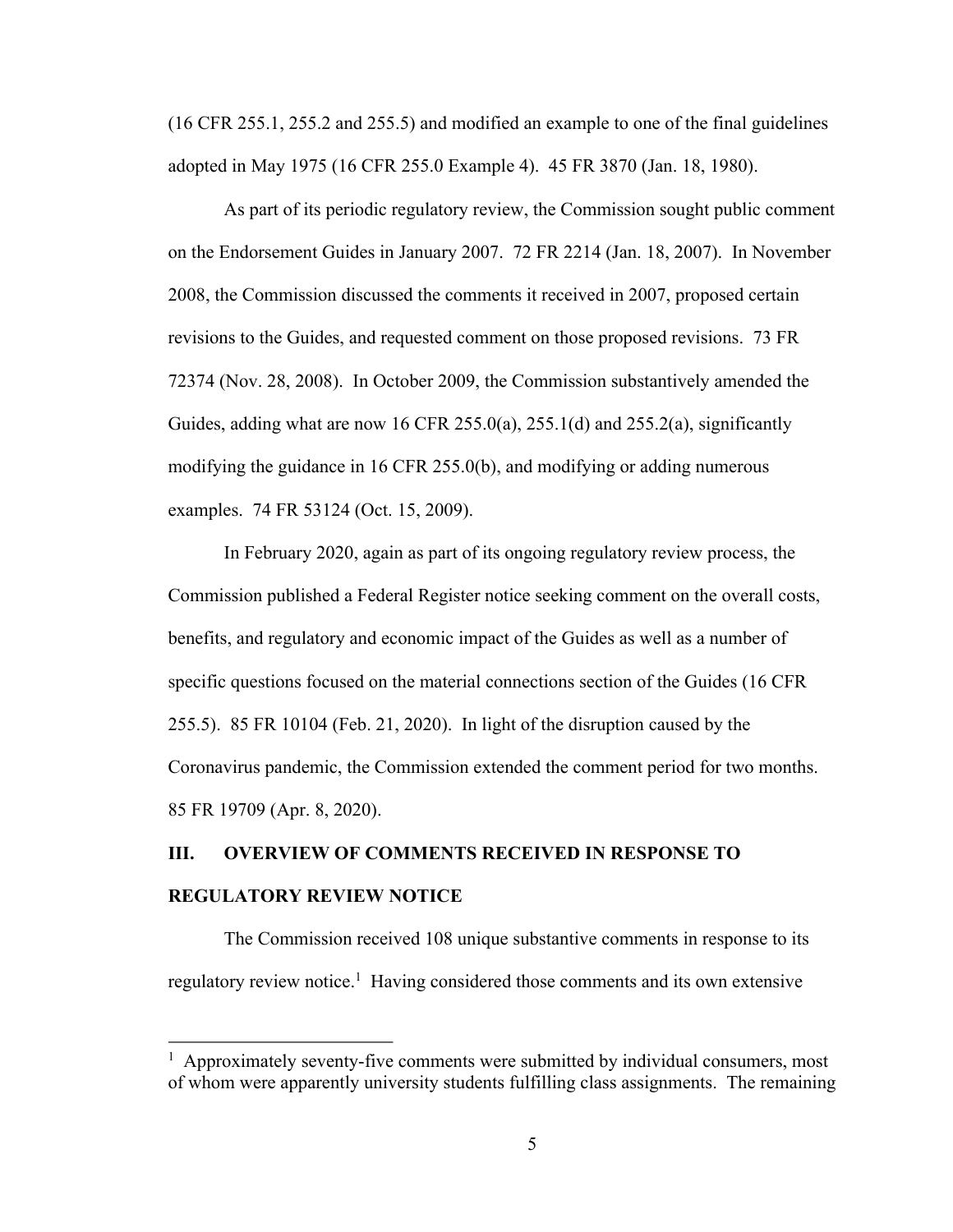(16 CFR 255.1, 255.2 and 255.5) and modified an example to one of the final guidelines adopted in May 1975 (16 CFR 255.0 Example 4). 45 FR 3870 (Jan. 18, 1980).

As part of its periodic regulatory review, the Commission sought public comment on the Endorsement Guides in January 2007. 72 FR 2214 (Jan. 18, 2007). In November 2008, the Commission discussed the comments it received in 2007, proposed certain revisions to the Guides, and requested comment on those proposed revisions. 73 FR 72374 (Nov. 28, 2008). In October 2009, the Commission substantively amended the Guides, adding what are now 16 CFR 255.0(a), 255.1(d) and 255.2(a), significantly modifying the guidance in 16 CFR 255.0(b), and modifying or adding numerous examples. 74 FR 53124 (Oct. 15, 2009).

In February 2020, again as part of its ongoing regulatory review process, the Commission published a Federal Register notice seeking comment on the overall costs, benefits, and regulatory and economic impact of the Guides as well as a number of specific questions focused on the material connections section of the Guides (16 CFR 255.5). 85 FR 10104 (Feb. 21, 2020). In light of the disruption caused by the Coronavirus pandemic, the Commission extended the comment period for two months. 85 FR 19709 (Apr. 8, 2020).

## III. OVERVIEW OF COMMENTS RECEIVED IN RESPONSE TO REGULATORY REVIEW NOTICE

The Commission received 108 unique substantive comments in response to its regulatory review notice.[1] Having considered those comments and its own extensive

[1] Approximately seventy-five comments were submitted by individual consumers, most of whom were apparently university students fulfilling class assignments. The remaining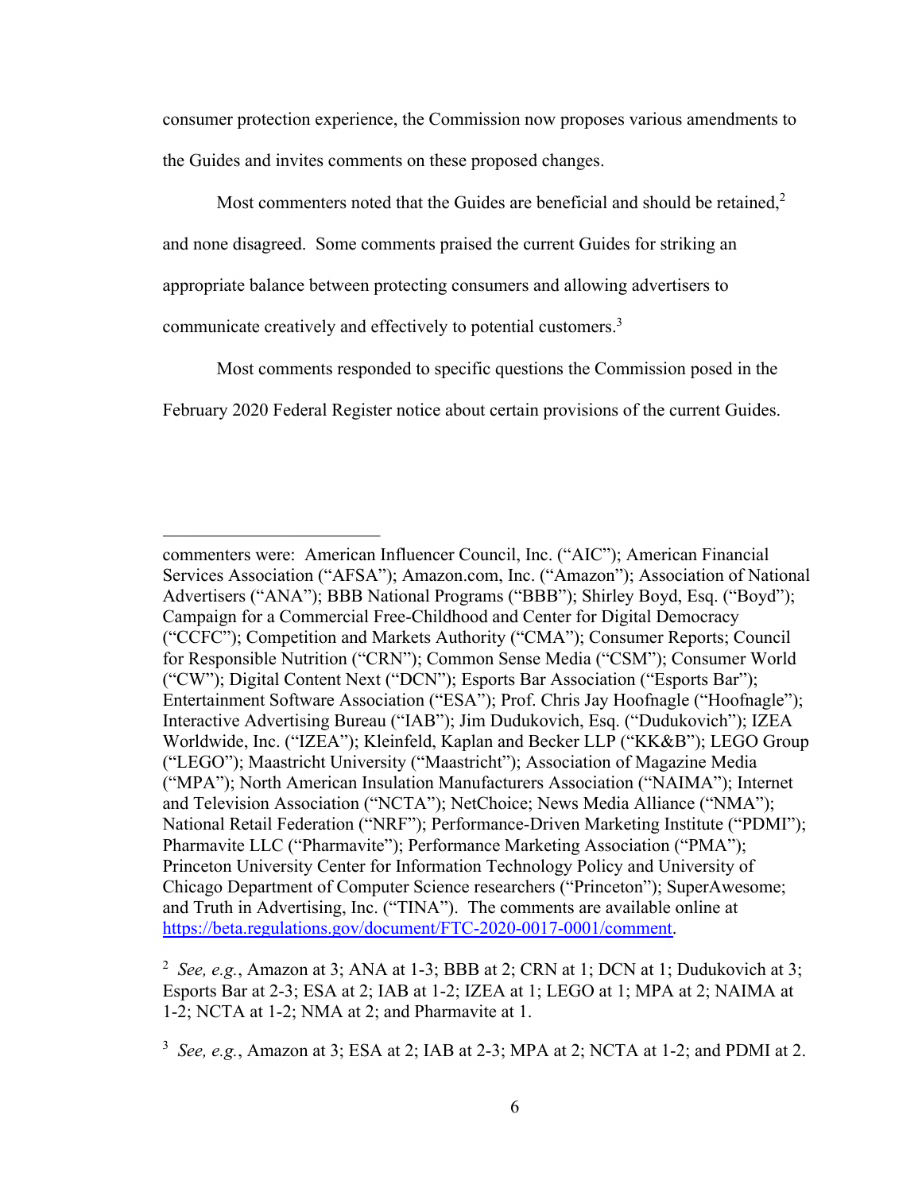consumer protection experience, the Commission now proposes various amendments to the Guides and invites comments on these proposed changes.

Most commenters noted that the Guides are beneficial and should be retained,[2] and none disagreed. Some comments praised the current Guides for striking an appropriate balance between protecting consumers and allowing advertisers to communicate creatively and effectively to potential customers.[3]

Most comments responded to specific questions the Commission posed in the February 2020 Federal Register notice about certain provisions of the current Guides.

---

commenters were: American Influencer Council, Inc. ("AIC"); American Financial Services Association ("AFSA"); Amazon.com, Inc. ("Amazon"); Association of National Advertisers ("ANA"); BBB National Programs ("BBB"); Shirley Boyd, Esq. ("Boyd"); Campaign for a Commercial Free-Childhood and Center for Digital Democracy ("CCFC"); Competition and Markets Authority ("CMA"); Consumer Reports; Council for Responsible Nutrition ("CRN"); Common Sense Media ("CSM"); Consumer World ("CW"); Digital Content Next ("DCN"); Esports Bar Association ("Esports Bar"); Entertainment Software Association ("ESA"); Prof. Chris Jay Hoofnagle ("Hoofnagle"); Interactive Advertising Bureau ("IAB"); Jim Dudukovich, Esq. ("Dudukovich"); IZEA Worldwide, Inc. ("IZEA"); Kleinfeld, Kaplan and Becker LLP ("KK&B"); LEGO Group ("LEGO"); Maastricht University ("Maastricht"); Association of Magazine Media ("MPA"); North American Insulation Manufacturers Association ("NAIMA"); Internet and Television Association ("NCTA"); NetChoice; News Media Alliance ("NMA"); National Retail Federation ("NRF"); Performance-Driven Marketing Institute ("PDMI"); Pharmavite LLC ("Pharmavite"); Performance Marketing Association ("PMA"); Princeton University Center for Information Technology Policy and University of Chicago Department of Computer Science researchers ("Princeton"); SuperAwesome; and Truth in Advertising, Inc. ("TINA"). The comments are available online at https://beta.regulations.gov/document/FTC-2020-0017-0001/comment.

[2] *See, e.g.*, Amazon at 3; ANA at 1-3; BBB at 2; CRN at 1; DCN at 1; Dudukovich at 3; Esports Bar at 2-3; ESA at 2; IAB at 1-2; IZEA at 1; LEGO at 1; MPA at 2; NAIMA at 1-2; NCTA at 1-2; NMA at 2; and Pharmavite at 1.

[3] *See, e.g.*, Amazon at 3; ESA at 2; IAB at 2-3; MPA at 2; NCTA at 1-2; and PDMI at 2.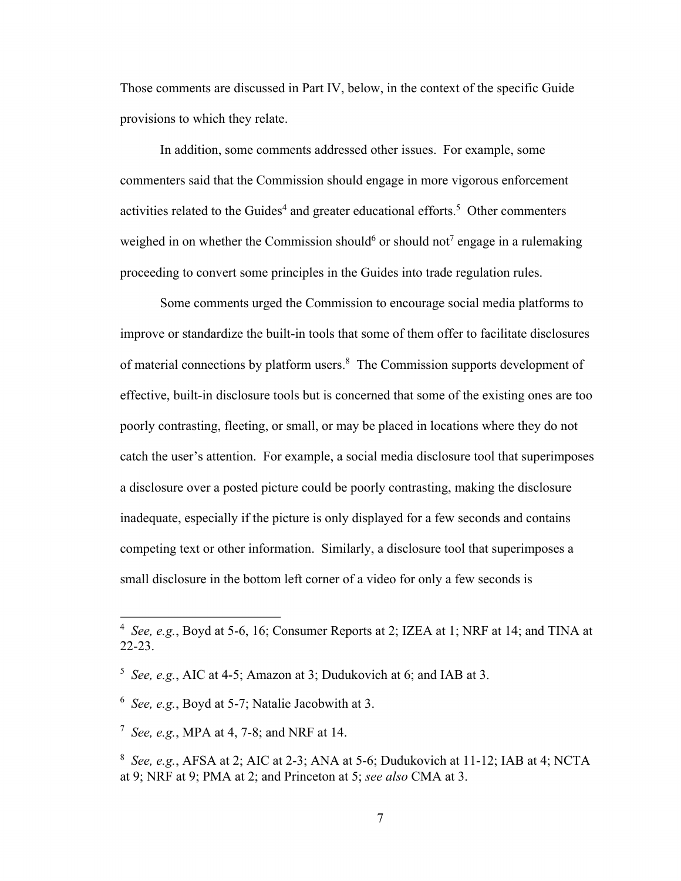Those comments are discussed in Part IV, below, in the context of the specific Guide provisions to which they relate.

In addition, some comments addressed other issues. For example, some commenters said that the Commission should engage in more vigorous enforcement activities related to the Guides[4] and greater educational efforts.[5] Other commenters weighed in on whether the Commission should[6] or should not[7] engage in a rulemaking proceeding to convert some principles in the Guides into trade regulation rules.

Some comments urged the Commission to encourage social media platforms to improve or standardize the built-in tools that some of them offer to facilitate disclosures of material connections by platform users.[8] The Commission supports development of effective, built-in disclosure tools but is concerned that some of the existing ones are too poorly contrasting, fleeting, or small, or may be placed in locations where they do not catch the user's attention. For example, a social media disclosure tool that superimposes a disclosure over a posted picture could be poorly contrasting, making the disclosure inadequate, especially if the picture is only displayed for a few seconds and contains competing text or other information. Similarly, a disclosure tool that superimposes a small disclosure in the bottom left corner of a video for only a few seconds is

---

[4] *See, e.g.*, Boyd at 5-6, 16; Consumer Reports at 2; IZEA at 1; NRF at 14; and TINA at 22-23.

[5] *See, e.g.*, AIC at 4-5; Amazon at 3; Dudukovich at 6; and IAB at 3.

[6] *See, e.g.*, Boyd at 5-7; Natalie Jacobwith at 3.

[7] *See, e.g.*, MPA at 4, 7-8; and NRF at 14.

[8] *See, e.g.*, AFSA at 2; AIC at 2-3; ANA at 5-6; Dudukovich at 11-12; IAB at 4; NCTA at 9; NRF at 9; PMA at 2; and Princeton at 5; *see also* CMA at 3.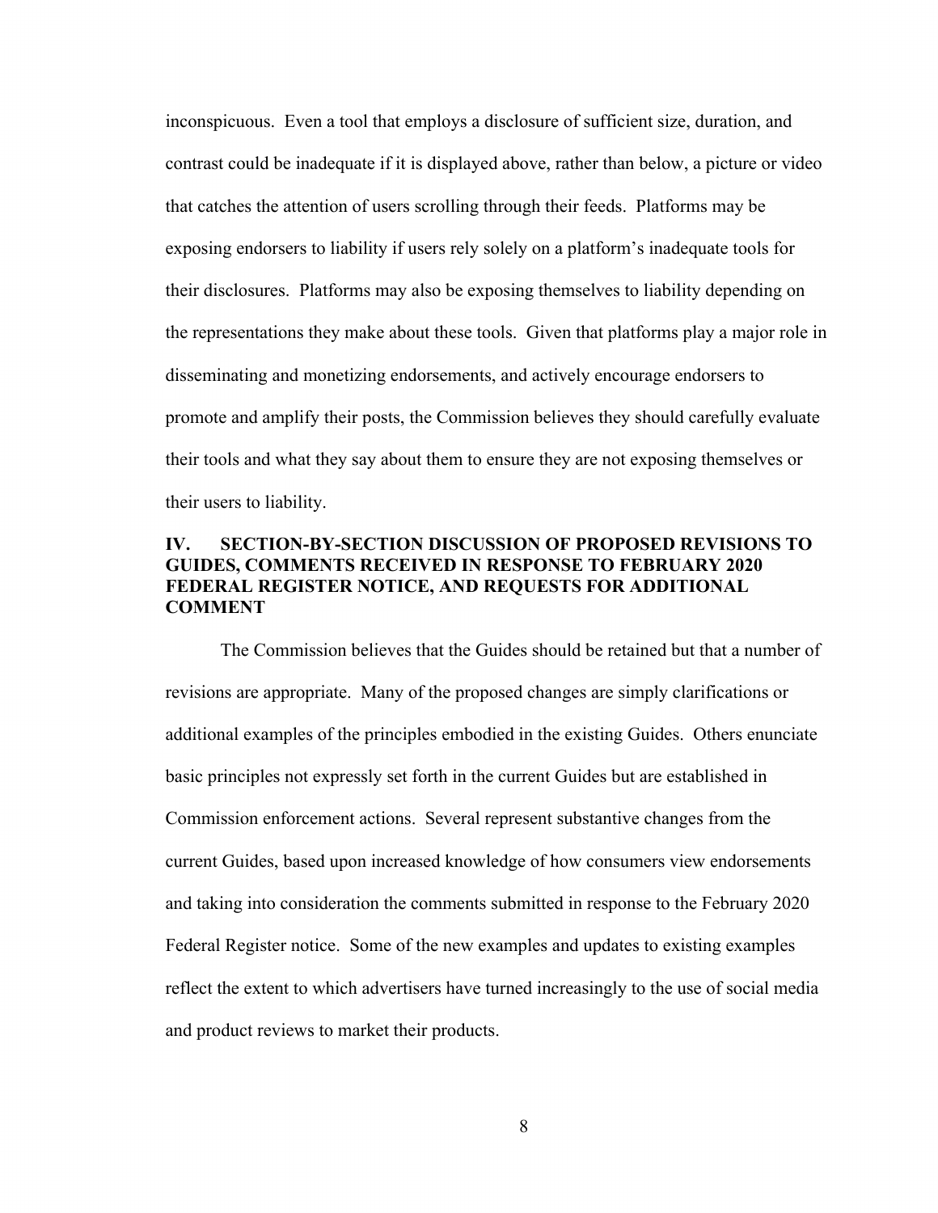inconspicuous. Even a tool that employs a disclosure of sufficient size, duration, and contrast could be inadequate if it is displayed above, rather than below, a picture or video that catches the attention of users scrolling through their feeds. Platforms may be exposing endorsers to liability if users rely solely on a platform's inadequate tools for their disclosures. Platforms may also be exposing themselves to liability depending on the representations they make about these tools. Given that platforms play a major role in disseminating and monetizing endorsements, and actively encourage endorsers to promote and amplify their posts, the Commission believes they should carefully evaluate their tools and what they say about them to ensure they are not exposing themselves or their users to liability.

## IV. SECTION-BY-SECTION DISCUSSION OF PROPOSED REVISIONS TO GUIDES, COMMENTS RECEIVED IN RESPONSE TO FEBRUARY 2020 FEDERAL REGISTER NOTICE, AND REQUESTS FOR ADDITIONAL COMMENT

The Commission believes that the Guides should be retained but that a number of revisions are appropriate. Many of the proposed changes are simply clarifications or additional examples of the principles embodied in the existing Guides. Others enunciate basic principles not expressly set forth in the current Guides but are established in Commission enforcement actions. Several represent substantive changes from the current Guides, based upon increased knowledge of how consumers view endorsements and taking into consideration the comments submitted in response to the February 2020 Federal Register notice. Some of the new examples and updates to existing examples reflect the extent to which advertisers have turned increasingly to the use of social media and product reviews to market their products.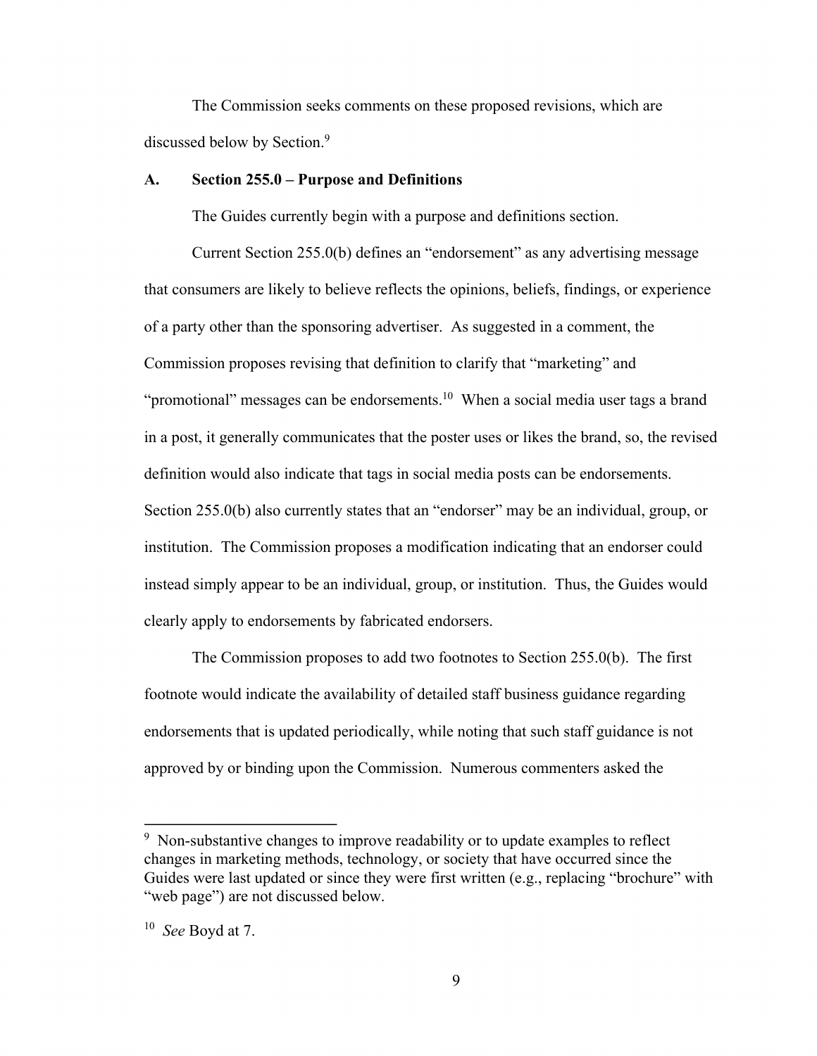The Commission seeks comments on these proposed revisions, which are discussed below by Section.[9]

### A. Section 255.0 – Purpose and Definitions

The Guides currently begin with a purpose and definitions section.

Current Section 255.0(b) defines an "endorsement" as any advertising message that consumers are likely to believe reflects the opinions, beliefs, findings, or experience of a party other than the sponsoring advertiser. As suggested in a comment, the Commission proposes revising that definition to clarify that "marketing" and "promotional" messages can be endorsements.[10] When a social media user tags a brand in a post, it generally communicates that the poster uses or likes the brand, so, the revised definition would also indicate that tags in social media posts can be endorsements. Section 255.0(b) also currently states that an "endorser" may be an individual, group, or institution. The Commission proposes a modification indicating that an endorser could instead simply appear to be an individual, group, or institution. Thus, the Guides would clearly apply to endorsements by fabricated endorsers.

The Commission proposes to add two footnotes to Section 255.0(b). The first footnote would indicate the availability of detailed staff business guidance regarding endorsements that is updated periodically, while noting that such staff guidance is not approved by or binding upon the Commission. Numerous commenters asked the

---

[9] Non-substantive changes to improve readability or to update examples to reflect changes in marketing methods, technology, or society that have occurred since the Guides were last updated or since they were first written (e.g., replacing "brochure" with "web page") are not discussed below.

[10] *See* Boyd at 7.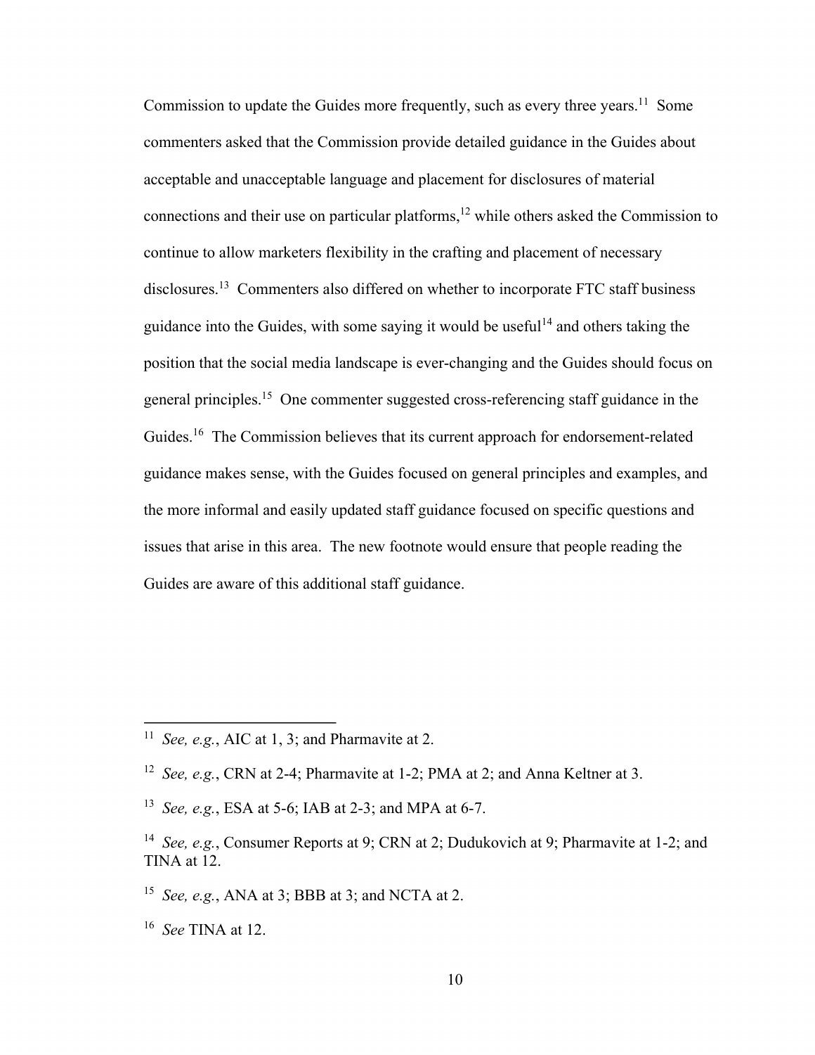Commission to update the Guides more frequently, such as every three years.[11] Some commenters asked that the Commission provide detailed guidance in the Guides about acceptable and unacceptable language and placement for disclosures of material connections and their use on particular platforms,[12] while others asked the Commission to continue to allow marketers flexibility in the crafting and placement of necessary disclosures.[13] Commenters also differed on whether to incorporate FTC staff business guidance into the Guides, with some saying it would be useful[14] and others taking the position that the social media landscape is ever-changing and the Guides should focus on general principles.[15] One commenter suggested cross-referencing staff guidance in the Guides.[16] The Commission believes that its current approach for endorsement-related guidance makes sense, with the Guides focused on general principles and examples, and the more informal and easily updated staff guidance focused on specific questions and issues that arise in this area. The new footnote would ensure that people reading the Guides are aware of this additional staff guidance.

---

[11] *See, e.g.*, AIC at 1, 3; and Pharmavite at 2.

[12] *See, e.g.*, CRN at 2-4; Pharmavite at 1-2; PMA at 2; and Anna Keltner at 3.

[13] *See, e.g.*, ESA at 5-6; IAB at 2-3; and MPA at 6-7.

[14] *See, e.g.*, Consumer Reports at 9; CRN at 2; Dudukovich at 9; Pharmavite at 1-2; and TINA at 12.

[15] *See, e.g.*, ANA at 3; BBB at 3; and NCTA at 2.

[16] *See* TINA at 12.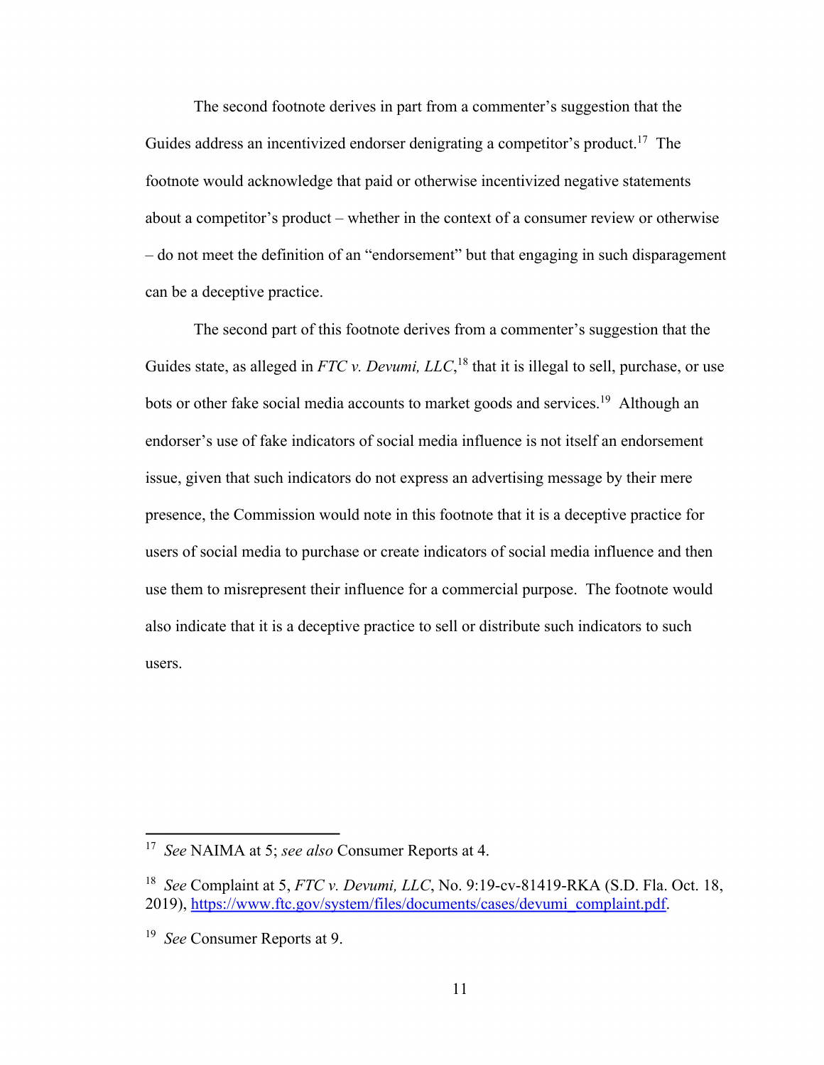The second footnote derives in part from a commenter's suggestion that the Guides address an incentivized endorser denigrating a competitor's product.[17] The footnote would acknowledge that paid or otherwise incentivized negative statements about a competitor's product – whether in the context of a consumer review or otherwise – do not meet the definition of an "endorsement" but that engaging in such disparagement can be a deceptive practice.

The second part of this footnote derives from a commenter's suggestion that the Guides state, as alleged in *FTC v. Devumi, LLC*,[18] that it is illegal to sell, purchase, or use bots or other fake social media accounts to market goods and services.[19] Although an endorser's use of fake indicators of social media influence is not itself an endorsement issue, given that such indicators do not express an advertising message by their mere presence, the Commission would note in this footnote that it is a deceptive practice for users of social media to purchase or create indicators of social media influence and then use them to misrepresent their influence for a commercial purpose. The footnote would also indicate that it is a deceptive practice to sell or distribute such indicators to such users.

---

[17] *See* NAIMA at 5; *see also* Consumer Reports at 4.

[18] *See* Complaint at 5, *FTC v. Devumi, LLC*, No. 9:19-cv-81419-RKA (S.D. Fla. Oct. 18, 2019), https://www.ftc.gov/system/files/documents/cases/devumi_complaint.pdf.

[19] *See* Consumer Reports at 9.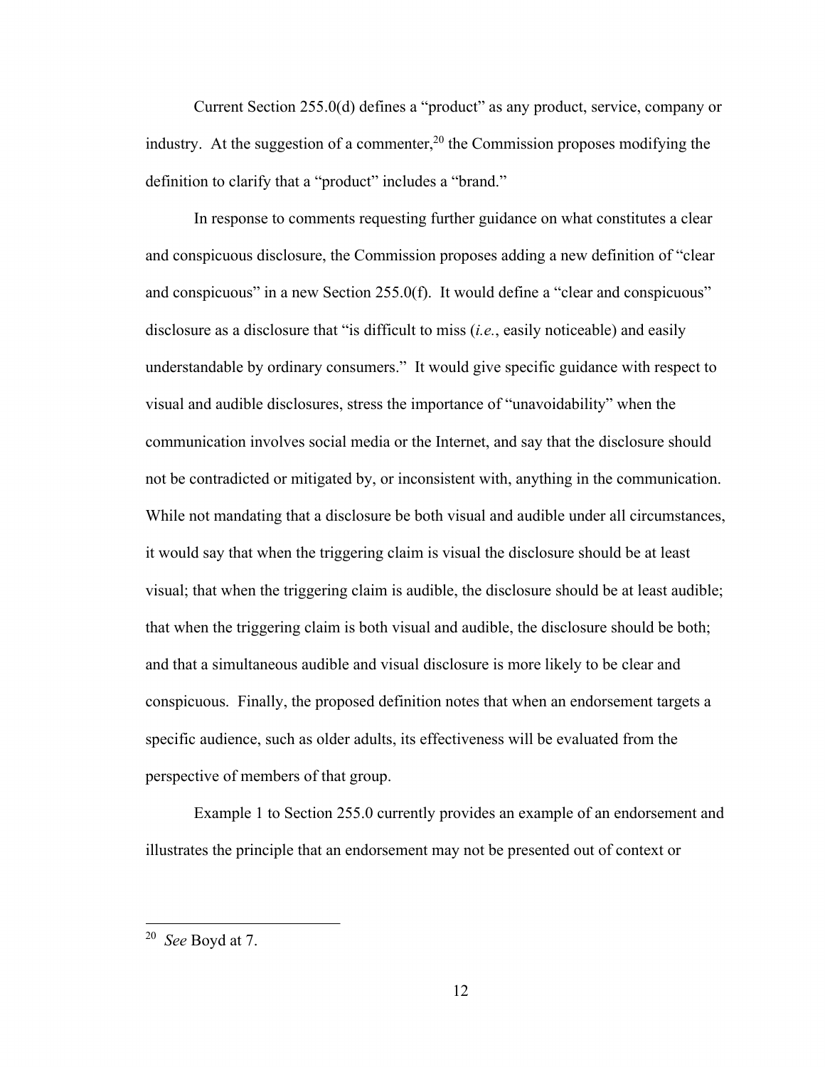Current Section 255.0(d) defines a "product" as any product, service, company or industry. At the suggestion of a commenter,[20] the Commission proposes modifying the definition to clarify that a "product" includes a "brand."

In response to comments requesting further guidance on what constitutes a clear and conspicuous disclosure, the Commission proposes adding a new definition of "clear and conspicuous" in a new Section 255.0(f). It would define a "clear and conspicuous" disclosure as a disclosure that "is difficult to miss (*i.e.*, easily noticeable) and easily understandable by ordinary consumers." It would give specific guidance with respect to visual and audible disclosures, stress the importance of "unavoidability" when the communication involves social media or the Internet, and say that the disclosure should not be contradicted or mitigated by, or inconsistent with, anything in the communication. While not mandating that a disclosure be both visual and audible under all circumstances, it would say that when the triggering claim is visual the disclosure should be at least visual; that when the triggering claim is audible, the disclosure should be at least audible; that when the triggering claim is both visual and audible, the disclosure should be both; and that a simultaneous audible and visual disclosure is more likely to be clear and conspicuous. Finally, the proposed definition notes that when an endorsement targets a specific audience, such as older adults, its effectiveness will be evaluated from the perspective of members of that group.

Example 1 to Section 255.0 currently provides an example of an endorsement and illustrates the principle that an endorsement may not be presented out of context or

---

[20] *See* Boyd at 7.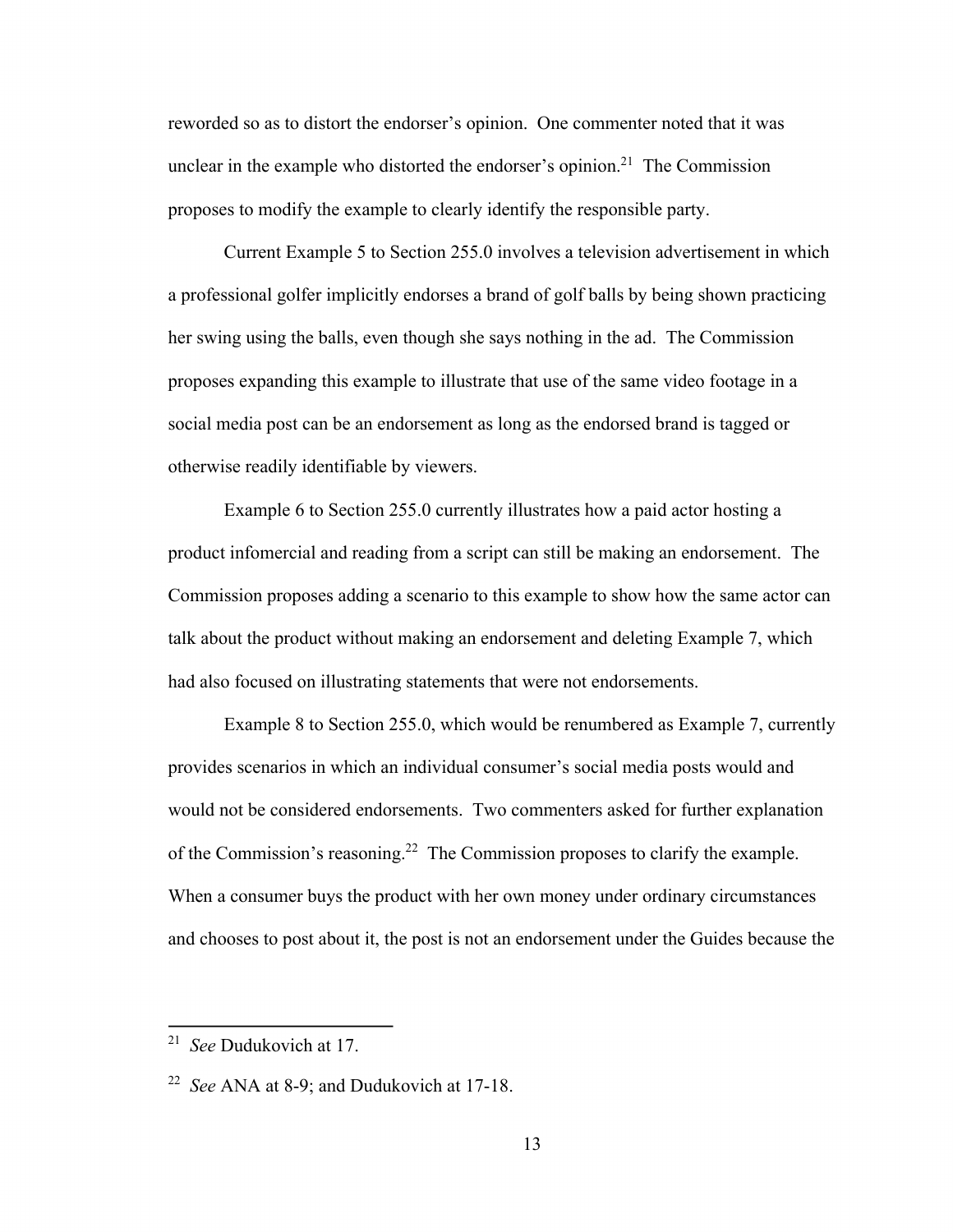reworded so as to distort the endorser's opinion. One commenter noted that it was unclear in the example who distorted the endorser's opinion.[21] The Commission proposes to modify the example to clearly identify the responsible party.

Current Example 5 to Section 255.0 involves a television advertisement in which a professional golfer implicitly endorses a brand of golf balls by being shown practicing her swing using the balls, even though she says nothing in the ad. The Commission proposes expanding this example to illustrate that use of the same video footage in a social media post can be an endorsement as long as the endorsed brand is tagged or otherwise readily identifiable by viewers.

Example 6 to Section 255.0 currently illustrates how a paid actor hosting a product infomercial and reading from a script can still be making an endorsement. The Commission proposes adding a scenario to this example to show how the same actor can talk about the product without making an endorsement and deleting Example 7, which had also focused on illustrating statements that were not endorsements.

Example 8 to Section 255.0, which would be renumbered as Example 7, currently provides scenarios in which an individual consumer's social media posts would and would not be considered endorsements. Two commenters asked for further explanation of the Commission's reasoning.[22] The Commission proposes to clarify the example. When a consumer buys the product with her own money under ordinary circumstances and chooses to post about it, the post is not an endorsement under the Guides because the

---

[21] *See* Dudukovich at 17.

[22] *See* ANA at 8-9; and Dudukovich at 17-18.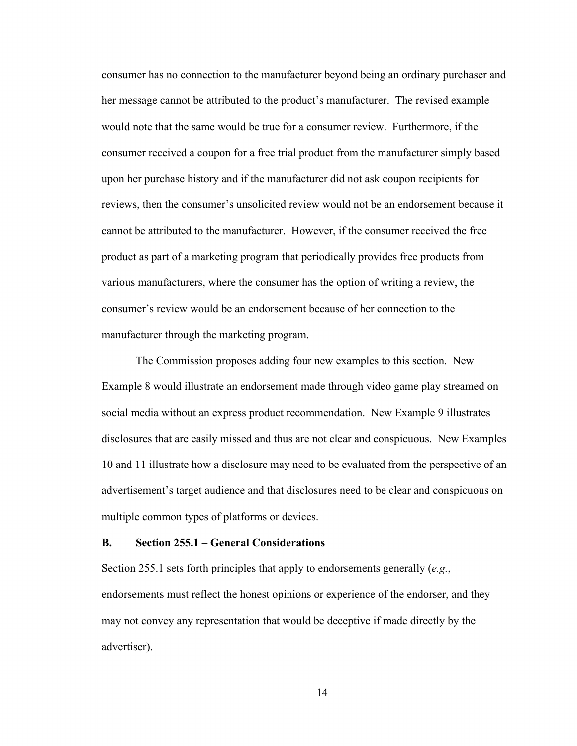consumer has no connection to the manufacturer beyond being an ordinary purchaser and her message cannot be attributed to the product's manufacturer. The revised example would note that the same would be true for a consumer review. Furthermore, if the consumer received a coupon for a free trial product from the manufacturer simply based upon her purchase history and if the manufacturer did not ask coupon recipients for reviews, then the consumer's unsolicited review would not be an endorsement because it cannot be attributed to the manufacturer. However, if the consumer received the free product as part of a marketing program that periodically provides free products from various manufacturers, where the consumer has the option of writing a review, the consumer's review would be an endorsement because of her connection to the manufacturer through the marketing program.

The Commission proposes adding four new examples to this section. New Example 8 would illustrate an endorsement made through video game play streamed on social media without an express product recommendation. New Example 9 illustrates disclosures that are easily missed and thus are not clear and conspicuous. New Examples 10 and 11 illustrate how a disclosure may need to be evaluated from the perspective of an advertisement's target audience and that disclosures need to be clear and conspicuous on multiple common types of platforms or devices.

## B. Section 255.1 – General Considerations

Section 255.1 sets forth principles that apply to endorsements generally (*e.g.*, endorsements must reflect the honest opinions or experience of the endorser, and they may not convey any representation that would be deceptive if made directly by the advertiser).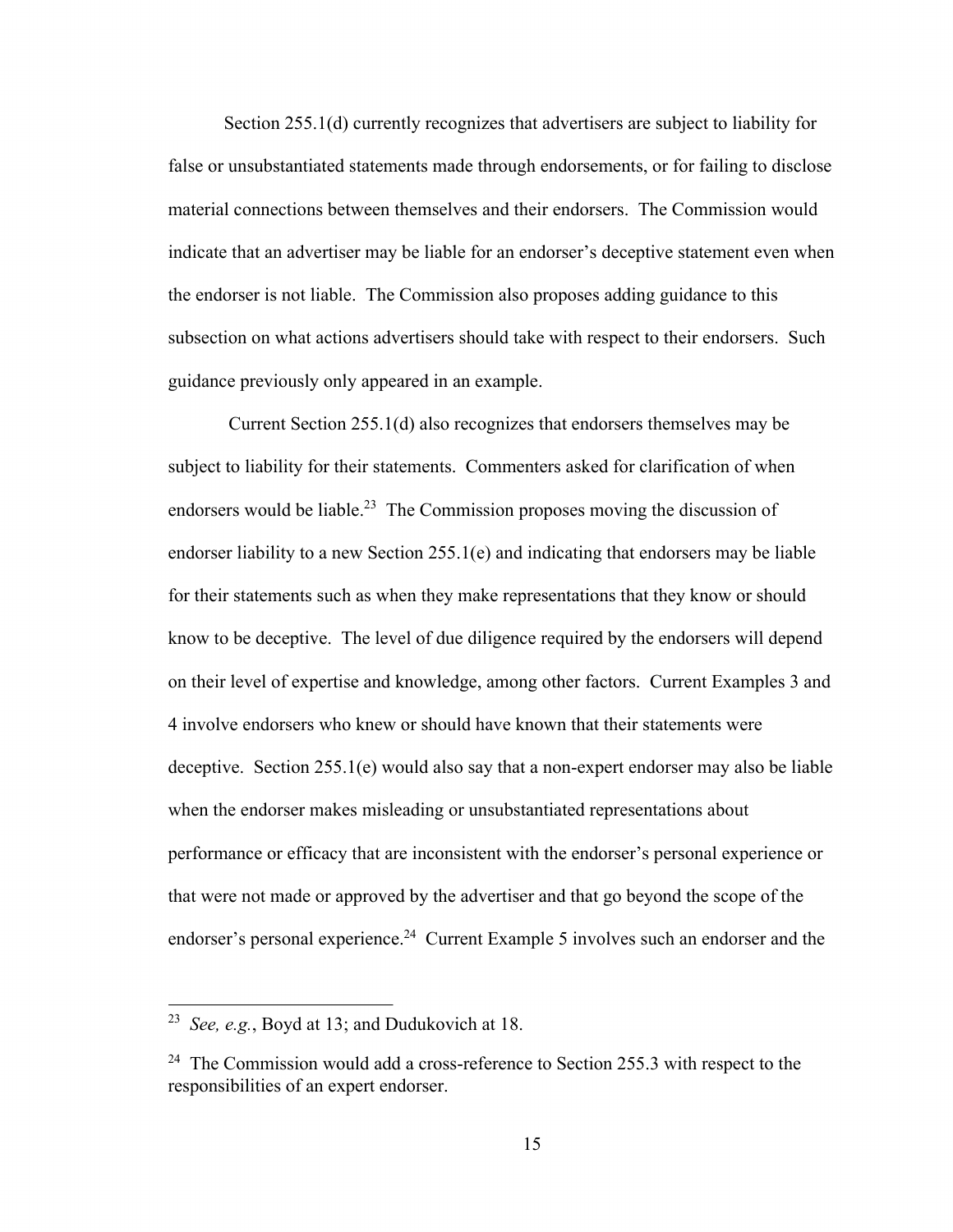Section 255.1(d) currently recognizes that advertisers are subject to liability for false or unsubstantiated statements made through endorsements, or for failing to disclose material connections between themselves and their endorsers. The Commission would indicate that an advertiser may be liable for an endorser's deceptive statement even when the endorser is not liable. The Commission also proposes adding guidance to this subsection on what actions advertisers should take with respect to their endorsers. Such guidance previously only appeared in an example.

Current Section 255.1(d) also recognizes that endorsers themselves may be subject to liability for their statements. Commenters asked for clarification of when endorsers would be liable.[23] The Commission proposes moving the discussion of endorser liability to a new Section 255.1(e) and indicating that endorsers may be liable for their statements such as when they make representations that they know or should know to be deceptive. The level of due diligence required by the endorsers will depend on their level of expertise and knowledge, among other factors. Current Examples 3 and 4 involve endorsers who knew or should have known that their statements were deceptive. Section 255.1(e) would also say that a non-expert endorser may also be liable when the endorser makes misleading or unsubstantiated representations about performance or efficacy that are inconsistent with the endorser's personal experience or that were not made or approved by the advertiser and that go beyond the scope of the endorser's personal experience.[24] Current Example 5 involves such an endorser and the

---

[23] *See, e.g.*, Boyd at 13; and Dudukovich at 18.

[24] The Commission would add a cross-reference to Section 255.3 with respect to the responsibilities of an expert endorser.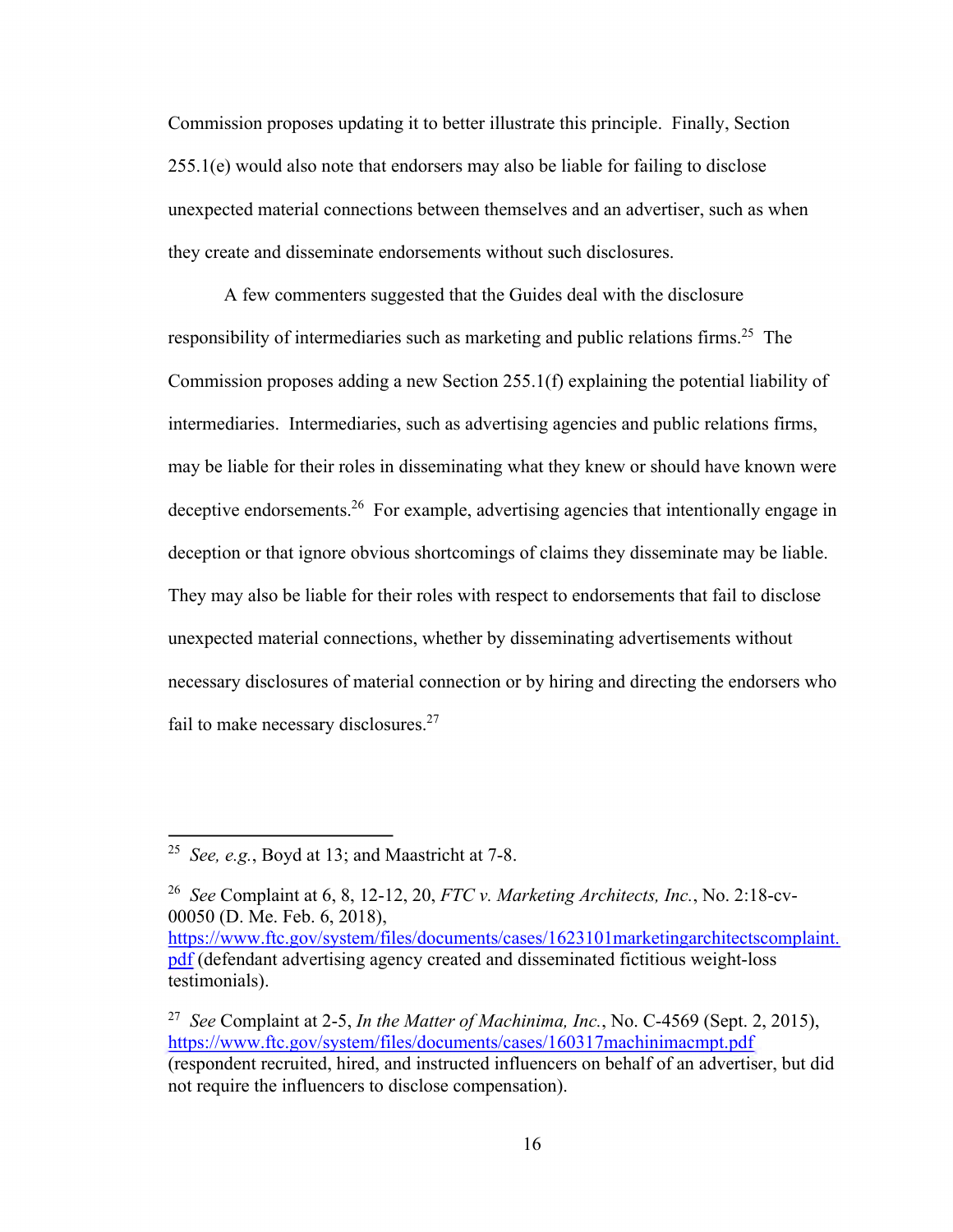Commission proposes updating it to better illustrate this principle. Finally, Section 255.1(e) would also note that endorsers may also be liable for failing to disclose unexpected material connections between themselves and an advertiser, such as when they create and disseminate endorsements without such disclosures.

A few commenters suggested that the Guides deal with the disclosure responsibility of intermediaries such as marketing and public relations firms.[25] The Commission proposes adding a new Section 255.1(f) explaining the potential liability of intermediaries. Intermediaries, such as advertising agencies and public relations firms, may be liable for their roles in disseminating what they knew or should have known were deceptive endorsements.[26] For example, advertising agencies that intentionally engage in deception or that ignore obvious shortcomings of claims they disseminate may be liable. They may also be liable for their roles with respect to endorsements that fail to disclose unexpected material connections, whether by disseminating advertisements without necessary disclosures of material connection or by hiring and directing the endorsers who fail to make necessary disclosures.[27]

---

[25] *See, e.g.*, Boyd at 13; and Maastricht at 7-8.

[26] *See* Complaint at 6, 8, 12-12, 20, *FTC v. Marketing Architects, Inc.*, No. 2:18-cv-00050 (D. Me. Feb. 6, 2018), https://www.ftc.gov/system/files/documents/cases/1623101marketingarchitectscomplaint.pdf (defendant advertising agency created and disseminated fictitious weight-loss testimonials).

[27] *See* Complaint at 2-5, *In the Matter of Machinima, Inc.*, No. C-4569 (Sept. 2, 2015), https://www.ftc.gov/system/files/documents/cases/160317machinimacmpt.pdf (respondent recruited, hired, and instructed influencers on behalf of an advertiser, but did not require the influencers to disclose compensation).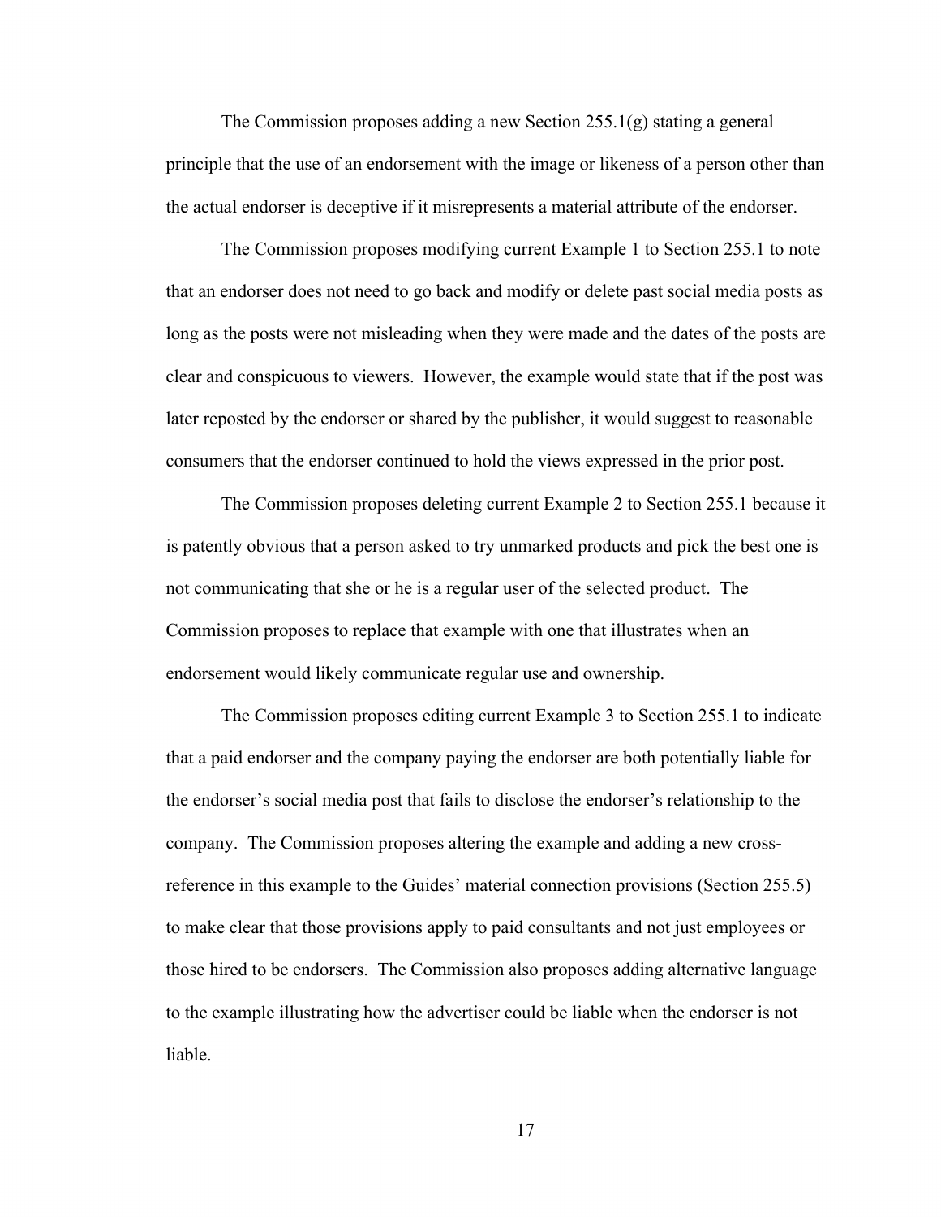The Commission proposes adding a new Section 255.1(g) stating a general principle that the use of an endorsement with the image or likeness of a person other than the actual endorser is deceptive if it misrepresents a material attribute of the endorser.

The Commission proposes modifying current Example 1 to Section 255.1 to note that an endorser does not need to go back and modify or delete past social media posts as long as the posts were not misleading when they were made and the dates of the posts are clear and conspicuous to viewers. However, the example would state that if the post was later reposted by the endorser or shared by the publisher, it would suggest to reasonable consumers that the endorser continued to hold the views expressed in the prior post.

The Commission proposes deleting current Example 2 to Section 255.1 because it is patently obvious that a person asked to try unmarked products and pick the best one is not communicating that she or he is a regular user of the selected product. The Commission proposes to replace that example with one that illustrates when an endorsement would likely communicate regular use and ownership.

The Commission proposes editing current Example 3 to Section 255.1 to indicate that a paid endorser and the company paying the endorser are both potentially liable for the endorser's social media post that fails to disclose the endorser's relationship to the company. The Commission proposes altering the example and adding a new cross-reference in this example to the Guides' material connection provisions (Section 255.5) to make clear that those provisions apply to paid consultants and not just employees or those hired to be endorsers. The Commission also proposes adding alternative language to the example illustrating how the advertiser could be liable when the endorser is not liable.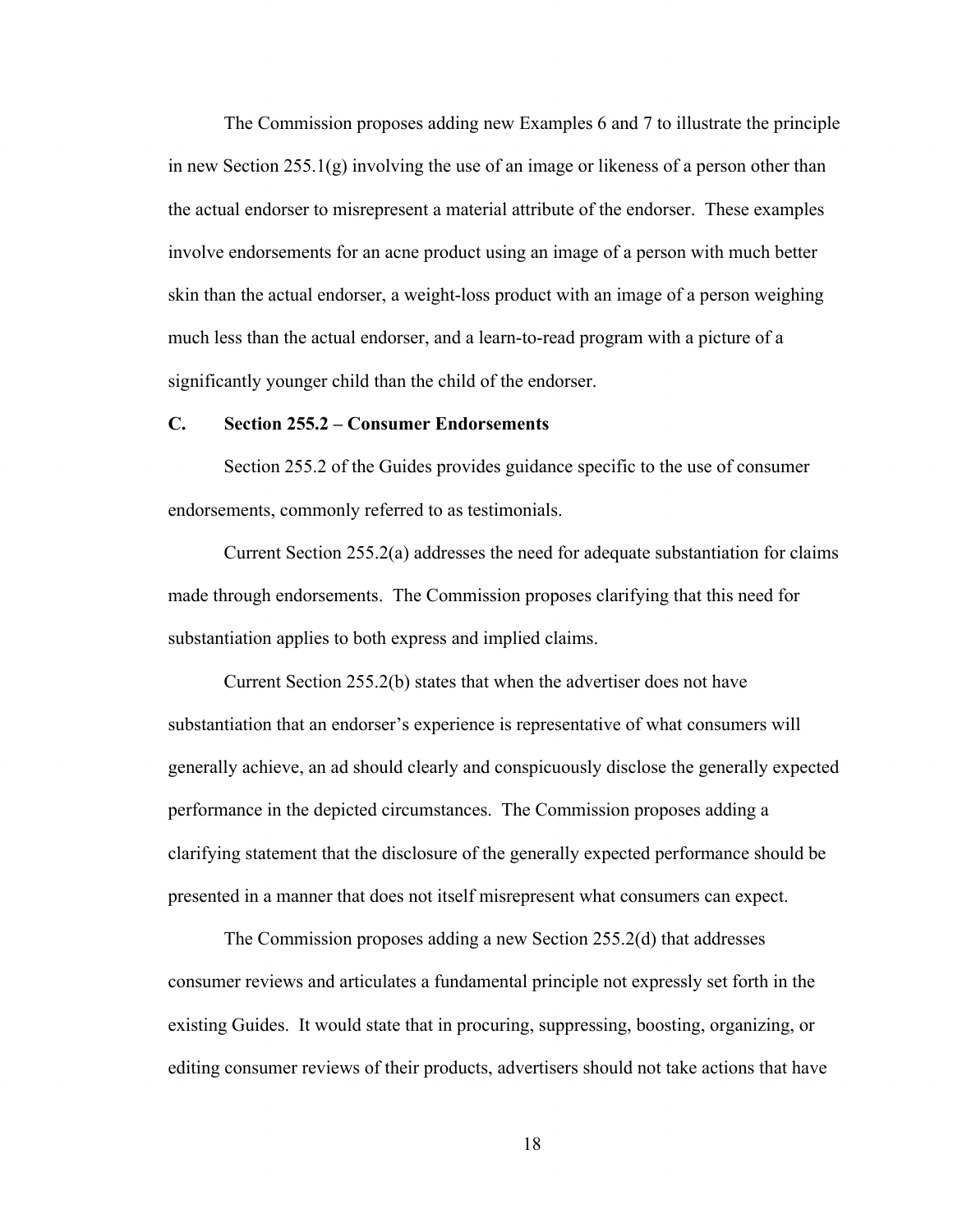The Commission proposes adding new Examples 6 and 7 to illustrate the principle in new Section 255.1(g) involving the use of an image or likeness of a person other than the actual endorser to misrepresent a material attribute of the endorser. These examples involve endorsements for an acne product using an image of a person with much better skin than the actual endorser, a weight-loss product with an image of a person weighing much less than the actual endorser, and a learn-to-read program with a picture of a significantly younger child than the child of the endorser.

### C. Section 255.2 – Consumer Endorsements

Section 255.2 of the Guides provides guidance specific to the use of consumer endorsements, commonly referred to as testimonials.

Current Section 255.2(a) addresses the need for adequate substantiation for claims made through endorsements. The Commission proposes clarifying that this need for substantiation applies to both express and implied claims.

Current Section 255.2(b) states that when the advertiser does not have substantiation that an endorser's experience is representative of what consumers will generally achieve, an ad should clearly and conspicuously disclose the generally expected performance in the depicted circumstances. The Commission proposes adding a clarifying statement that the disclosure of the generally expected performance should be presented in a manner that does not itself misrepresent what consumers can expect.

The Commission proposes adding a new Section 255.2(d) that addresses consumer reviews and articulates a fundamental principle not expressly set forth in the existing Guides. It would state that in procuring, suppressing, boosting, organizing, or editing consumer reviews of their products, advertisers should not take actions that have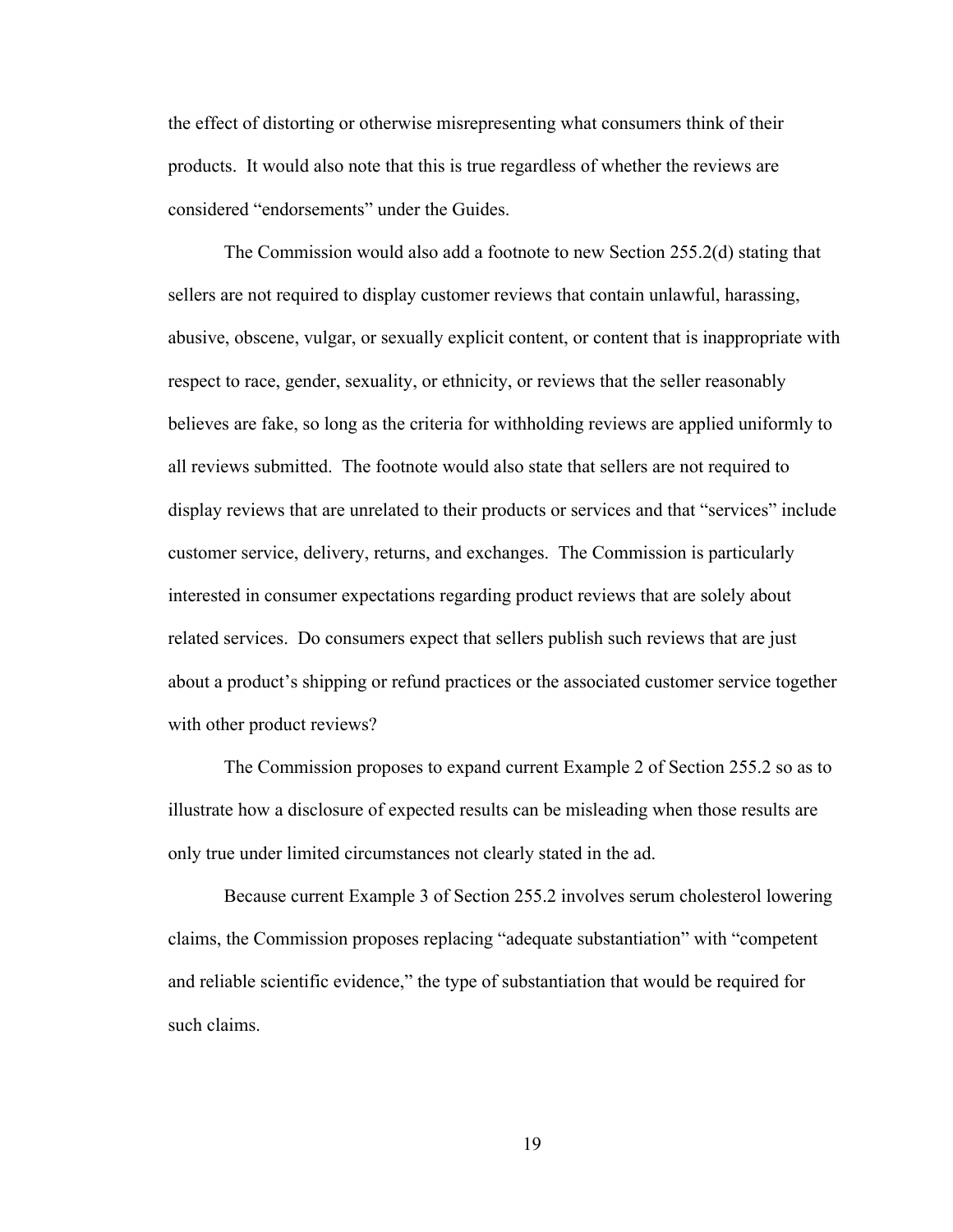the effect of distorting or otherwise misrepresenting what consumers think of their products. It would also note that this is true regardless of whether the reviews are considered "endorsements" under the Guides.

The Commission would also add a footnote to new Section 255.2(d) stating that sellers are not required to display customer reviews that contain unlawful, harassing, abusive, obscene, vulgar, or sexually explicit content, or content that is inappropriate with respect to race, gender, sexuality, or ethnicity, or reviews that the seller reasonably believes are fake, so long as the criteria for withholding reviews are applied uniformly to all reviews submitted. The footnote would also state that sellers are not required to display reviews that are unrelated to their products or services and that "services" include customer service, delivery, returns, and exchanges. The Commission is particularly interested in consumer expectations regarding product reviews that are solely about related services. Do consumers expect that sellers publish such reviews that are just about a product's shipping or refund practices or the associated customer service together with other product reviews?

The Commission proposes to expand current Example 2 of Section 255.2 so as to illustrate how a disclosure of expected results can be misleading when those results are only true under limited circumstances not clearly stated in the ad.

Because current Example 3 of Section 255.2 involves serum cholesterol lowering claims, the Commission proposes replacing "adequate substantiation" with "competent and reliable scientific evidence," the type of substantiation that would be required for such claims.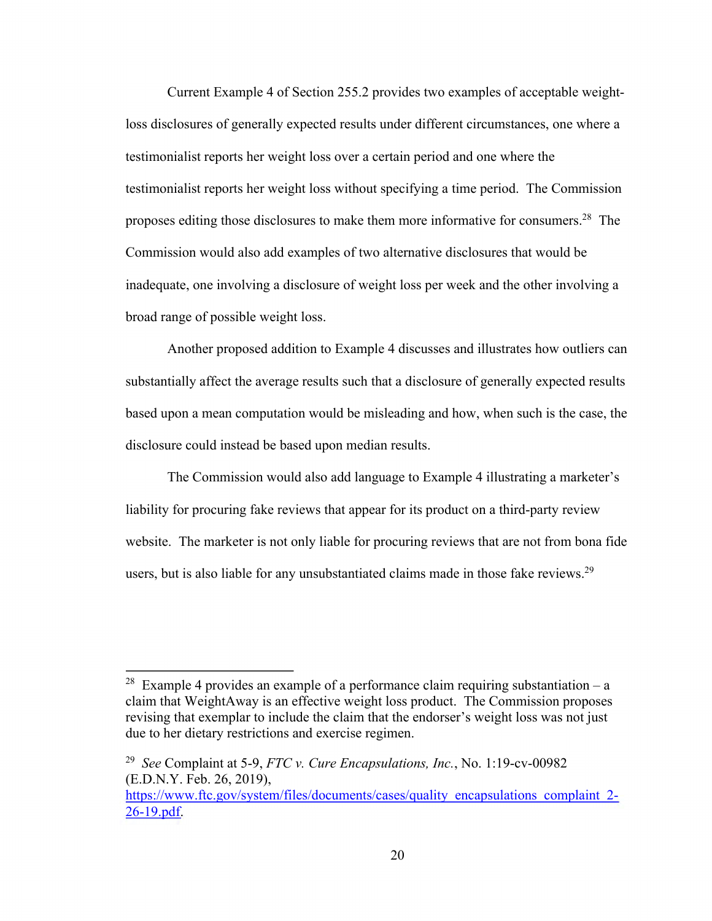Current Example 4 of Section 255.2 provides two examples of acceptable weight-loss disclosures of generally expected results under different circumstances, one where a testimonialist reports her weight loss over a certain period and one where the testimonialist reports her weight loss without specifying a time period. The Commission proposes editing those disclosures to make them more informative for consumers.[28] The Commission would also add examples of two alternative disclosures that would be inadequate, one involving a disclosure of weight loss per week and the other involving a broad range of possible weight loss.

Another proposed addition to Example 4 discusses and illustrates how outliers can substantially affect the average results such that a disclosure of generally expected results based upon a mean computation would be misleading and how, when such is the case, the disclosure could instead be based upon median results.

The Commission would also add language to Example 4 illustrating a marketer's liability for procuring fake reviews that appear for its product on a third-party review website. The marketer is not only liable for procuring reviews that are not from bona fide users, but is also liable for any unsubstantiated claims made in those fake reviews.[29]

---

[28] Example 4 provides an example of a performance claim requiring substantiation – a claim that WeightAway is an effective weight loss product. The Commission proposes revising that exemplar to include the claim that the endorser's weight loss was not just due to her dietary restrictions and exercise regimen.

[29] *See* Complaint at 5-9, *FTC v. Cure Encapsulations, Inc.*, No. 1:19-cv-00982 (E.D.N.Y. Feb. 26, 2019), https://www.ftc.gov/system/files/documents/cases/quality_encapsulations_complaint_2-26-19.pdf.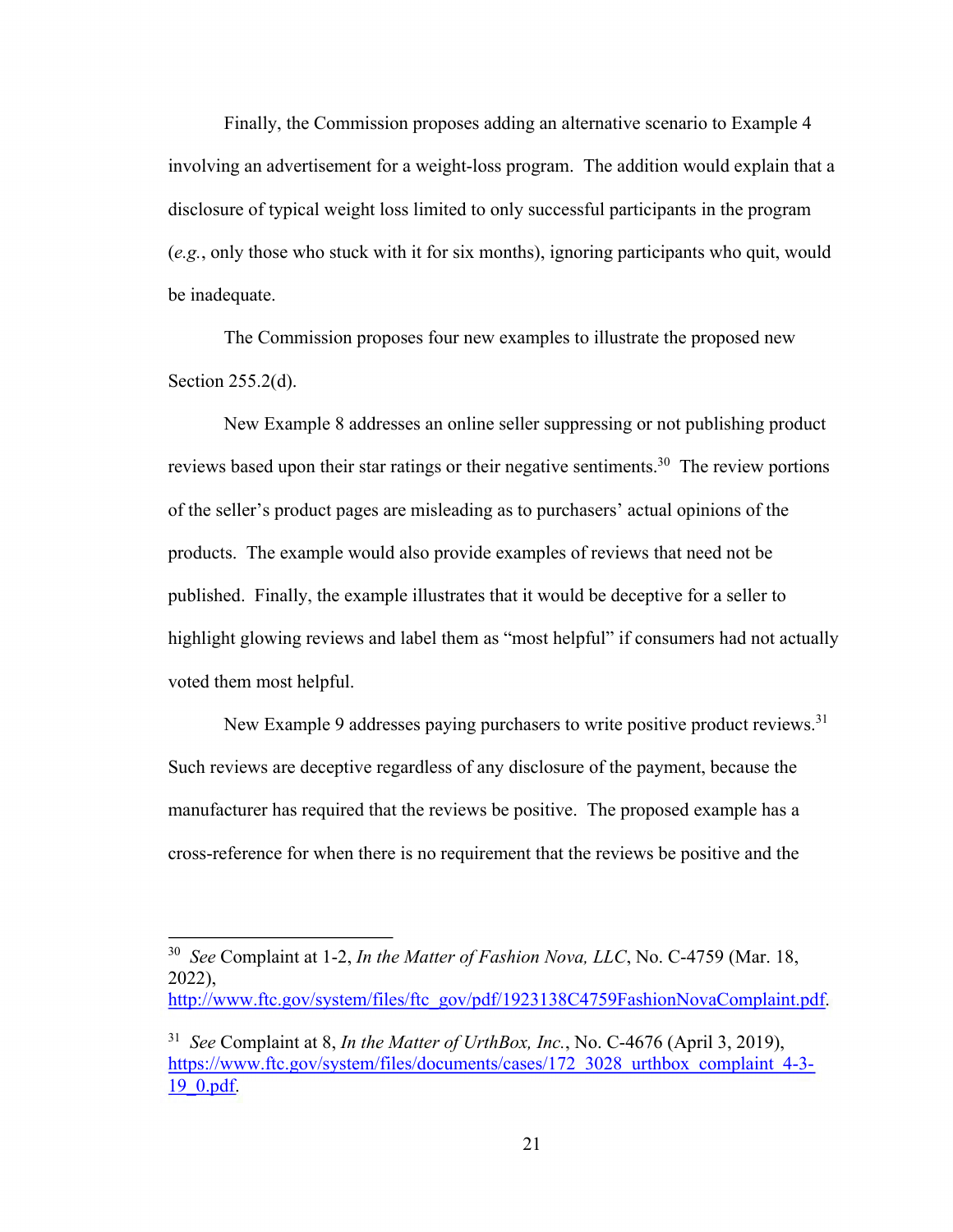Finally, the Commission proposes adding an alternative scenario to Example 4 involving an advertisement for a weight-loss program. The addition would explain that a disclosure of typical weight loss limited to only successful participants in the program (*e.g.*, only those who stuck with it for six months), ignoring participants who quit, would be inadequate.

The Commission proposes four new examples to illustrate the proposed new Section 255.2(d).

New Example 8 addresses an online seller suppressing or not publishing product reviews based upon their star ratings or their negative sentiments.[30] The review portions of the seller's product pages are misleading as to purchasers' actual opinions of the products. The example would also provide examples of reviews that need not be published. Finally, the example illustrates that it would be deceptive for a seller to highlight glowing reviews and label them as "most helpful" if consumers had not actually voted them most helpful.

New Example 9 addresses paying purchasers to write positive product reviews.[31] Such reviews are deceptive regardless of any disclosure of the payment, because the manufacturer has required that the reviews be positive. The proposed example has a cross-reference for when there is no requirement that the reviews be positive and the

---

[30] *See* Complaint at 1-2, *In the Matter of Fashion Nova, LLC*, No. C-4759 (Mar. 18, 2022), http://www.ftc.gov/system/files/ftc_gov/pdf/1923138C4759FashionNovaComplaint.pdf.

[31] *See* Complaint at 8, *In the Matter of UrthBox, Inc.*, No. C-4676 (April 3, 2019), https://www.ftc.gov/system/files/documents/cases/172_3028_urthbox_complaint_4-3-19_0.pdf.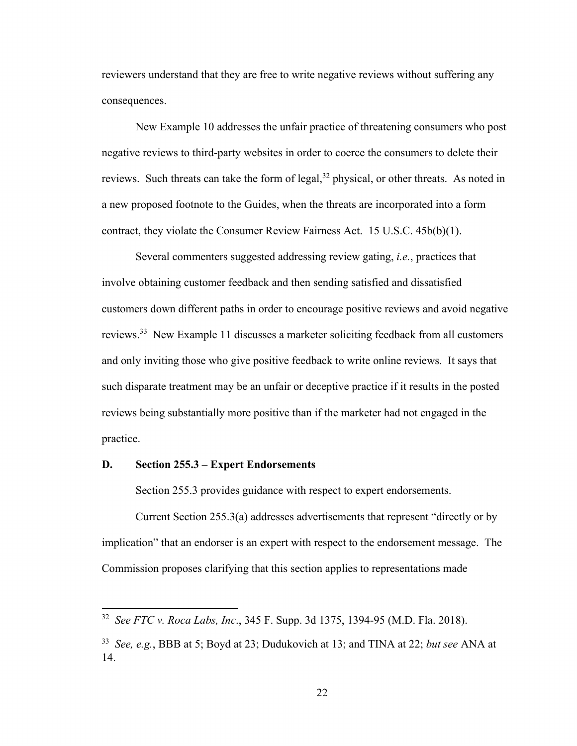reviewers understand that they are free to write negative reviews without suffering any consequences.

New Example 10 addresses the unfair practice of threatening consumers who post negative reviews to third-party websites in order to coerce the consumers to delete their reviews. Such threats can take the form of legal,[32] physical, or other threats. As noted in a new proposed footnote to the Guides, when the threats are incorporated into a form contract, they violate the Consumer Review Fairness Act. 15 U.S.C. 45b(b)(1).

Several commenters suggested addressing review gating, *i.e.*, practices that involve obtaining customer feedback and then sending satisfied and dissatisfied customers down different paths in order to encourage positive reviews and avoid negative reviews.[33] New Example 11 discusses a marketer soliciting feedback from all customers and only inviting those who give positive feedback to write online reviews. It says that such disparate treatment may be an unfair or deceptive practice if it results in the posted reviews being substantially more positive than if the marketer had not engaged in the practice.

## D. Section 255.3 – Expert Endorsements

Section 255.3 provides guidance with respect to expert endorsements.

Current Section 255.3(a) addresses advertisements that represent "directly or by implication" that an endorser is an expert with respect to the endorsement message. The Commission proposes clarifying that this section applies to representations made

---

[32] *See FTC v. Roca Labs, Inc*., 345 F. Supp. 3d 1375, 1394-95 (M.D. Fla. 2018).

[33] *See, e.g.*, BBB at 5; Boyd at 23; Dudukovich at 13; and TINA at 22; *but see* ANA at 14.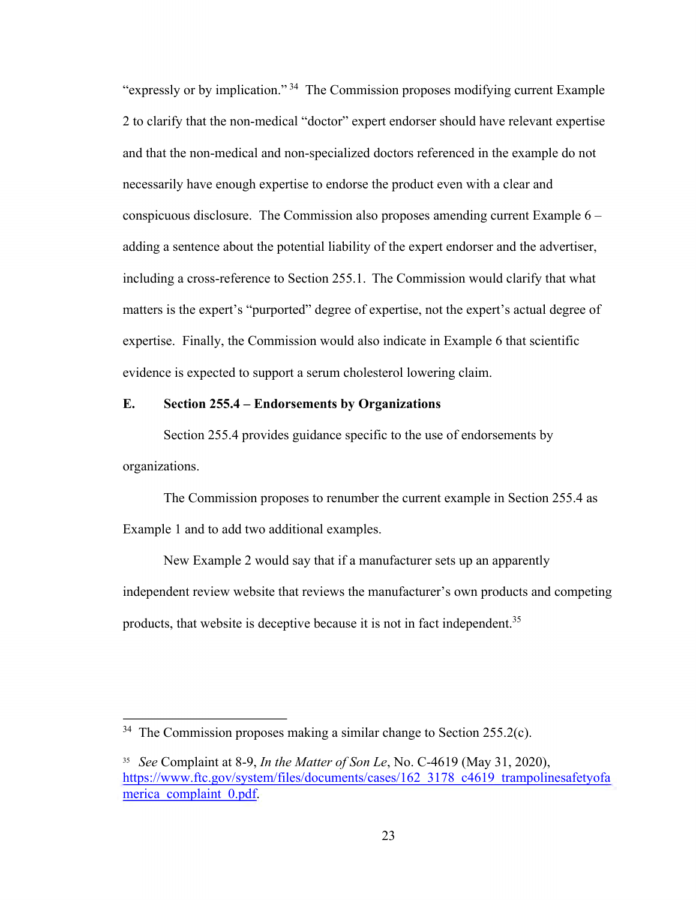"expressly or by implication."[34] The Commission proposes modifying current Example 2 to clarify that the non-medical "doctor" expert endorser should have relevant expertise and that the non-medical and non-specialized doctors referenced in the example do not necessarily have enough expertise to endorse the product even with a clear and conspicuous disclosure. The Commission also proposes amending current Example 6 – adding a sentence about the potential liability of the expert endorser and the advertiser, including a cross-reference to Section 255.1. The Commission would clarify that what matters is the expert's "purported" degree of expertise, not the expert's actual degree of expertise. Finally, the Commission would also indicate in Example 6 that scientific evidence is expected to support a serum cholesterol lowering claim.

**E. Section 255.4 – Endorsements by Organizations**

Section 255.4 provides guidance specific to the use of endorsements by organizations.

The Commission proposes to renumber the current example in Section 255.4 as Example 1 and to add two additional examples.

New Example 2 would say that if a manufacturer sets up an apparently independent review website that reviews the manufacturer's own products and competing products, that website is deceptive because it is not in fact independent.[35]

---

[34] The Commission proposes making a similar change to Section 255.2(c).

[35] *See* Complaint at 8-9, *In the Matter of Son Le*, No. C-4619 (May 31, 2020), https://www.ftc.gov/system/files/documents/cases/162_3178_c4619_trampolinesafetyofamerica_complaint_0.pdf.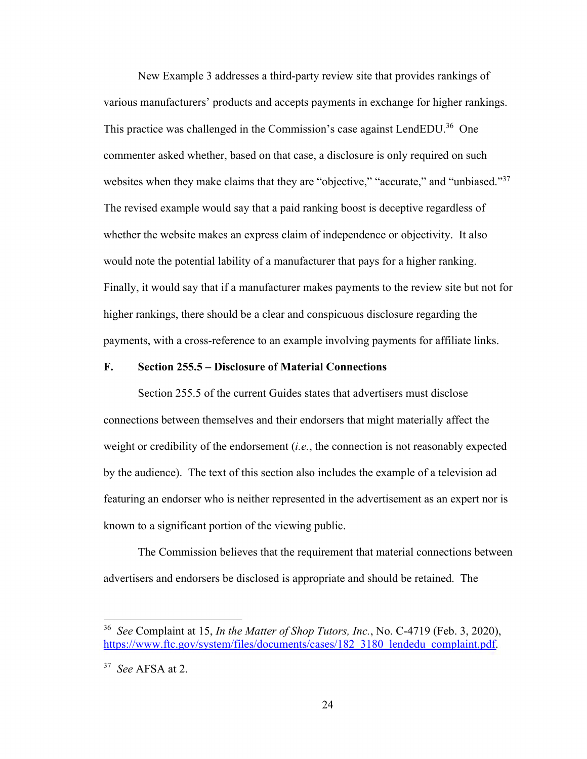New Example 3 addresses a third-party review site that provides rankings of various manufacturers' products and accepts payments in exchange for higher rankings. This practice was challenged in the Commission's case against LendEDU.[36] One commenter asked whether, based on that case, a disclosure is only required on such websites when they make claims that they are "objective," "accurate," and "unbiased."[37] The revised example would say that a paid ranking boost is deceptive regardless of whether the website makes an express claim of independence or objectivity. It also would note the potential lability of a manufacturer that pays for a higher ranking. Finally, it would say that if a manufacturer makes payments to the review site but not for higher rankings, there should be a clear and conspicuous disclosure regarding the payments, with a cross-reference to an example involving payments for affiliate links.

### F. Section 255.5 – Disclosure of Material Connections

Section 255.5 of the current Guides states that advertisers must disclose connections between themselves and their endorsers that might materially affect the weight or credibility of the endorsement (*i.e.*, the connection is not reasonably expected by the audience). The text of this section also includes the example of a television ad featuring an endorser who is neither represented in the advertisement as an expert nor is known to a significant portion of the viewing public.

The Commission believes that the requirement that material connections between advertisers and endorsers be disclosed is appropriate and should be retained. The

---

[36] *See* Complaint at 15, *In the Matter of Shop Tutors, Inc.*, No. C-4719 (Feb. 3, 2020), https://www.ftc.gov/system/files/documents/cases/182_3180_lendedu_complaint.pdf.

[37] *See* AFSA at 2.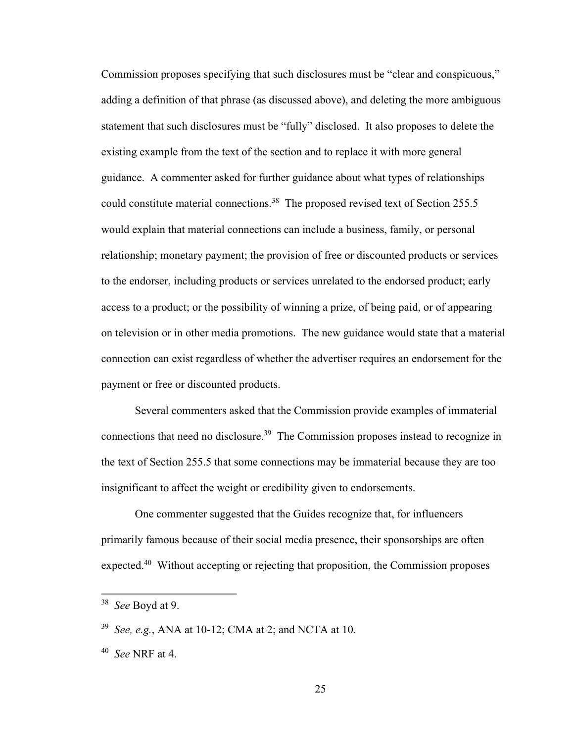Commission proposes specifying that such disclosures must be "clear and conspicuous," adding a definition of that phrase (as discussed above), and deleting the more ambiguous statement that such disclosures must be "fully" disclosed. It also proposes to delete the existing example from the text of the section and to replace it with more general guidance. A commenter asked for further guidance about what types of relationships could constitute material connections.[38] The proposed revised text of Section 255.5 would explain that material connections can include a business, family, or personal relationship; monetary payment; the provision of free or discounted products or services to the endorser, including products or services unrelated to the endorsed product; early access to a product; or the possibility of winning a prize, of being paid, or of appearing on television or in other media promotions. The new guidance would state that a material connection can exist regardless of whether the advertiser requires an endorsement for the payment or free or discounted products.

Several commenters asked that the Commission provide examples of immaterial connections that need no disclosure.[39] The Commission proposes instead to recognize in the text of Section 255.5 that some connections may be immaterial because they are too insignificant to affect the weight or credibility given to endorsements.

One commenter suggested that the Guides recognize that, for influencers primarily famous because of their social media presence, their sponsorships are often expected.[40] Without accepting or rejecting that proposition, the Commission proposes

---

[38] *See* Boyd at 9.

[39] *See, e.g.*, ANA at 10-12; CMA at 2; and NCTA at 10.

[40] *See* NRF at 4.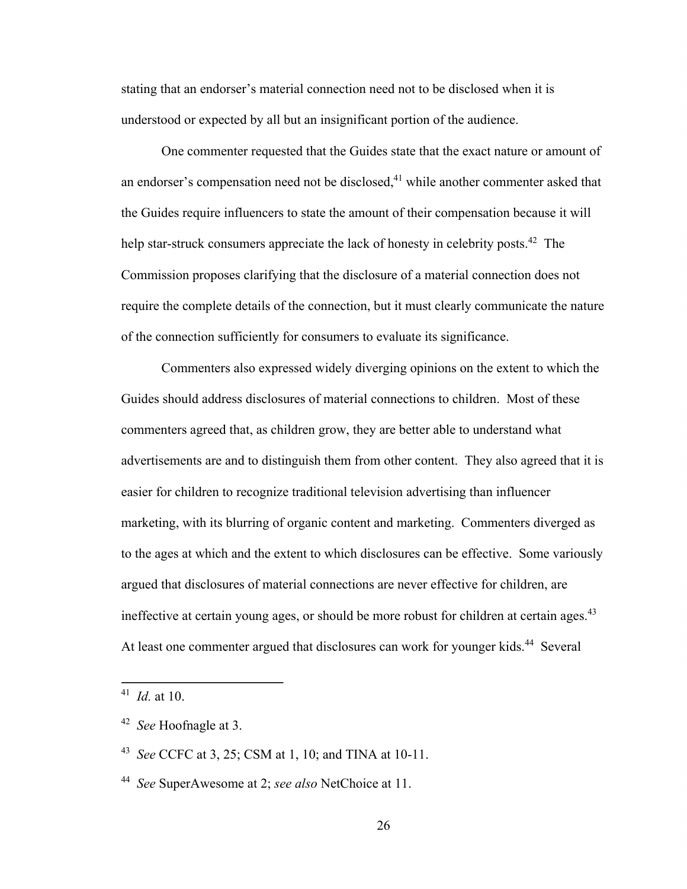stating that an endorser's material connection need not to be disclosed when it is understood or expected by all but an insignificant portion of the audience.

One commenter requested that the Guides state that the exact nature or amount of an endorser's compensation need not be disclosed,[41] while another commenter asked that the Guides require influencers to state the amount of their compensation because it will help star-struck consumers appreciate the lack of honesty in celebrity posts.[42] The Commission proposes clarifying that the disclosure of a material connection does not require the complete details of the connection, but it must clearly communicate the nature of the connection sufficiently for consumers to evaluate its significance.

Commenters also expressed widely diverging opinions on the extent to which the Guides should address disclosures of material connections to children. Most of these commenters agreed that, as children grow, they are better able to understand what advertisements are and to distinguish them from other content. They also agreed that it is easier for children to recognize traditional television advertising than influencer marketing, with its blurring of organic content and marketing. Commenters diverged as to the ages at which and the extent to which disclosures can be effective. Some variously argued that disclosures of material connections are never effective for children, are ineffective at certain young ages, or should be more robust for children at certain ages.[43] At least one commenter argued that disclosures can work for younger kids.[44] Several

---

[41] *Id.* at 10.

[42] *See* Hoofnagle at 3.

[43] *See* CCFC at 3, 25; CSM at 1, 10; and TINA at 10-11.

[44] *See* SuperAwesome at 2; *see also* NetChoice at 11.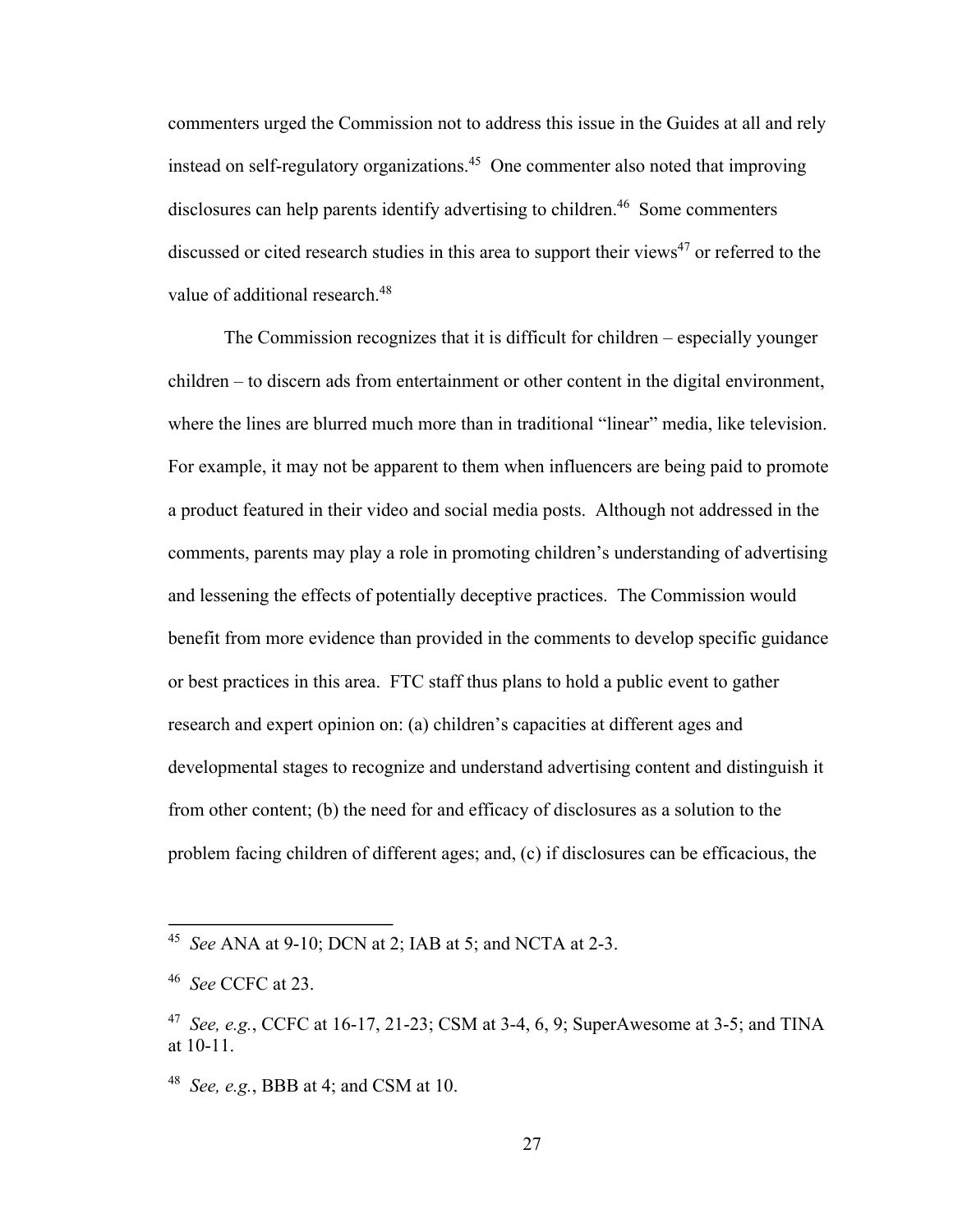commenters urged the Commission not to address this issue in the Guides at all and rely instead on self-regulatory organizations.[45] One commenter also noted that improving disclosures can help parents identify advertising to children.[46] Some commenters discussed or cited research studies in this area to support their views[47] or referred to the value of additional research.[48]

The Commission recognizes that it is difficult for children – especially younger children – to discern ads from entertainment or other content in the digital environment, where the lines are blurred much more than in traditional "linear" media, like television. For example, it may not be apparent to them when influencers are being paid to promote a product featured in their video and social media posts. Although not addressed in the comments, parents may play a role in promoting children's understanding of advertising and lessening the effects of potentially deceptive practices. The Commission would benefit from more evidence than provided in the comments to develop specific guidance or best practices in this area. FTC staff thus plans to hold a public event to gather research and expert opinion on: (a) children's capacities at different ages and developmental stages to recognize and understand advertising content and distinguish it from other content; (b) the need for and efficacy of disclosures as a solution to the problem facing children of different ages; and, (c) if disclosures can be efficacious, the

---

[45] *See* ANA at 9-10; DCN at 2; IAB at 5; and NCTA at 2-3.

[46] *See* CCFC at 23.

[47] *See, e.g.*, CCFC at 16-17, 21-23; CSM at 3-4, 6, 9; SuperAwesome at 3-5; and TINA at 10-11.

[48] *See, e.g.*, BBB at 4; and CSM at 10.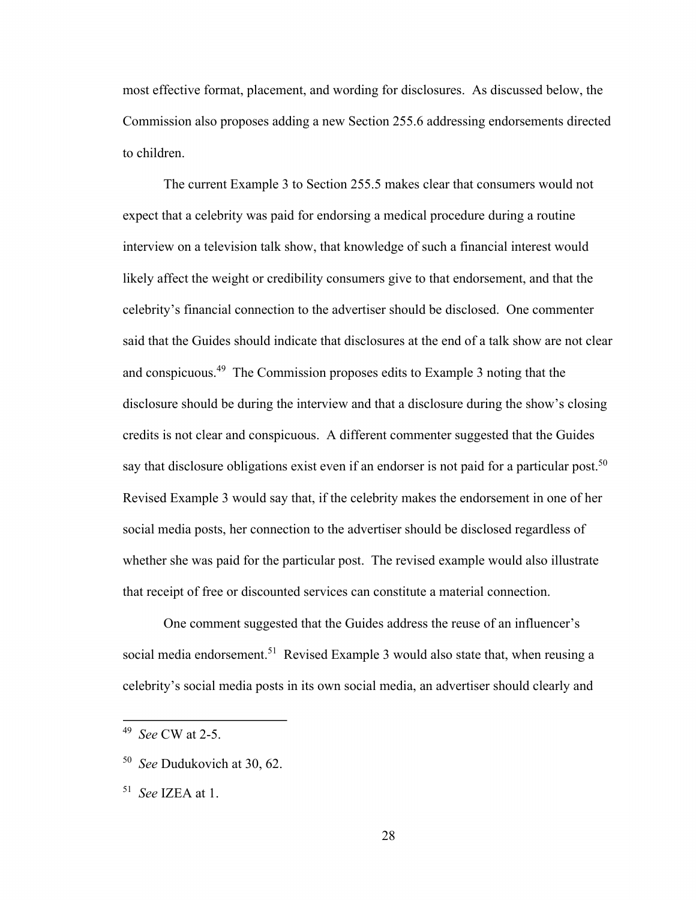most effective format, placement, and wording for disclosures. As discussed below, the Commission also proposes adding a new Section 255.6 addressing endorsements directed to children.

The current Example 3 to Section 255.5 makes clear that consumers would not expect that a celebrity was paid for endorsing a medical procedure during a routine interview on a television talk show, that knowledge of such a financial interest would likely affect the weight or credibility consumers give to that endorsement, and that the celebrity's financial connection to the advertiser should be disclosed. One commenter said that the Guides should indicate that disclosures at the end of a talk show are not clear and conspicuous.[49] The Commission proposes edits to Example 3 noting that the disclosure should be during the interview and that a disclosure during the show's closing credits is not clear and conspicuous. A different commenter suggested that the Guides say that disclosure obligations exist even if an endorser is not paid for a particular post.[50] Revised Example 3 would say that, if the celebrity makes the endorsement in one of her social media posts, her connection to the advertiser should be disclosed regardless of whether she was paid for the particular post. The revised example would also illustrate that receipt of free or discounted services can constitute a material connection.

One comment suggested that the Guides address the reuse of an influencer's social media endorsement.[51] Revised Example 3 would also state that, when reusing a celebrity's social media posts in its own social media, an advertiser should clearly and

---

[49] *See* CW at 2-5.

[50] *See* Dudukovich at 30, 62.

[51] *See* IZEA at 1.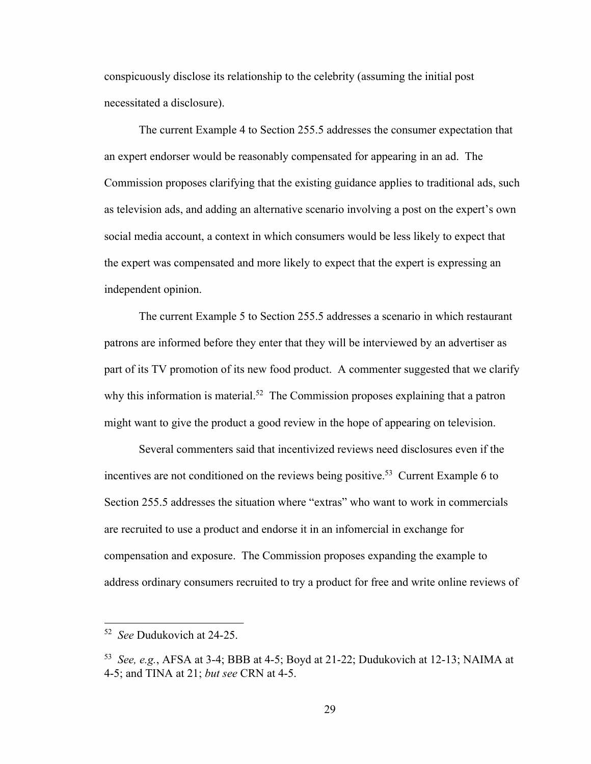conspicuously disclose its relationship to the celebrity (assuming the initial post necessitated a disclosure).

The current Example 4 to Section 255.5 addresses the consumer expectation that an expert endorser would be reasonably compensated for appearing in an ad. The Commission proposes clarifying that the existing guidance applies to traditional ads, such as television ads, and adding an alternative scenario involving a post on the expert's own social media account, a context in which consumers would be less likely to expect that the expert was compensated and more likely to expect that the expert is expressing an independent opinion.

The current Example 5 to Section 255.5 addresses a scenario in which restaurant patrons are informed before they enter that they will be interviewed by an advertiser as part of its TV promotion of its new food product. A commenter suggested that we clarify why this information is material.[52] The Commission proposes explaining that a patron might want to give the product a good review in the hope of appearing on television.

Several commenters said that incentivized reviews need disclosures even if the incentives are not conditioned on the reviews being positive.[53] Current Example 6 to Section 255.5 addresses the situation where "extras" who want to work in commercials are recruited to use a product and endorse it in an infomercial in exchange for compensation and exposure. The Commission proposes expanding the example to address ordinary consumers recruited to try a product for free and write online reviews of

---

[52] *See* Dudukovich at 24-25.

[53] *See, e.g.*, AFSA at 3-4; BBB at 4-5; Boyd at 21-22; Dudukovich at 12-13; NAIMA at 4-5; and TINA at 21; *but see* CRN at 4-5.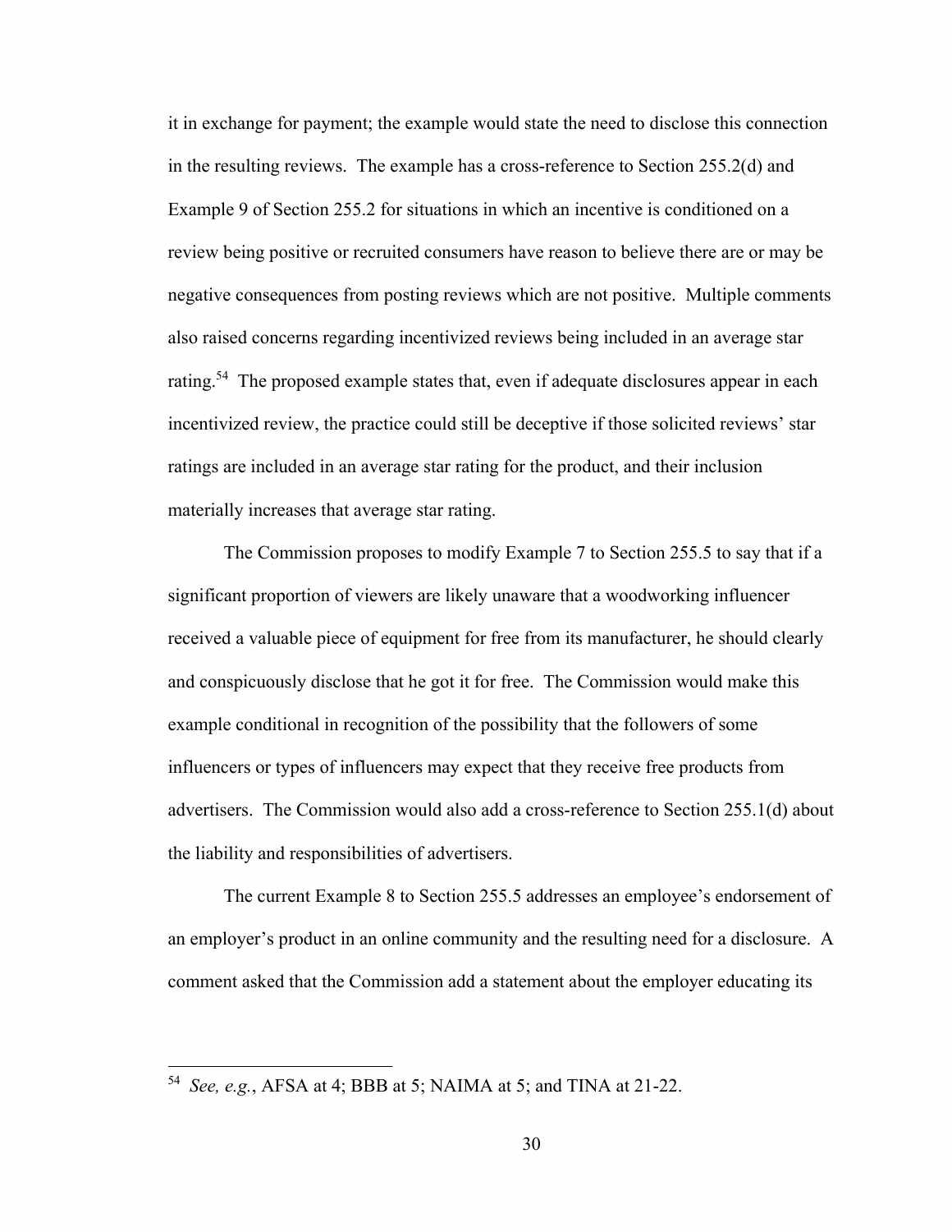it in exchange for payment; the example would state the need to disclose this connection in the resulting reviews. The example has a cross-reference to Section 255.2(d) and Example 9 of Section 255.2 for situations in which an incentive is conditioned on a review being positive or recruited consumers have reason to believe there are or may be negative consequences from posting reviews which are not positive. Multiple comments also raised concerns regarding incentivized reviews being included in an average star rating.[54] The proposed example states that, even if adequate disclosures appear in each incentivized review, the practice could still be deceptive if those solicited reviews' star ratings are included in an average star rating for the product, and their inclusion materially increases that average star rating.

The Commission proposes to modify Example 7 to Section 255.5 to say that if a significant proportion of viewers are likely unaware that a woodworking influencer received a valuable piece of equipment for free from its manufacturer, he should clearly and conspicuously disclose that he got it for free. The Commission would make this example conditional in recognition of the possibility that the followers of some influencers or types of influencers may expect that they receive free products from advertisers. The Commission would also add a cross-reference to Section 255.1(d) about the liability and responsibilities of advertisers.

The current Example 8 to Section 255.5 addresses an employee's endorsement of an employer's product in an online community and the resulting need for a disclosure. A comment asked that the Commission add a statement about the employer educating its

---

[54] *See, e.g.*, AFSA at 4; BBB at 5; NAIMA at 5; and TINA at 21-22.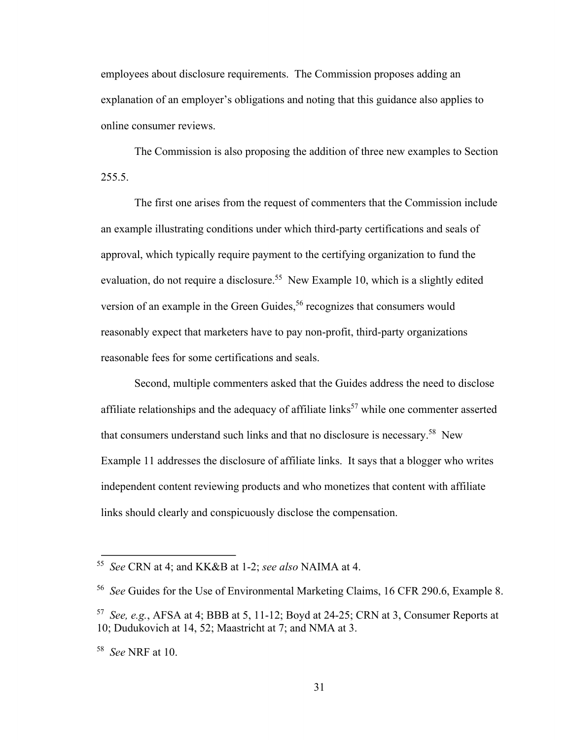employees about disclosure requirements. The Commission proposes adding an explanation of an employer's obligations and noting that this guidance also applies to online consumer reviews.

The Commission is also proposing the addition of three new examples to Section 255.5.

The first one arises from the request of commenters that the Commission include an example illustrating conditions under which third-party certifications and seals of approval, which typically require payment to the certifying organization to fund the evaluation, do not require a disclosure.[55] New Example 10, which is a slightly edited version of an example in the Green Guides,[56] recognizes that consumers would reasonably expect that marketers have to pay non-profit, third-party organizations reasonable fees for some certifications and seals.

Second, multiple commenters asked that the Guides address the need to disclose affiliate relationships and the adequacy of affiliate links[57] while one commenter asserted that consumers understand such links and that no disclosure is necessary.[58] New Example 11 addresses the disclosure of affiliate links. It says that a blogger who writes independent content reviewing products and who monetizes that content with affiliate links should clearly and conspicuously disclose the compensation.

---

[55] *See* CRN at 4; and KK&B at 1-2; *see also* NAIMA at 4.

[56] *See* Guides for the Use of Environmental Marketing Claims, 16 CFR 290.6, Example 8.

[57] *See, e.g.*, AFSA at 4; BBB at 5, 11-12; Boyd at 24-25; CRN at 3, Consumer Reports at 10; Dudukovich at 14, 52; Maastricht at 7; and NMA at 3.

[58] *See* NRF at 10.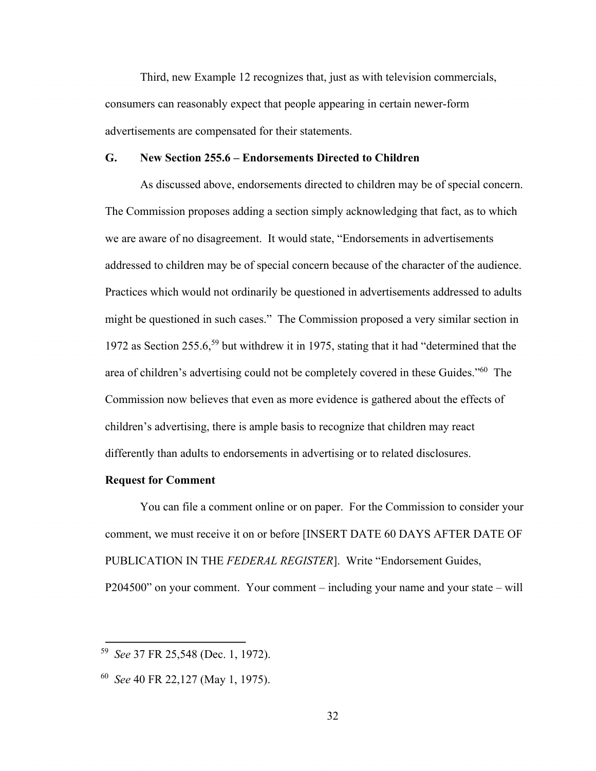Third, new Example 12 recognizes that, just as with television commercials, consumers can reasonably expect that people appearing in certain newer-form advertisements are compensated for their statements.

### G. New Section 255.6 – Endorsements Directed to Children

As discussed above, endorsements directed to children may be of special concern. The Commission proposes adding a section simply acknowledging that fact, as to which we are aware of no disagreement. It would state, "Endorsements in advertisements addressed to children may be of special concern because of the character of the audience. Practices which would not ordinarily be questioned in advertisements addressed to adults might be questioned in such cases." The Commission proposed a very similar section in 1972 as Section 255.6,[59] but withdrew it in 1975, stating that it had "determined that the area of children's advertising could not be completely covered in these Guides."[60] The Commission now believes that even as more evidence is gathered about the effects of children's advertising, there is ample basis to recognize that children may react differently than adults to endorsements in advertising or to related disclosures.

**Request for Comment**

You can file a comment online or on paper. For the Commission to consider your comment, we must receive it on or before [INSERT DATE 60 DAYS AFTER DATE OF PUBLICATION IN THE *FEDERAL REGISTER*]. Write "Endorsement Guides, P204500" on your comment. Your comment – including your name and your state – will

---

[59] *See* 37 FR 25,548 (Dec. 1, 1972).

[60] *See* 40 FR 22,127 (May 1, 1975).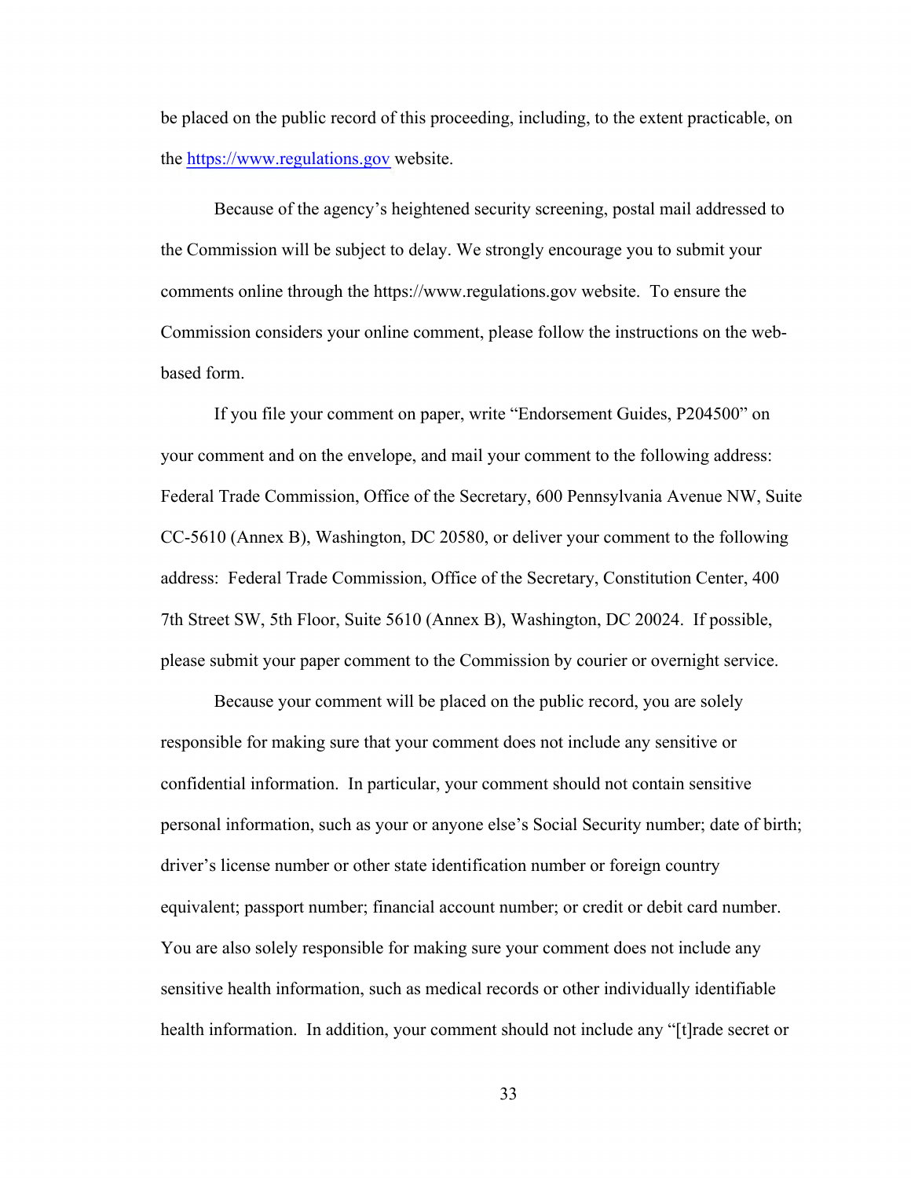be placed on the public record of this proceeding, including, to the extent practicable, on the [https://www.regulations.gov](https://www.regulations.gov) website.

Because of the agency's heightened security screening, postal mail addressed to the Commission will be subject to delay. We strongly encourage you to submit your comments online through the https://www.regulations.gov website. To ensure the Commission considers your online comment, please follow the instructions on the web-based form.

If you file your comment on paper, write "Endorsement Guides, P204500" on your comment and on the envelope, and mail your comment to the following address: Federal Trade Commission, Office of the Secretary, 600 Pennsylvania Avenue NW, Suite CC-5610 (Annex B), Washington, DC 20580, or deliver your comment to the following address: Federal Trade Commission, Office of the Secretary, Constitution Center, 400 7th Street SW, 5th Floor, Suite 5610 (Annex B), Washington, DC 20024. If possible, please submit your paper comment to the Commission by courier or overnight service.

Because your comment will be placed on the public record, you are solely responsible for making sure that your comment does not include any sensitive or confidential information. In particular, your comment should not contain sensitive personal information, such as your or anyone else's Social Security number; date of birth; driver's license number or other state identification number or foreign country equivalent; passport number; financial account number; or credit or debit card number. You are also solely responsible for making sure your comment does not include any sensitive health information, such as medical records or other individually identifiable health information. In addition, your comment should not include any "[t]rade secret or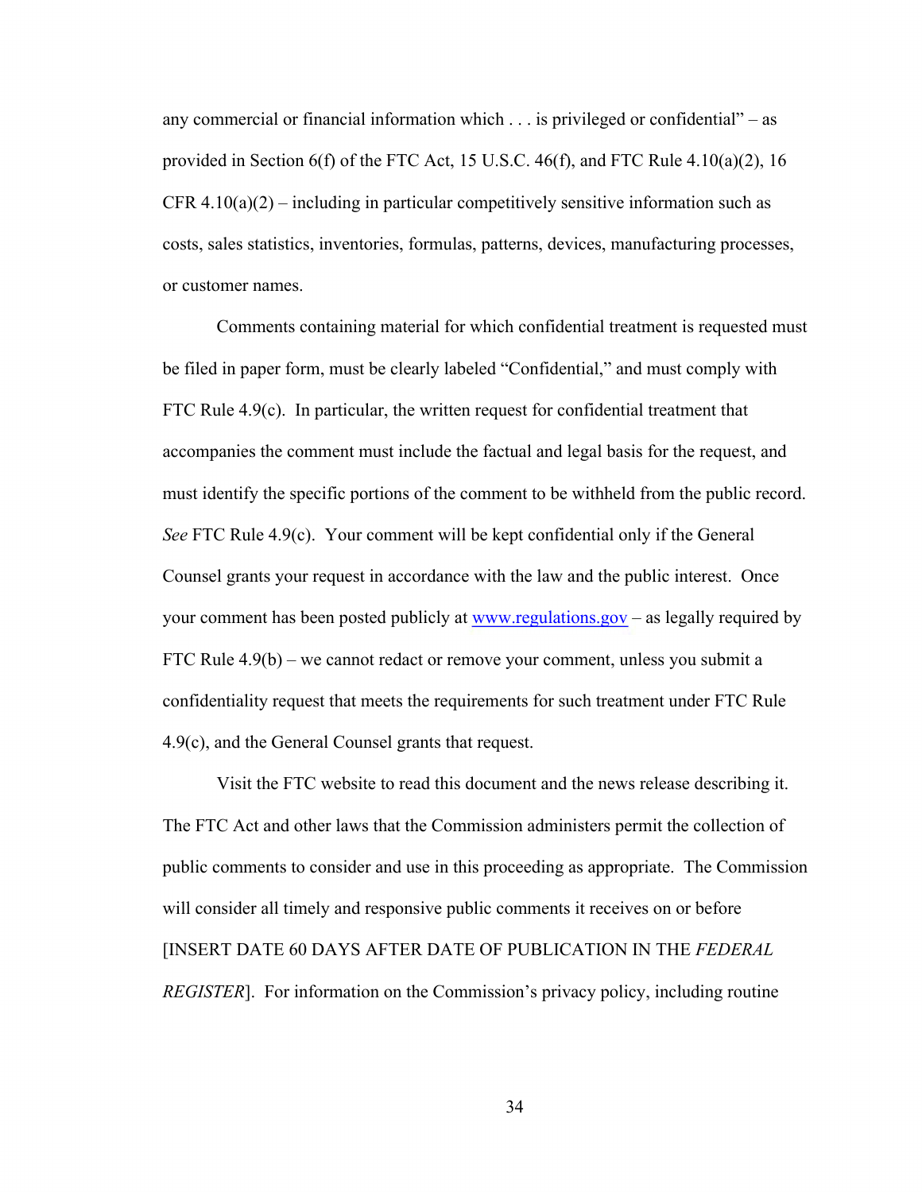any commercial or financial information which . . . is privileged or confidential" – as provided in Section 6(f) of the FTC Act, 15 U.S.C. 46(f), and FTC Rule 4.10(a)(2), 16 CFR 4.10(a)(2) – including in particular competitively sensitive information such as costs, sales statistics, inventories, formulas, patterns, devices, manufacturing processes, or customer names.

Comments containing material for which confidential treatment is requested must be filed in paper form, must be clearly labeled "Confidential," and must comply with FTC Rule 4.9(c). In particular, the written request for confidential treatment that accompanies the comment must include the factual and legal basis for the request, and must identify the specific portions of the comment to be withheld from the public record. *See* FTC Rule 4.9(c). Your comment will be kept confidential only if the General Counsel grants your request in accordance with the law and the public interest. Once your comment has been posted publicly at www.regulations.gov – as legally required by FTC Rule 4.9(b) – we cannot redact or remove your comment, unless you submit a confidentiality request that meets the requirements for such treatment under FTC Rule 4.9(c), and the General Counsel grants that request.

Visit the FTC website to read this document and the news release describing it. The FTC Act and other laws that the Commission administers permit the collection of public comments to consider and use in this proceeding as appropriate. The Commission will consider all timely and responsive public comments it receives on or before [INSERT DATE 60 DAYS AFTER DATE OF PUBLICATION IN THE *FEDERAL REGISTER*]. For information on the Commission's privacy policy, including routine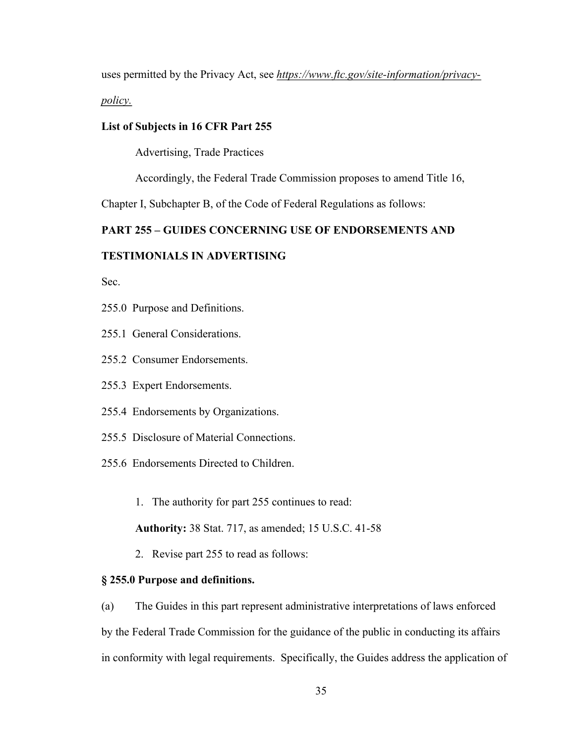uses permitted by the Privacy Act, see *https://www.ftc.gov/site-information/privacy-policy.*

**List of Subjects in 16 CFR Part 255**

Advertising, Trade Practices

Accordingly, the Federal Trade Commission proposes to amend Title 16, Chapter I, Subchapter B, of the Code of Federal Regulations as follows:

**PART 255 – GUIDES CONCERNING USE OF ENDORSEMENTS AND TESTIMONIALS IN ADVERTISING**

Sec.

255.0 Purpose and Definitions.

255.1 General Considerations.

255.2 Consumer Endorsements.

255.3 Expert Endorsements.

255.4 Endorsements by Organizations.

255.5 Disclosure of Material Connections.

255.6 Endorsements Directed to Children.

1. The authority for part 255 continues to read:

   **Authority:** 38 Stat. 717, as amended; 15 U.S.C. 41-58

2. Revise part 255 to read as follows:

**§ 255.0 Purpose and definitions.**

(a) The Guides in this part represent administrative interpretations of laws enforced by the Federal Trade Commission for the guidance of the public in conducting its affairs in conformity with legal requirements. Specifically, the Guides address the application of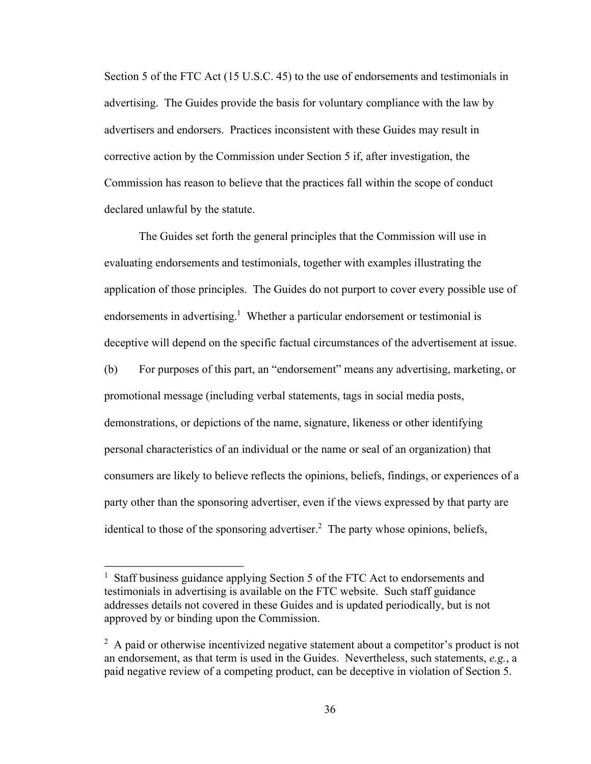Section 5 of the FTC Act (15 U.S.C. 45) to the use of endorsements and testimonials in advertising. The Guides provide the basis for voluntary compliance with the law by advertisers and endorsers. Practices inconsistent with these Guides may result in corrective action by the Commission under Section 5 if, after investigation, the Commission has reason to believe that the practices fall within the scope of conduct declared unlawful by the statute.

The Guides set forth the general principles that the Commission will use in evaluating endorsements and testimonials, together with examples illustrating the application of those principles. The Guides do not purport to cover every possible use of endorsements in advertising.[1] Whether a particular endorsement or testimonial is deceptive will depend on the specific factual circumstances of the advertisement at issue.

(b) For purposes of this part, an "endorsement" means any advertising, marketing, or promotional message (including verbal statements, tags in social media posts, demonstrations, or depictions of the name, signature, likeness or other identifying personal characteristics of an individual or the name or seal of an organization) that consumers are likely to believe reflects the opinions, beliefs, findings, or experiences of a party other than the sponsoring advertiser, even if the views expressed by that party are identical to those of the sponsoring advertiser.[2] The party whose opinions, beliefs,

---

[1] Staff business guidance applying Section 5 of the FTC Act to endorsements and testimonials in advertising is available on the FTC website. Such staff guidance addresses details not covered in these Guides and is updated periodically, but is not approved by or binding upon the Commission.

[2] A paid or otherwise incentivized negative statement about a competitor's product is not an endorsement, as that term is used in the Guides. Nevertheless, such statements, *e.g.*, a paid negative review of a competing product, can be deceptive in violation of Section 5.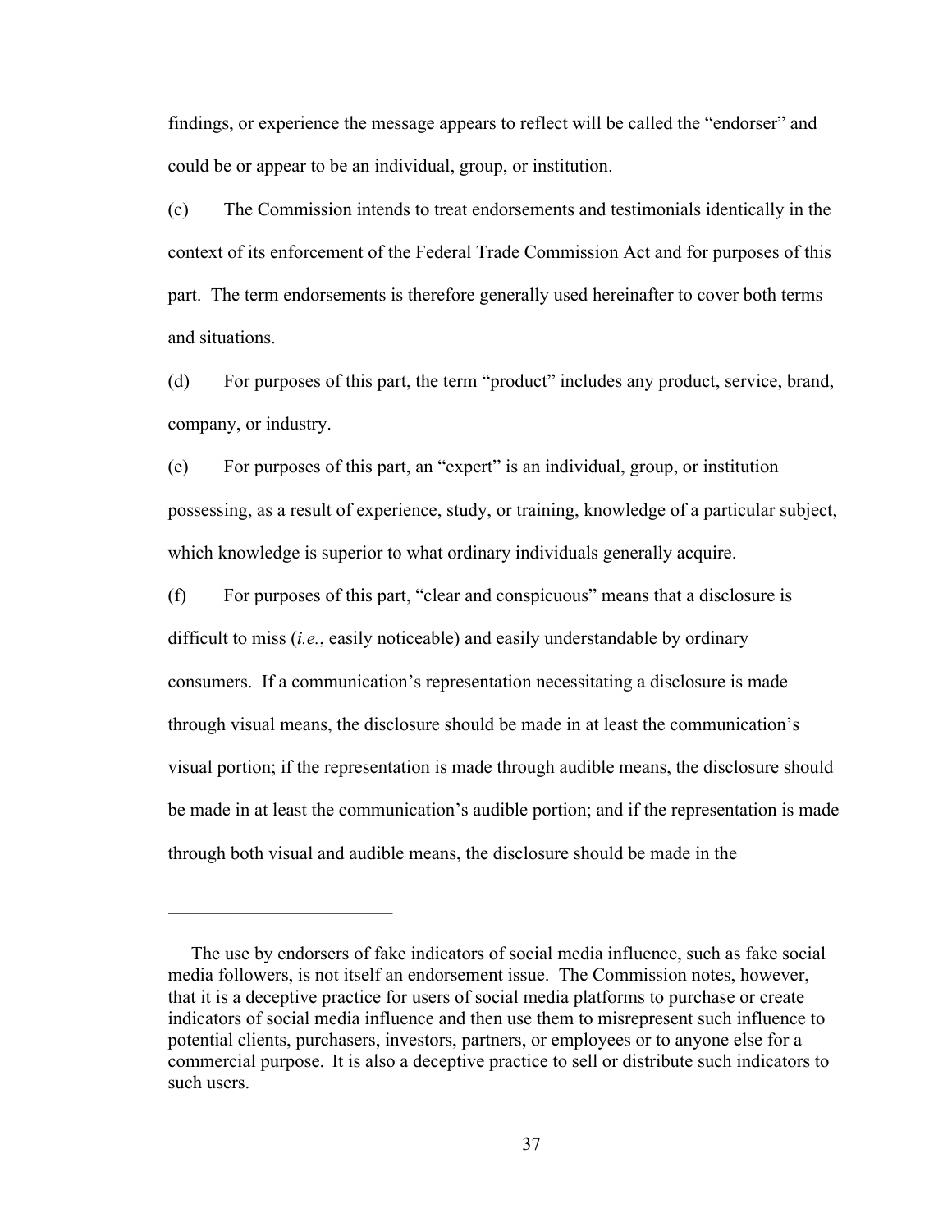findings, or experience the message appears to reflect will be called the "endorser" and could be or appear to be an individual, group, or institution.

(c) The Commission intends to treat endorsements and testimonials identically in the context of its enforcement of the Federal Trade Commission Act and for purposes of this part. The term endorsements is therefore generally used hereinafter to cover both terms and situations.

(d) For purposes of this part, the term "product" includes any product, service, brand, company, or industry.

(e) For purposes of this part, an "expert" is an individual, group, or institution possessing, as a result of experience, study, or training, knowledge of a particular subject, which knowledge is superior to what ordinary individuals generally acquire.

(f) For purposes of this part, "clear and conspicuous" means that a disclosure is difficult to miss (*i.e.*, easily noticeable) and easily understandable by ordinary consumers. If a communication's representation necessitating a disclosure is made through visual means, the disclosure should be made in at least the communication's visual portion; if the representation is made through audible means, the disclosure should be made in at least the communication's audible portion; and if the representation is made through both visual and audible means, the disclosure should be made in the

---

The use by endorsers of fake indicators of social media influence, such as fake social media followers, is not itself an endorsement issue. The Commission notes, however, that it is a deceptive practice for users of social media platforms to purchase or create indicators of social media influence and then use them to misrepresent such influence to potential clients, purchasers, investors, partners, or employees or to anyone else for a commercial purpose. It is also a deceptive practice to sell or distribute such indicators to such users.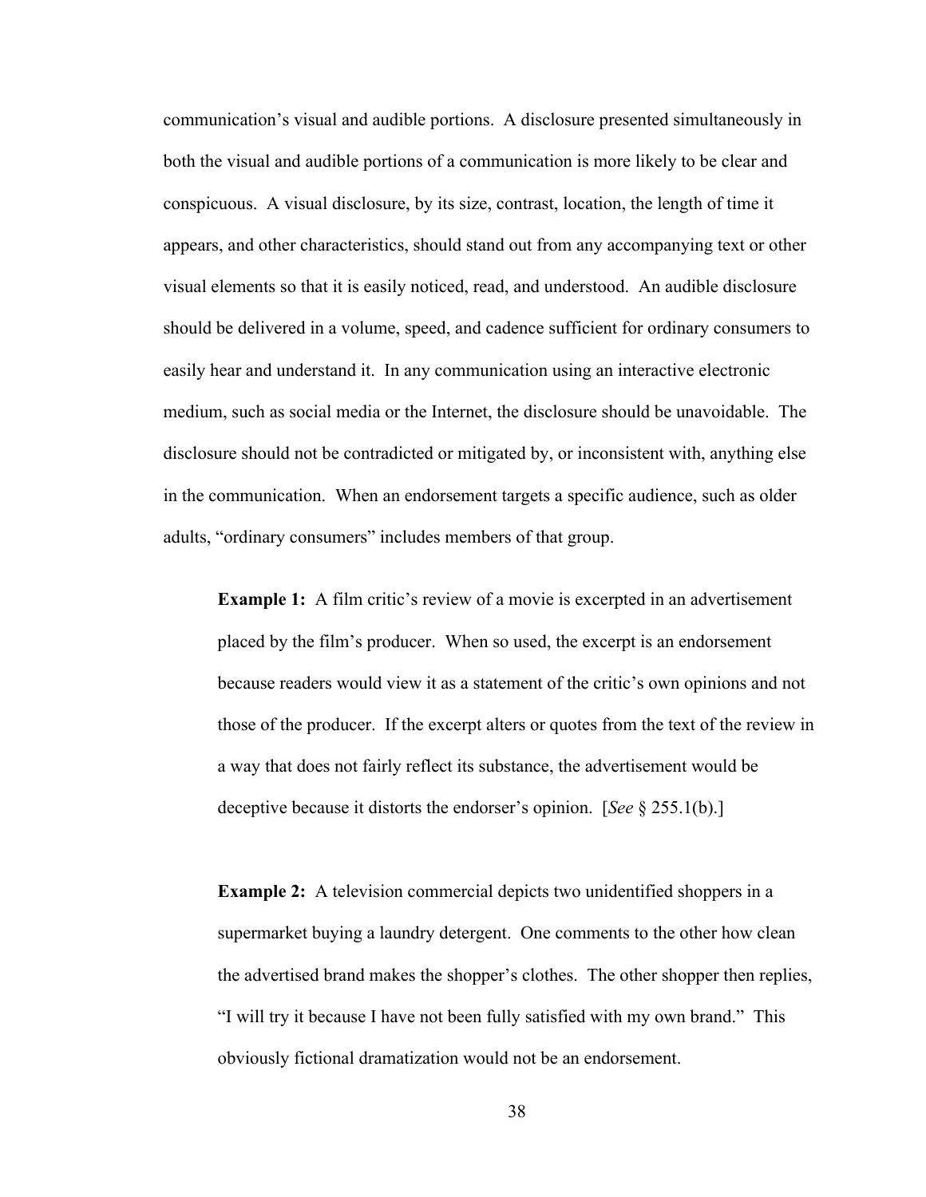communication's visual and audible portions. A disclosure presented simultaneously in both the visual and audible portions of a communication is more likely to be clear and conspicuous. A visual disclosure, by its size, contrast, location, the length of time it appears, and other characteristics, should stand out from any accompanying text or other visual elements so that it is easily noticed, read, and understood. An audible disclosure should be delivered in a volume, speed, and cadence sufficient for ordinary consumers to easily hear and understand it. In any communication using an interactive electronic medium, such as social media or the Internet, the disclosure should be unavoidable. The disclosure should not be contradicted or mitigated by, or inconsistent with, anything else in the communication. When an endorsement targets a specific audience, such as older adults, "ordinary consumers" includes members of that group.

**Example 1:** A film critic's review of a movie is excerpted in an advertisement placed by the film's producer. When so used, the excerpt is an endorsement because readers would view it as a statement of the critic's own opinions and not those of the producer. If the excerpt alters or quotes from the text of the review in a way that does not fairly reflect its substance, the advertisement would be deceptive because it distorts the endorser's opinion. [*See* § 255.1(b).]

**Example 2:** A television commercial depicts two unidentified shoppers in a supermarket buying a laundry detergent. One comments to the other how clean the advertised brand makes the shopper's clothes. The other shopper then replies, "I will try it because I have not been fully satisfied with my own brand." This obviously fictional dramatization would not be an endorsement.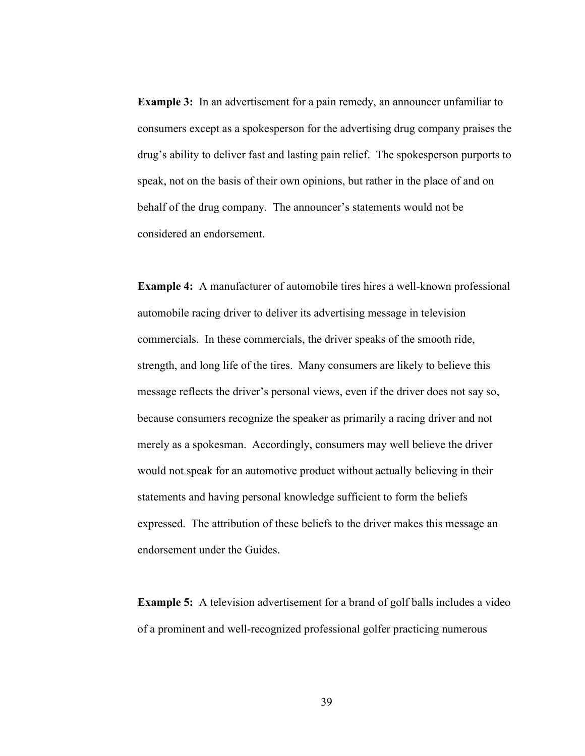**Example 3:** In an advertisement for a pain remedy, an announcer unfamiliar to consumers except as a spokesperson for the advertising drug company praises the drug's ability to deliver fast and lasting pain relief. The spokesperson purports to speak, not on the basis of their own opinions, but rather in the place of and on behalf of the drug company. The announcer's statements would not be considered an endorsement.

**Example 4:** A manufacturer of automobile tires hires a well-known professional automobile racing driver to deliver its advertising message in television commercials. In these commercials, the driver speaks of the smooth ride, strength, and long life of the tires. Many consumers are likely to believe this message reflects the driver's personal views, even if the driver does not say so, because consumers recognize the speaker as primarily a racing driver and not merely as a spokesman. Accordingly, consumers may well believe the driver would not speak for an automotive product without actually believing in their statements and having personal knowledge sufficient to form the beliefs expressed. The attribution of these beliefs to the driver makes this message an endorsement under the Guides.

**Example 5:** A television advertisement for a brand of golf balls includes a video of a prominent and well-recognized professional golfer practicing numerous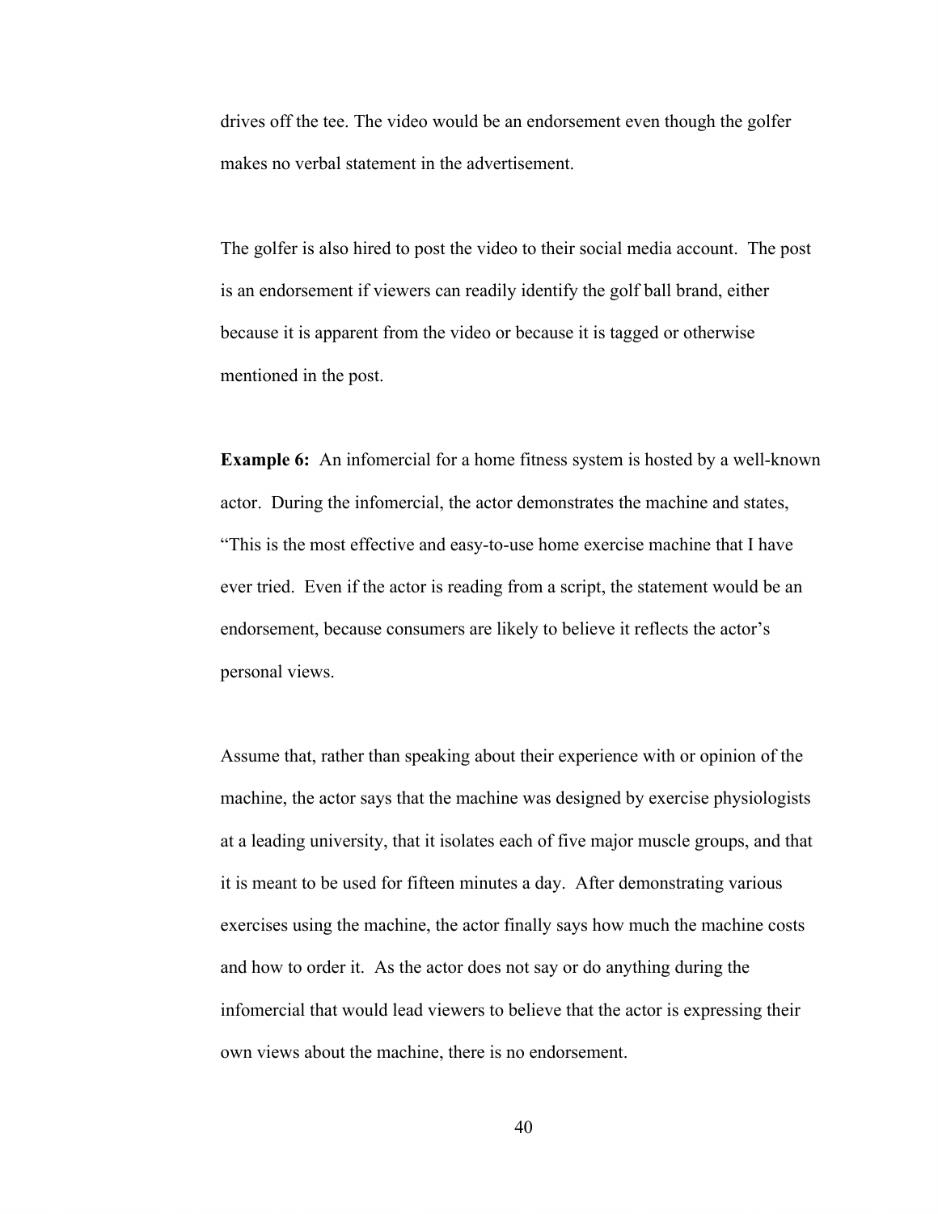drives off the tee. The video would be an endorsement even though the golfer makes no verbal statement in the advertisement.

The golfer is also hired to post the video to their social media account. The post is an endorsement if viewers can readily identify the golf ball brand, either because it is apparent from the video or because it is tagged or otherwise mentioned in the post.

**Example 6:** An infomercial for a home fitness system is hosted by a well-known actor. During the infomercial, the actor demonstrates the machine and states, "This is the most effective and easy-to-use home exercise machine that I have ever tried. Even if the actor is reading from a script, the statement would be an endorsement, because consumers are likely to believe it reflects the actor's personal views.

Assume that, rather than speaking about their experience with or opinion of the machine, the actor says that the machine was designed by exercise physiologists at a leading university, that it isolates each of five major muscle groups, and that it is meant to be used for fifteen minutes a day. After demonstrating various exercises using the machine, the actor finally says how much the machine costs and how to order it. As the actor does not say or do anything during the infomercial that would lead viewers to believe that the actor is expressing their own views about the machine, there is no endorsement.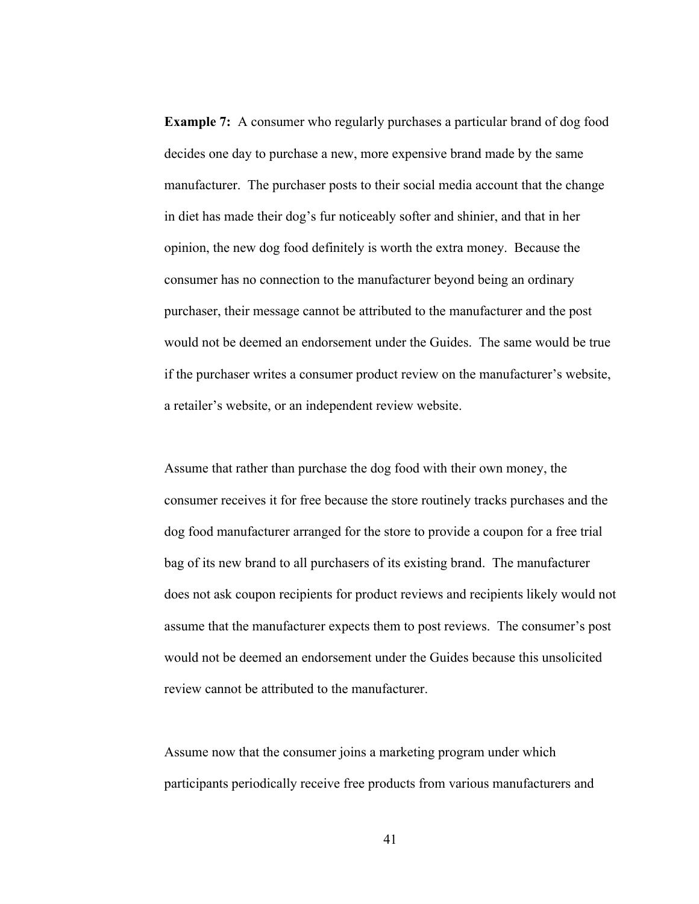**Example 7:** A consumer who regularly purchases a particular brand of dog food decides one day to purchase a new, more expensive brand made by the same manufacturer. The purchaser posts to their social media account that the change in diet has made their dog's fur noticeably softer and shinier, and that in her opinion, the new dog food definitely is worth the extra money. Because the consumer has no connection to the manufacturer beyond being an ordinary purchaser, their message cannot be attributed to the manufacturer and the post would not be deemed an endorsement under the Guides. The same would be true if the purchaser writes a consumer product review on the manufacturer's website, a retailer's website, or an independent review website.

Assume that rather than purchase the dog food with their own money, the consumer receives it for free because the store routinely tracks purchases and the dog food manufacturer arranged for the store to provide a coupon for a free trial bag of its new brand to all purchasers of its existing brand. The manufacturer does not ask coupon recipients for product reviews and recipients likely would not assume that the manufacturer expects them to post reviews. The consumer's post would not be deemed an endorsement under the Guides because this unsolicited review cannot be attributed to the manufacturer.

Assume now that the consumer joins a marketing program under which participants periodically receive free products from various manufacturers and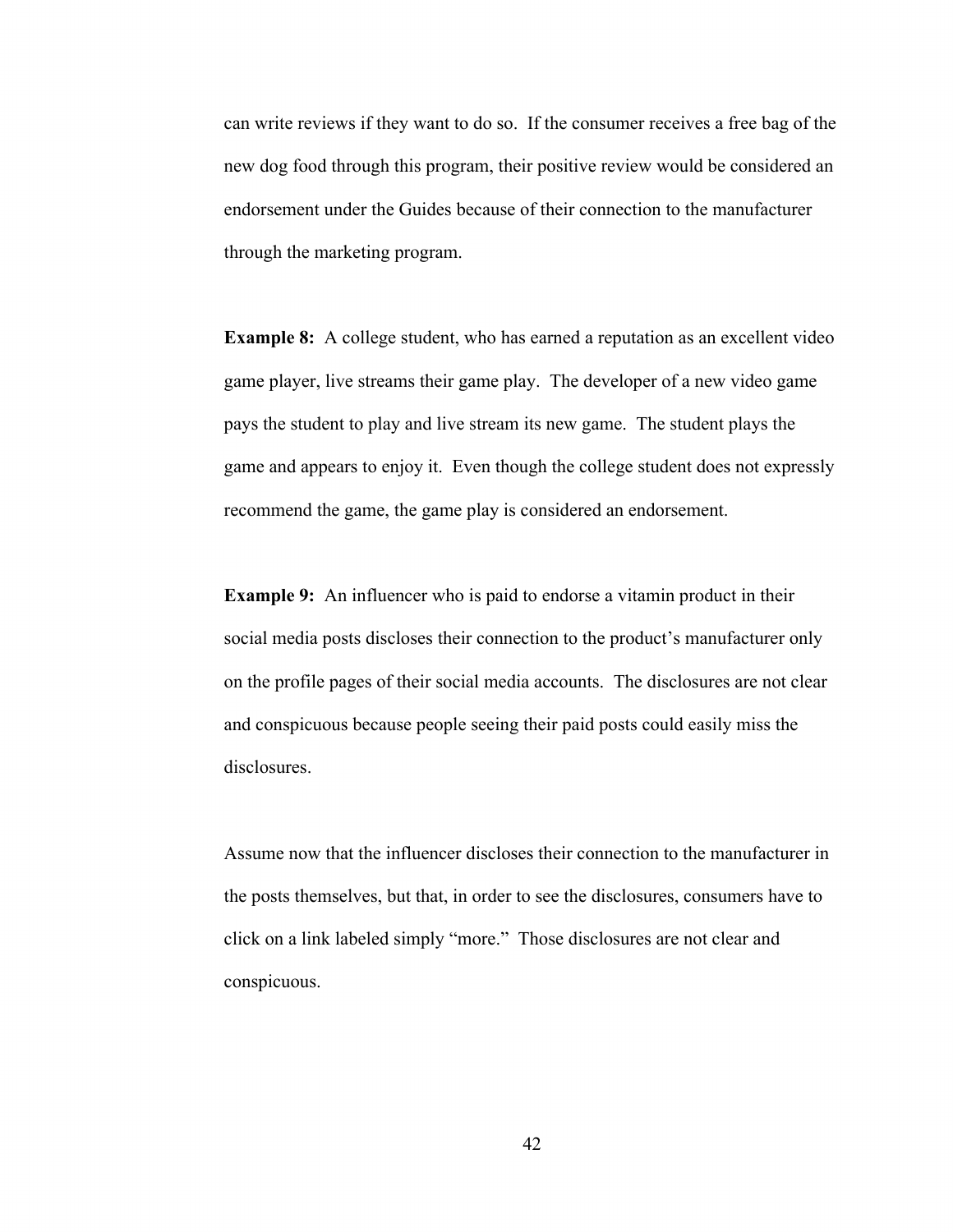can write reviews if they want to do so. If the consumer receives a free bag of the new dog food through this program, their positive review would be considered an endorsement under the Guides because of their connection to the manufacturer through the marketing program.

**Example 8:** A college student, who has earned a reputation as an excellent video game player, live streams their game play. The developer of a new video game pays the student to play and live stream its new game. The student plays the game and appears to enjoy it. Even though the college student does not expressly recommend the game, the game play is considered an endorsement.

**Example 9:** An influencer who is paid to endorse a vitamin product in their social media posts discloses their connection to the product's manufacturer only on the profile pages of their social media accounts. The disclosures are not clear and conspicuous because people seeing their paid posts could easily miss the disclosures.

Assume now that the influencer discloses their connection to the manufacturer in the posts themselves, but that, in order to see the disclosures, consumers have to click on a link labeled simply "more." Those disclosures are not clear and conspicuous.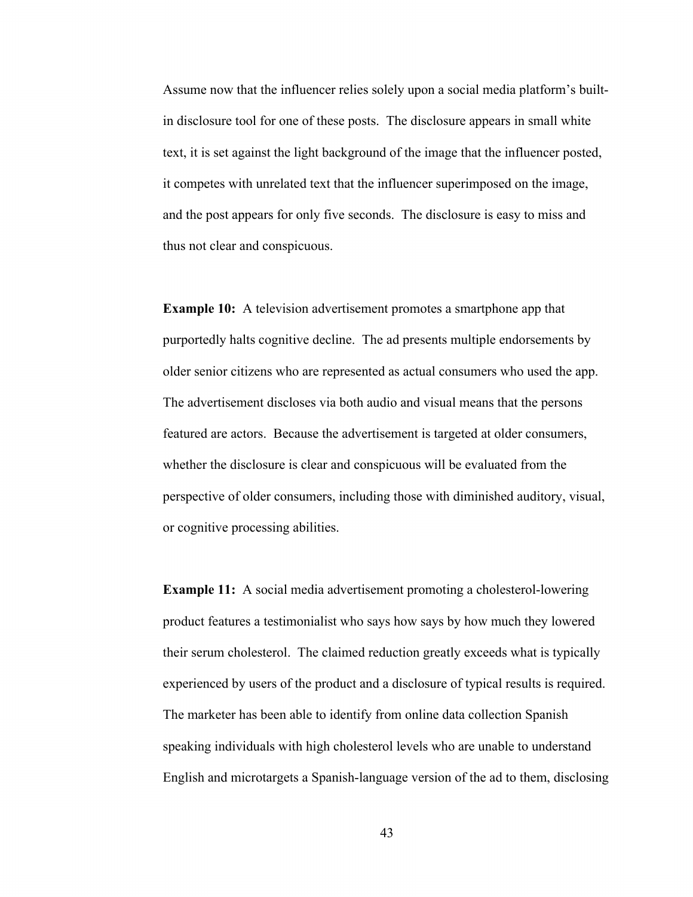Assume now that the influencer relies solely upon a social media platform's built-in disclosure tool for one of these posts. The disclosure appears in small white text, it is set against the light background of the image that the influencer posted, it competes with unrelated text that the influencer superimposed on the image, and the post appears for only five seconds. The disclosure is easy to miss and thus not clear and conspicuous.

**Example 10:** A television advertisement promotes a smartphone app that purportedly halts cognitive decline. The ad presents multiple endorsements by older senior citizens who are represented as actual consumers who used the app. The advertisement discloses via both audio and visual means that the persons featured are actors. Because the advertisement is targeted at older consumers, whether the disclosure is clear and conspicuous will be evaluated from the perspective of older consumers, including those with diminished auditory, visual, or cognitive processing abilities.

**Example 11:** A social media advertisement promoting a cholesterol-lowering product features a testimonialist who says how says by how much they lowered their serum cholesterol. The claimed reduction greatly exceeds what is typically experienced by users of the product and a disclosure of typical results is required. The marketer has been able to identify from online data collection Spanish speaking individuals with high cholesterol levels who are unable to understand English and microtargets a Spanish-language version of the ad to them, disclosing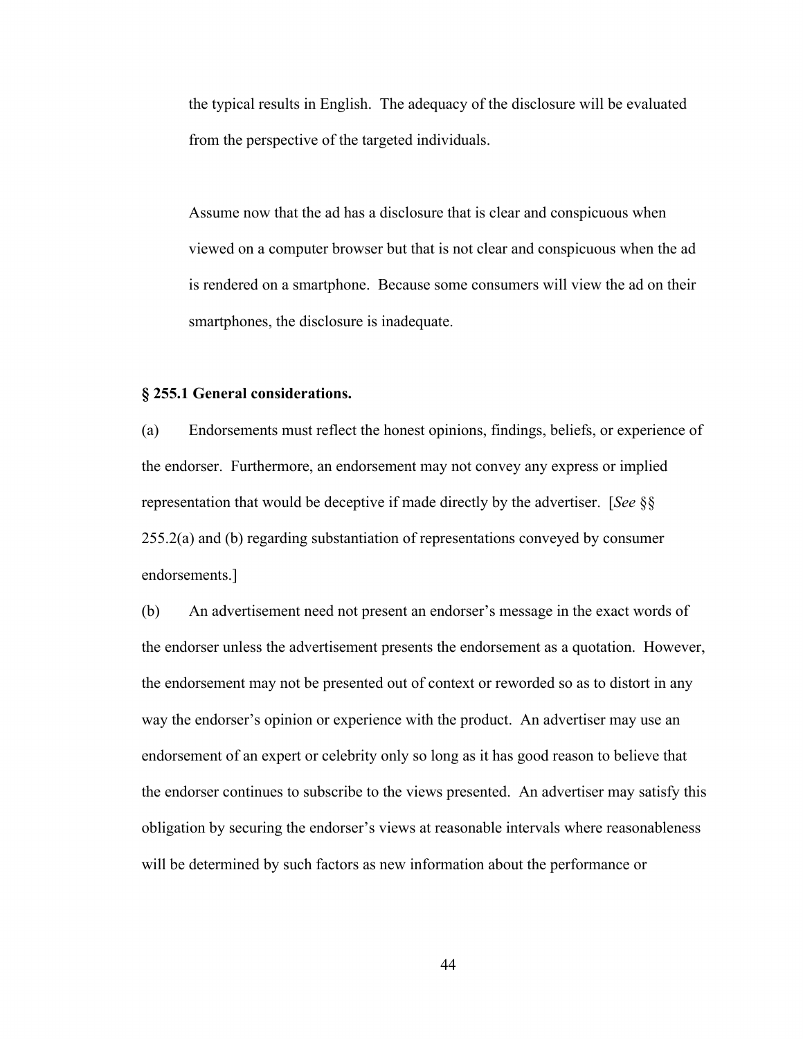the typical results in English. The adequacy of the disclosure will be evaluated from the perspective of the targeted individuals.

Assume now that the ad has a disclosure that is clear and conspicuous when viewed on a computer browser but that is not clear and conspicuous when the ad is rendered on a smartphone. Because some consumers will view the ad on their smartphones, the disclosure is inadequate.

### § 255.1 General considerations.

(a) Endorsements must reflect the honest opinions, findings, beliefs, or experience of the endorser. Furthermore, an endorsement may not convey any express or implied representation that would be deceptive if made directly by the advertiser. [*See* §§ 255.2(a) and (b) regarding substantiation of representations conveyed by consumer endorsements.]

(b) An advertisement need not present an endorser's message in the exact words of the endorser unless the advertisement presents the endorsement as a quotation. However, the endorsement may not be presented out of context or reworded so as to distort in any way the endorser's opinion or experience with the product. An advertiser may use an endorsement of an expert or celebrity only so long as it has good reason to believe that the endorser continues to subscribe to the views presented. An advertiser may satisfy this obligation by securing the endorser's views at reasonable intervals where reasonableness will be determined by such factors as new information about the performance or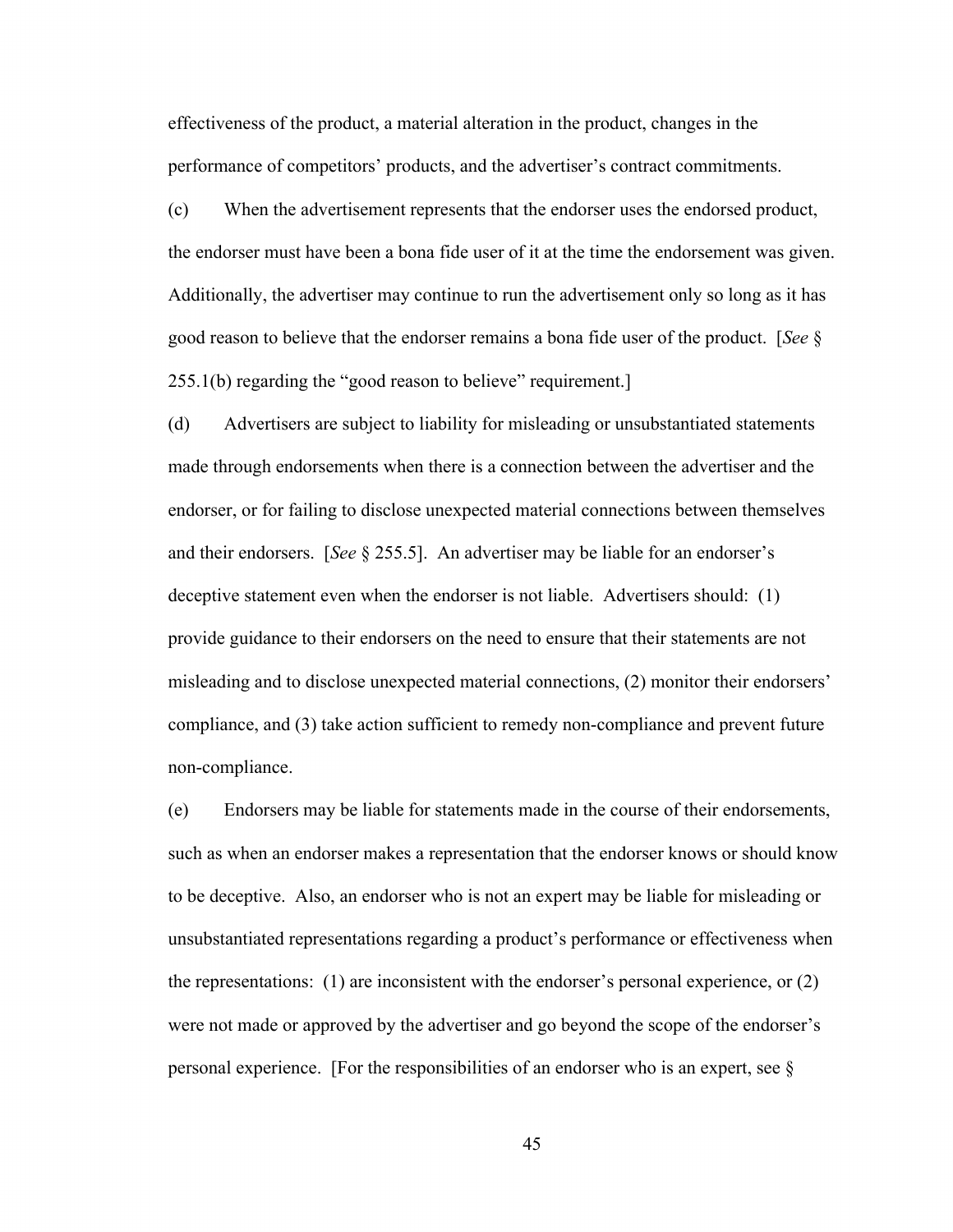effectiveness of the product, a material alteration in the product, changes in the performance of competitors' products, and the advertiser's contract commitments.

(c) When the advertisement represents that the endorser uses the endorsed product, the endorser must have been a bona fide user of it at the time the endorsement was given. Additionally, the advertiser may continue to run the advertisement only so long as it has good reason to believe that the endorser remains a bona fide user of the product. [*See* § 255.1(b) regarding the "good reason to believe" requirement.]

(d) Advertisers are subject to liability for misleading or unsubstantiated statements made through endorsements when there is a connection between the advertiser and the endorser, or for failing to disclose unexpected material connections between themselves and their endorsers. [*See* § 255.5]. An advertiser may be liable for an endorser's deceptive statement even when the endorser is not liable. Advertisers should: (1) provide guidance to their endorsers on the need to ensure that their statements are not misleading and to disclose unexpected material connections, (2) monitor their endorsers' compliance, and (3) take action sufficient to remedy non-compliance and prevent future non-compliance.

(e) Endorsers may be liable for statements made in the course of their endorsements, such as when an endorser makes a representation that the endorser knows or should know to be deceptive. Also, an endorser who is not an expert may be liable for misleading or unsubstantiated representations regarding a product's performance or effectiveness when the representations: (1) are inconsistent with the endorser's personal experience, or (2) were not made or approved by the advertiser and go beyond the scope of the endorser's personal experience. [For the responsibilities of an endorser who is an expert, see §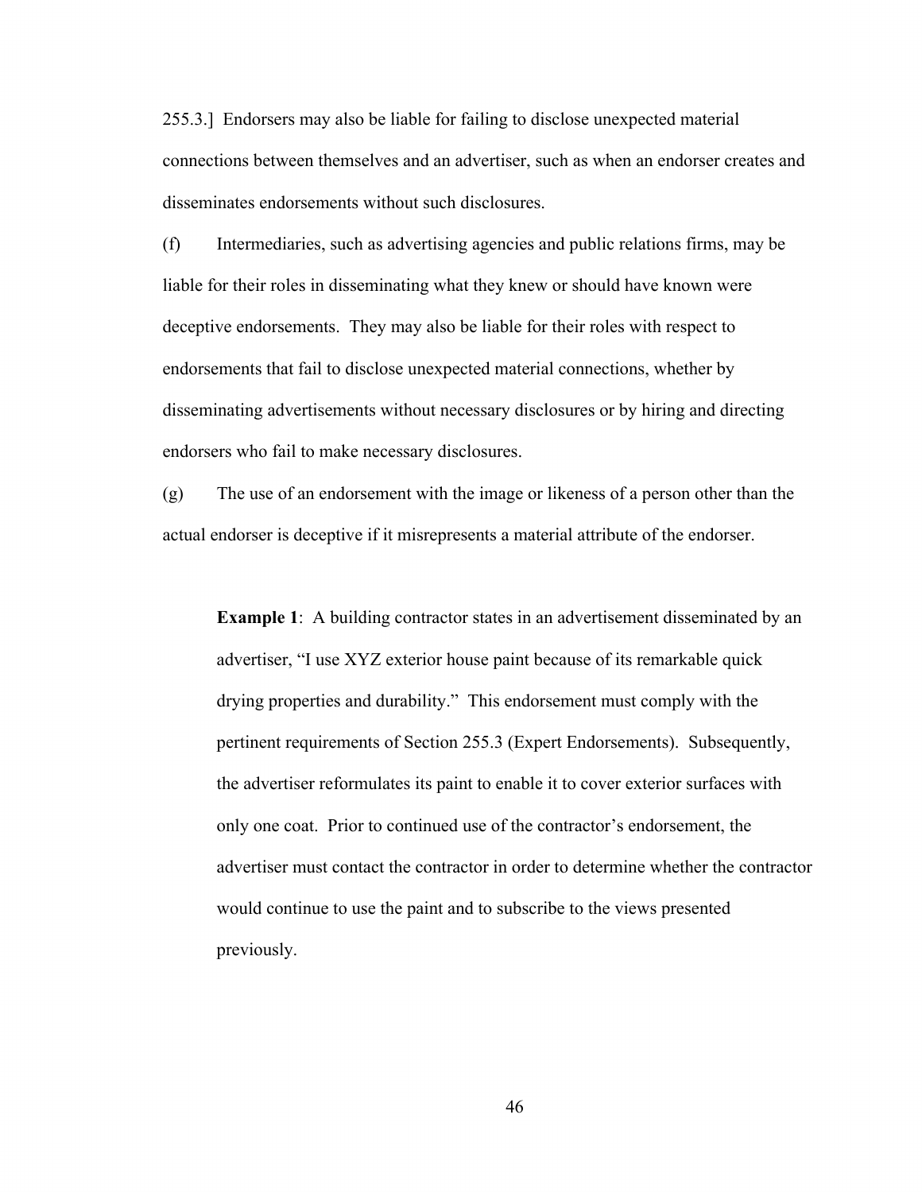255.3.] Endorsers may also be liable for failing to disclose unexpected material connections between themselves and an advertiser, such as when an endorser creates and disseminates endorsements without such disclosures.

(f) Intermediaries, such as advertising agencies and public relations firms, may be liable for their roles in disseminating what they knew or should have known were deceptive endorsements. They may also be liable for their roles with respect to endorsements that fail to disclose unexpected material connections, whether by disseminating advertisements without necessary disclosures or by hiring and directing endorsers who fail to make necessary disclosures.

(g) The use of an endorsement with the image or likeness of a person other than the actual endorser is deceptive if it misrepresents a material attribute of the endorser.

> **Example 1**: A building contractor states in an advertisement disseminated by an advertiser, "I use XYZ exterior house paint because of its remarkable quick drying properties and durability." This endorsement must comply with the pertinent requirements of Section 255.3 (Expert Endorsements). Subsequently, the advertiser reformulates its paint to enable it to cover exterior surfaces with only one coat. Prior to continued use of the contractor's endorsement, the advertiser must contact the contractor in order to determine whether the contractor would continue to use the paint and to subscribe to the views presented previously.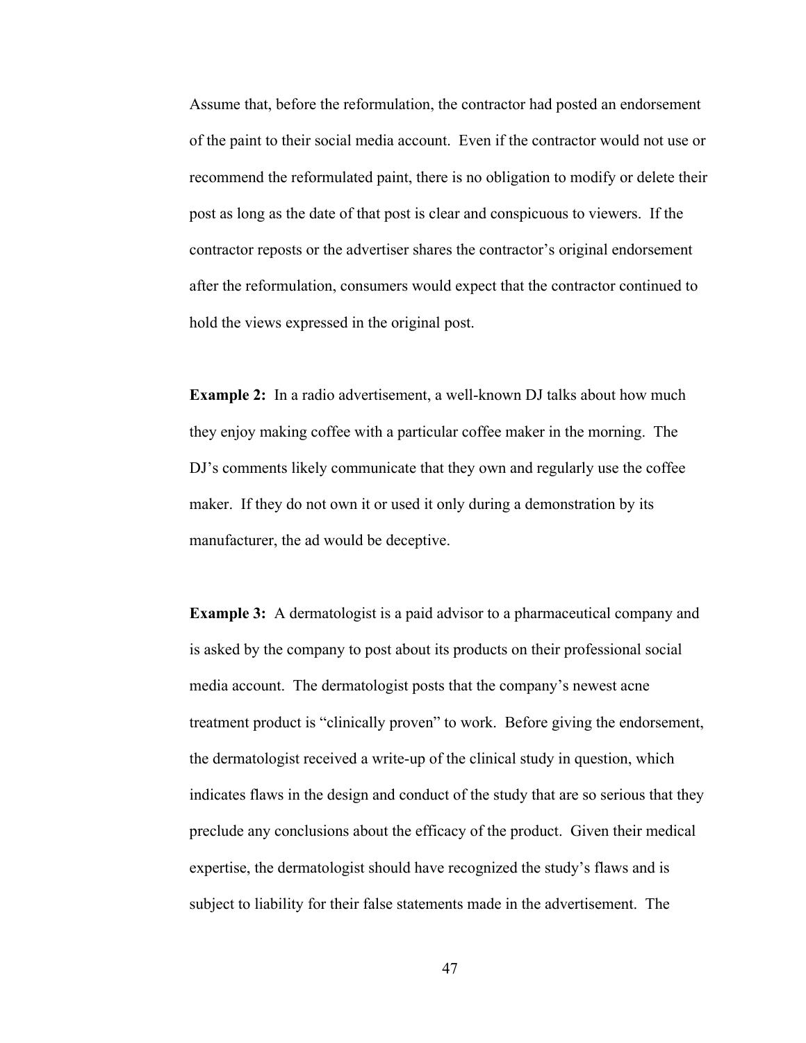Assume that, before the reformulation, the contractor had posted an endorsement of the paint to their social media account. Even if the contractor would not use or recommend the reformulated paint, there is no obligation to modify or delete their post as long as the date of that post is clear and conspicuous to viewers. If the contractor reposts or the advertiser shares the contractor's original endorsement after the reformulation, consumers would expect that the contractor continued to hold the views expressed in the original post.

**Example 2:** In a radio advertisement, a well-known DJ talks about how much they enjoy making coffee with a particular coffee maker in the morning. The DJ's comments likely communicate that they own and regularly use the coffee maker. If they do not own it or used it only during a demonstration by its manufacturer, the ad would be deceptive.

**Example 3:** A dermatologist is a paid advisor to a pharmaceutical company and is asked by the company to post about its products on their professional social media account. The dermatologist posts that the company's newest acne treatment product is "clinically proven" to work. Before giving the endorsement, the dermatologist received a write-up of the clinical study in question, which indicates flaws in the design and conduct of the study that are so serious that they preclude any conclusions about the efficacy of the product. Given their medical expertise, the dermatologist should have recognized the study's flaws and is subject to liability for their false statements made in the advertisement. The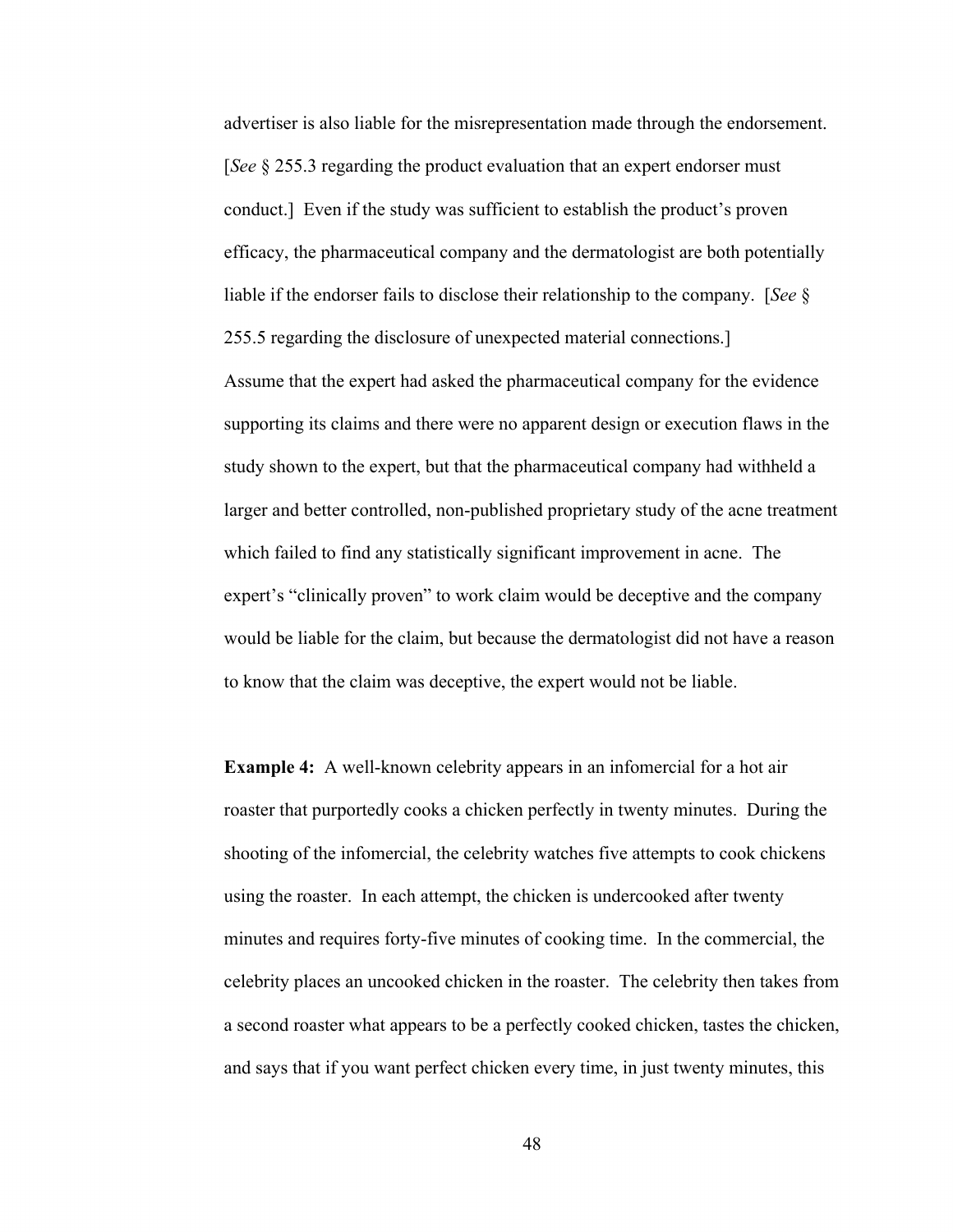advertiser is also liable for the misrepresentation made through the endorsement. [*See* § 255.3 regarding the product evaluation that an expert endorser must conduct.] Even if the study was sufficient to establish the product's proven efficacy, the pharmaceutical company and the dermatologist are both potentially liable if the endorser fails to disclose their relationship to the company. [*See* § 255.5 regarding the disclosure of unexpected material connections.]

Assume that the expert had asked the pharmaceutical company for the evidence supporting its claims and there were no apparent design or execution flaws in the study shown to the expert, but that the pharmaceutical company had withheld a larger and better controlled, non-published proprietary study of the acne treatment which failed to find any statistically significant improvement in acne. The expert's "clinically proven" to work claim would be deceptive and the company would be liable for the claim, but because the dermatologist did not have a reason to know that the claim was deceptive, the expert would not be liable.

**Example 4:** A well-known celebrity appears in an infomercial for a hot air roaster that purportedly cooks a chicken perfectly in twenty minutes. During the shooting of the infomercial, the celebrity watches five attempts to cook chickens using the roaster. In each attempt, the chicken is undercooked after twenty minutes and requires forty-five minutes of cooking time. In the commercial, the celebrity places an uncooked chicken in the roaster. The celebrity then takes from a second roaster what appears to be a perfectly cooked chicken, tastes the chicken, and says that if you want perfect chicken every time, in just twenty minutes, this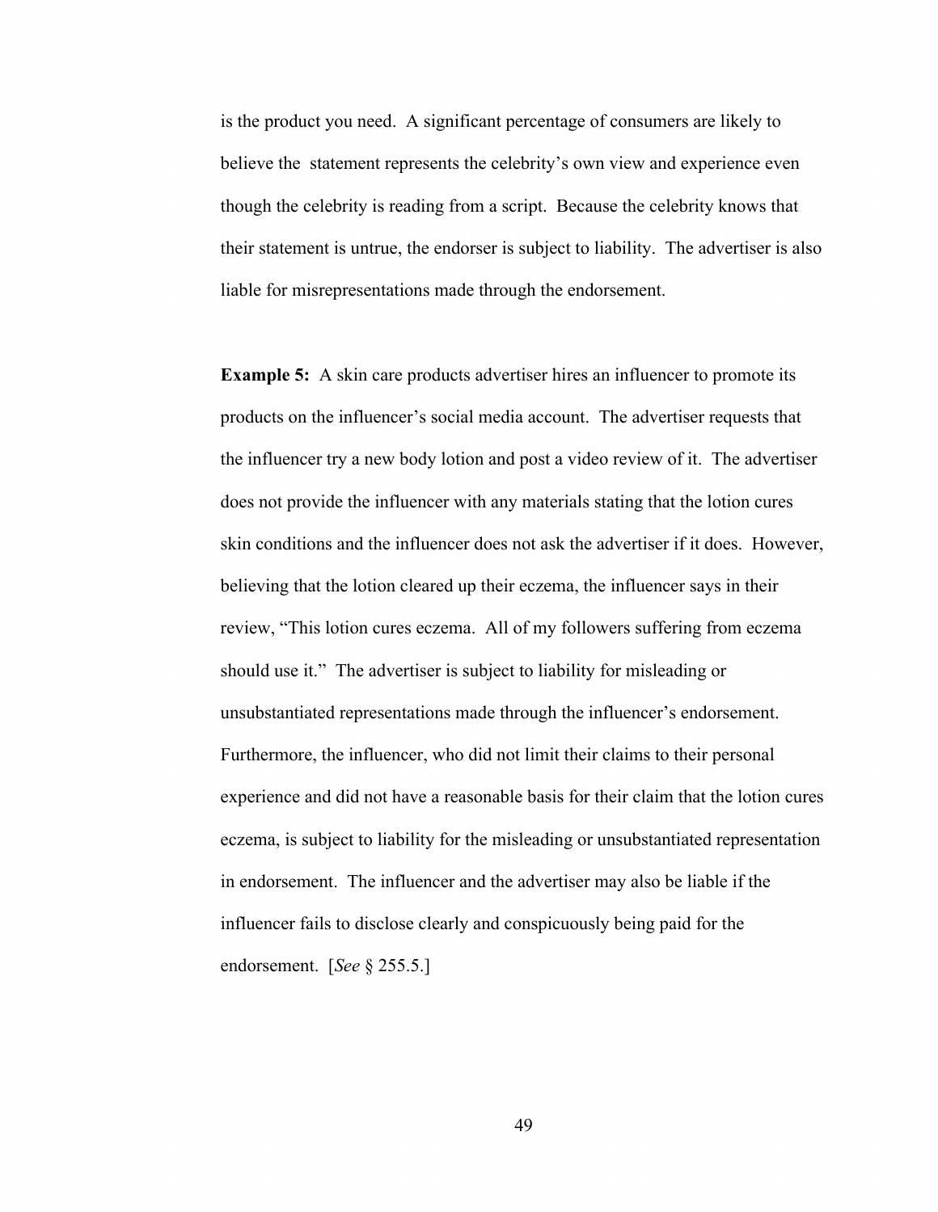is the product you need. A significant percentage of consumers are likely to believe the statement represents the celebrity's own view and experience even though the celebrity is reading from a script. Because the celebrity knows that their statement is untrue, the endorser is subject to liability. The advertiser is also liable for misrepresentations made through the endorsement.

**Example 5:** A skin care products advertiser hires an influencer to promote its products on the influencer's social media account. The advertiser requests that the influencer try a new body lotion and post a video review of it. The advertiser does not provide the influencer with any materials stating that the lotion cures skin conditions and the influencer does not ask the advertiser if it does. However, believing that the lotion cleared up their eczema, the influencer says in their review, "This lotion cures eczema. All of my followers suffering from eczema should use it." The advertiser is subject to liability for misleading or unsubstantiated representations made through the influencer's endorsement. Furthermore, the influencer, who did not limit their claims to their personal experience and did not have a reasonable basis for their claim that the lotion cures eczema, is subject to liability for the misleading or unsubstantiated representation in endorsement. The influencer and the advertiser may also be liable if the influencer fails to disclose clearly and conspicuously being paid for the endorsement. [*See* § 255.5.]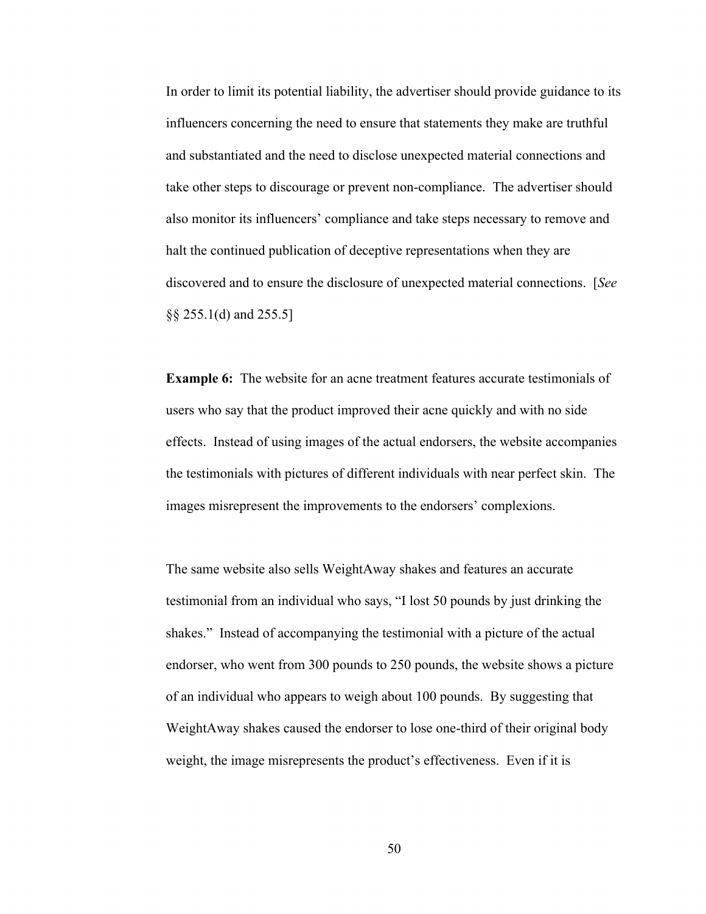In order to limit its potential liability, the advertiser should provide guidance to its influencers concerning the need to ensure that statements they make are truthful and substantiated and the need to disclose unexpected material connections and take other steps to discourage or prevent non-compliance. The advertiser should also monitor its influencers' compliance and take steps necessary to remove and halt the continued publication of deceptive representations when they are discovered and to ensure the disclosure of unexpected material connections. [*See* §§ 255.1(d) and 255.5]

**Example 6:** The website for an acne treatment features accurate testimonials of users who say that the product improved their acne quickly and with no side effects. Instead of using images of the actual endorsers, the website accompanies the testimonials with pictures of different individuals with near perfect skin. The images misrepresent the improvements to the endorsers' complexions.

The same website also sells WeightAway shakes and features an accurate testimonial from an individual who says, "I lost 50 pounds by just drinking the shakes." Instead of accompanying the testimonial with a picture of the actual endorser, who went from 300 pounds to 250 pounds, the website shows a picture of an individual who appears to weigh about 100 pounds. By suggesting that WeightAway shakes caused the endorser to lose one-third of their original body weight, the image misrepresents the product's effectiveness. Even if it is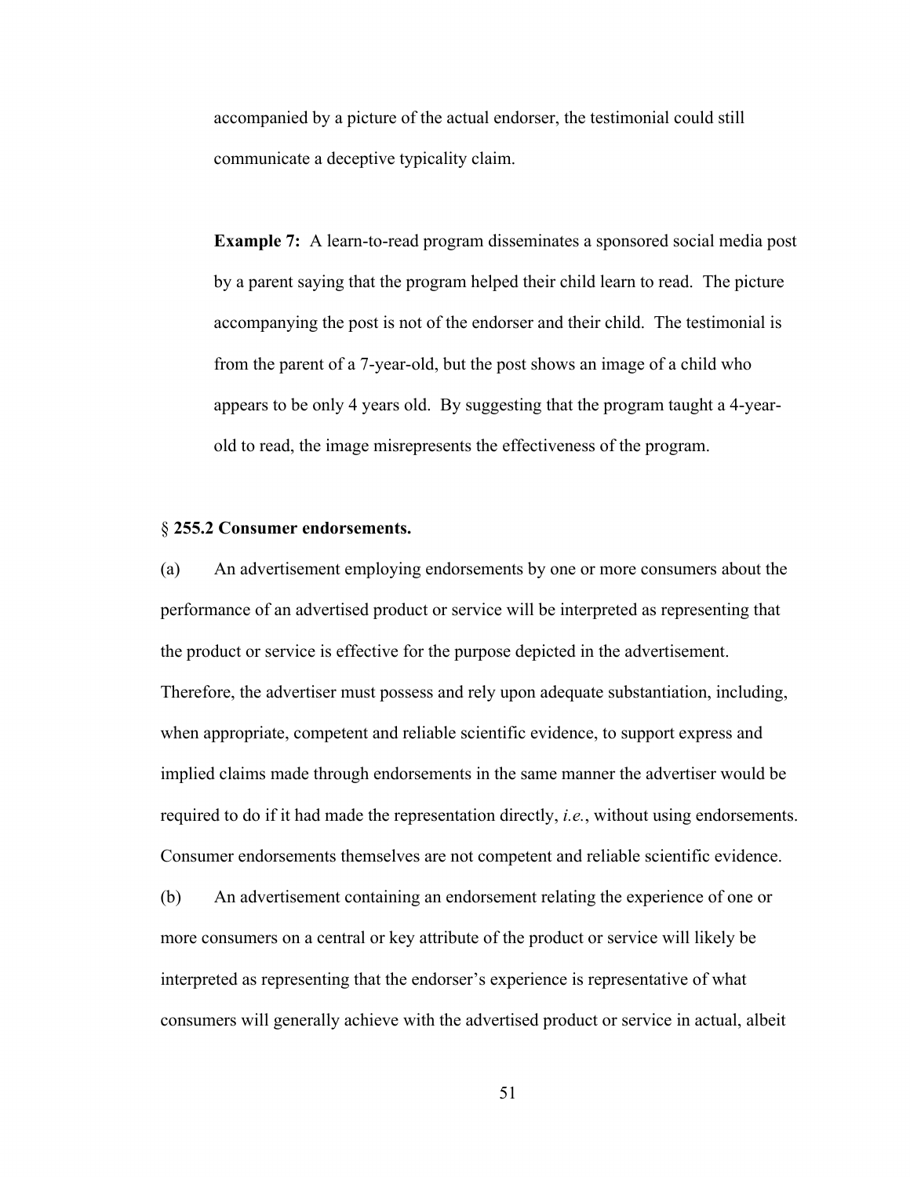accompanied by a picture of the actual endorser, the testimonial could still communicate a deceptive typicality claim.

**Example 7:** A learn-to-read program disseminates a sponsored social media post by a parent saying that the program helped their child learn to read. The picture accompanying the post is not of the endorser and their child. The testimonial is from the parent of a 7-year-old, but the post shows an image of a child who appears to be only 4 years old. By suggesting that the program taught a 4-year-old to read, the image misrepresents the effectiveness of the program.

### § 255.2 Consumer endorsements.

(a) An advertisement employing endorsements by one or more consumers about the performance of an advertised product or service will be interpreted as representing that the product or service is effective for the purpose depicted in the advertisement. Therefore, the advertiser must possess and rely upon adequate substantiation, including, when appropriate, competent and reliable scientific evidence, to support express and implied claims made through endorsements in the same manner the advertiser would be required to do if it had made the representation directly, *i.e.*, without using endorsements. Consumer endorsements themselves are not competent and reliable scientific evidence.

(b) An advertisement containing an endorsement relating the experience of one or more consumers on a central or key attribute of the product or service will likely be interpreted as representing that the endorser's experience is representative of what consumers will generally achieve with the advertised product or service in actual, albeit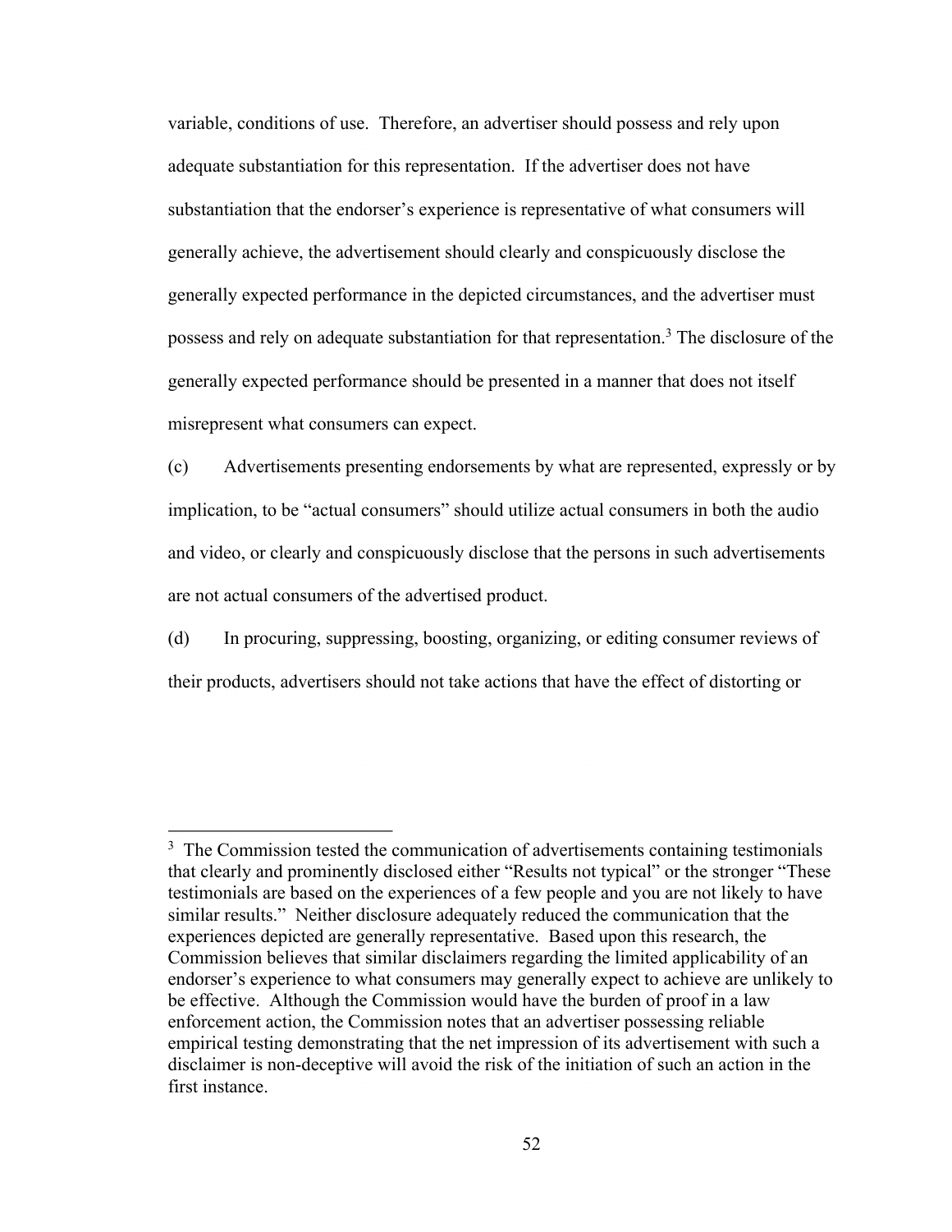variable, conditions of use. Therefore, an advertiser should possess and rely upon adequate substantiation for this representation. If the advertiser does not have substantiation that the endorser's experience is representative of what consumers will generally achieve, the advertisement should clearly and conspicuously disclose the generally expected performance in the depicted circumstances, and the advertiser must possess and rely on adequate substantiation for that representation.[3] The disclosure of the generally expected performance should be presented in a manner that does not itself misrepresent what consumers can expect.

(c) Advertisements presenting endorsements by what are represented, expressly or by implication, to be "actual consumers" should utilize actual consumers in both the audio and video, or clearly and conspicuously disclose that the persons in such advertisements are not actual consumers of the advertised product.

(d) In procuring, suppressing, boosting, organizing, or editing consumer reviews of their products, advertisers should not take actions that have the effect of distorting or

---

[3] The Commission tested the communication of advertisements containing testimonials that clearly and prominently disclosed either "Results not typical" or the stronger "These testimonials are based on the experiences of a few people and you are not likely to have similar results." Neither disclosure adequately reduced the communication that the experiences depicted are generally representative. Based upon this research, the Commission believes that similar disclaimers regarding the limited applicability of an endorser's experience to what consumers may generally expect to achieve are unlikely to be effective. Although the Commission would have the burden of proof in a law enforcement action, the Commission notes that an advertiser possessing reliable empirical testing demonstrating that the net impression of its advertisement with such a disclaimer is non-deceptive will avoid the risk of the initiation of such an action in the first instance.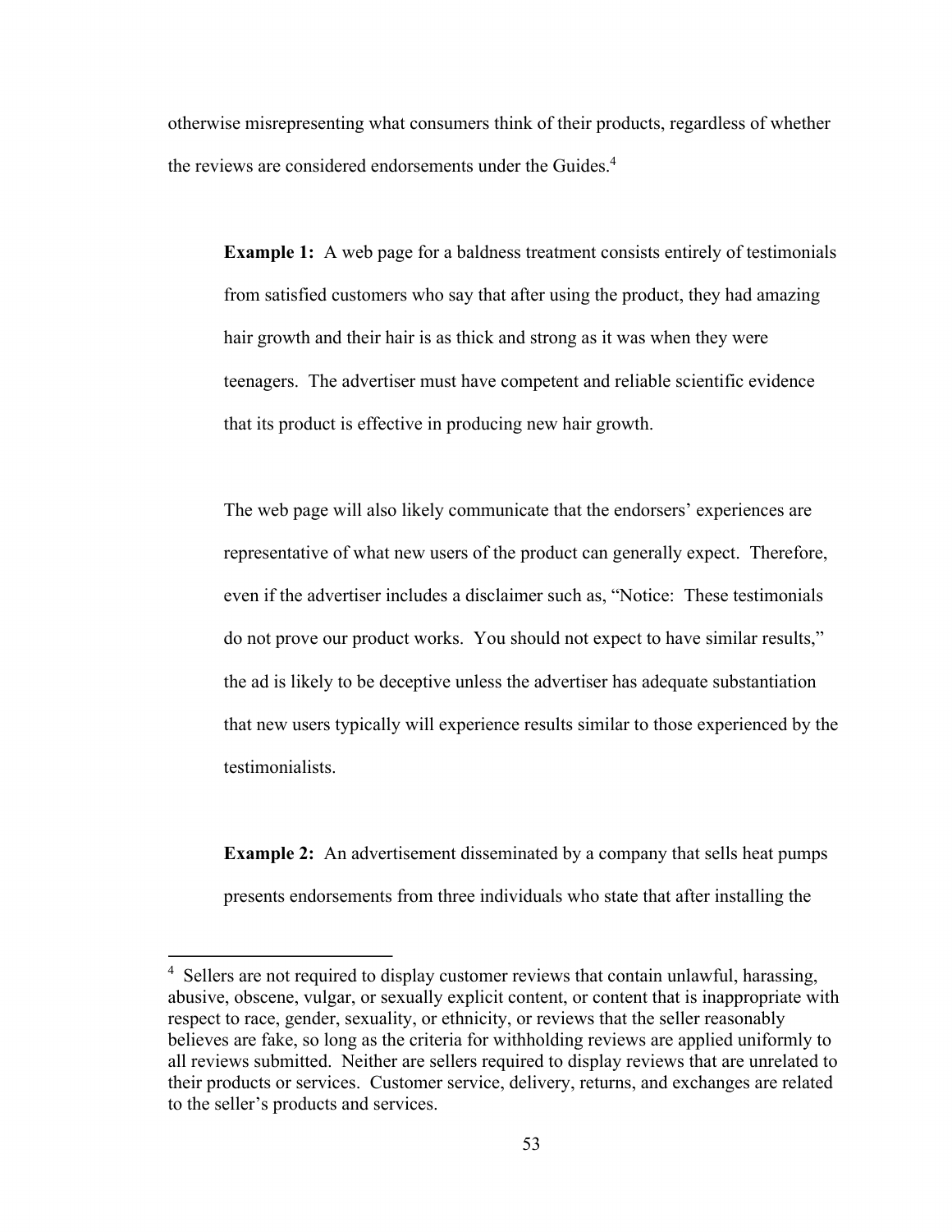otherwise misrepresenting what consumers think of their products, regardless of whether the reviews are considered endorsements under the Guides.[4]

> **Example 1:** A web page for a baldness treatment consists entirely of testimonials from satisfied customers who say that after using the product, they had amazing hair growth and their hair is as thick and strong as it was when they were teenagers. The advertiser must have competent and reliable scientific evidence that its product is effective in producing new hair growth.
>
> The web page will also likely communicate that the endorsers' experiences are representative of what new users of the product can generally expect. Therefore, even if the advertiser includes a disclaimer such as, "Notice: These testimonials do not prove our product works. You should not expect to have similar results," the ad is likely to be deceptive unless the advertiser has adequate substantiation that new users typically will experience results similar to those experienced by the testimonialists.
>
> **Example 2:** An advertisement disseminated by a company that sells heat pumps presents endorsements from three individuals who state that after installing the

[4] Sellers are not required to display customer reviews that contain unlawful, harassing, abusive, obscene, vulgar, or sexually explicit content, or content that is inappropriate with respect to race, gender, sexuality, or ethnicity, or reviews that the seller reasonably believes are fake, so long as the criteria for withholding reviews are applied uniformly to all reviews submitted. Neither are sellers required to display reviews that are unrelated to their products or services. Customer service, delivery, returns, and exchanges are related to the seller's products and services.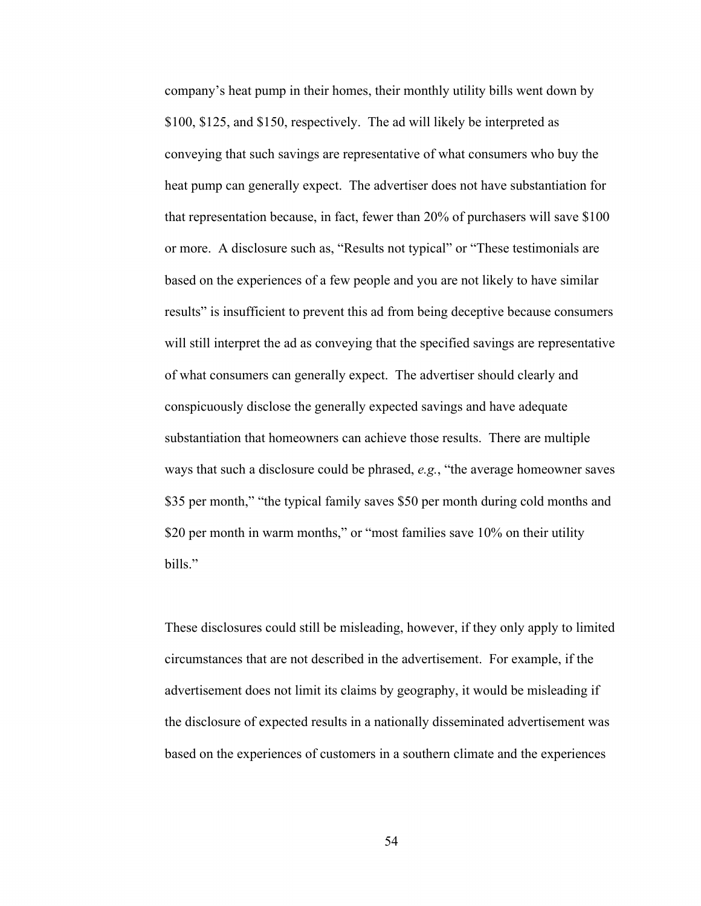company's heat pump in their homes, their monthly utility bills went down by $100, $125, and $150, respectively. The ad will likely be interpreted as conveying that such savings are representative of what consumers who buy the heat pump can generally expect. The advertiser does not have substantiation for that representation because, in fact, fewer than 20% of purchasers will save $100 or more. A disclosure such as, "Results not typical" or "These testimonials are based on the experiences of a few people and you are not likely to have similar results" is insufficient to prevent this ad from being deceptive because consumers will still interpret the ad as conveying that the specified savings are representative of what consumers can generally expect. The advertiser should clearly and conspicuously disclose the generally expected savings and have adequate substantiation that homeowners can achieve those results. There are multiple ways that such a disclosure could be phrased, *e.g.*, "the average homeowner saves $35 per month," "the typical family saves $50 per month during cold months and $20 per month in warm months," or "most families save 10% on their utility bills."

These disclosures could still be misleading, however, if they only apply to limited circumstances that are not described in the advertisement. For example, if the advertisement does not limit its claims by geography, it would be misleading if the disclosure of expected results in a nationally disseminated advertisement was based on the experiences of customers in a southern climate and the experiences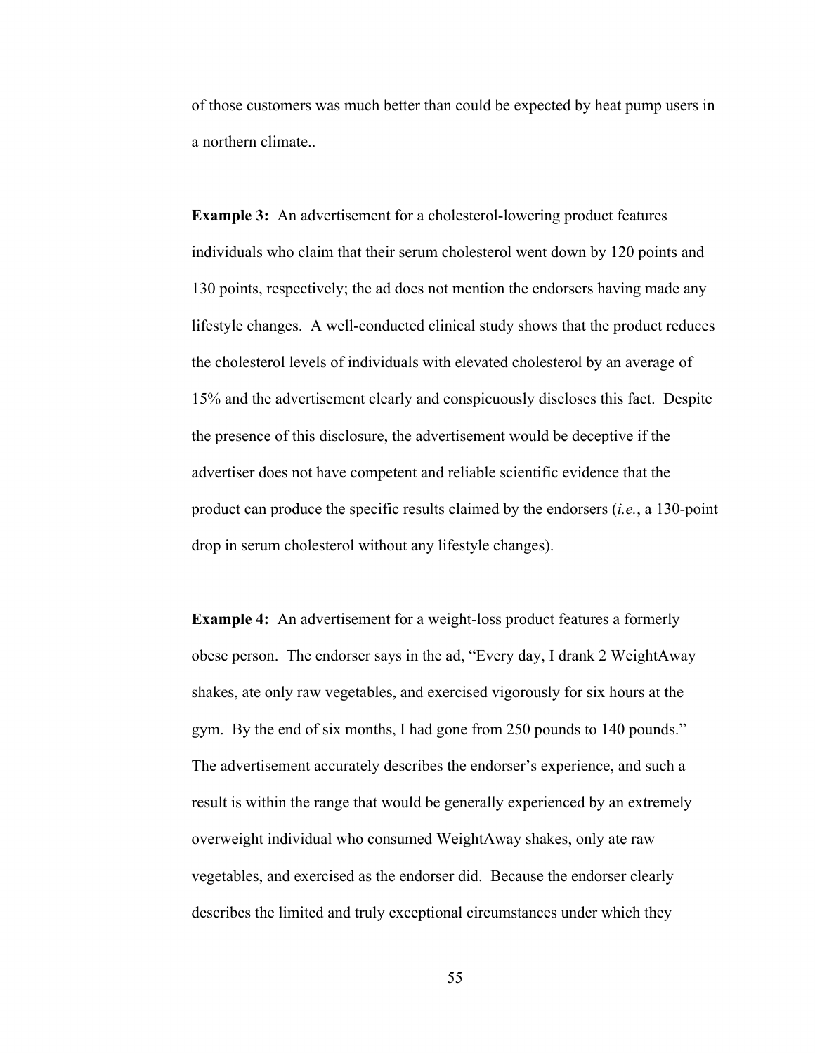of those customers was much better than could be expected by heat pump users in a northern climate..

**Example 3:** An advertisement for a cholesterol-lowering product features individuals who claim that their serum cholesterol went down by 120 points and 130 points, respectively; the ad does not mention the endorsers having made any lifestyle changes. A well-conducted clinical study shows that the product reduces the cholesterol levels of individuals with elevated cholesterol by an average of 15% and the advertisement clearly and conspicuously discloses this fact. Despite the presence of this disclosure, the advertisement would be deceptive if the advertiser does not have competent and reliable scientific evidence that the product can produce the specific results claimed by the endorsers (*i.e.*, a 130-point drop in serum cholesterol without any lifestyle changes).

**Example 4:** An advertisement for a weight-loss product features a formerly obese person. The endorser says in the ad, "Every day, I drank 2 WeightAway shakes, ate only raw vegetables, and exercised vigorously for six hours at the gym. By the end of six months, I had gone from 250 pounds to 140 pounds." The advertisement accurately describes the endorser's experience, and such a result is within the range that would be generally experienced by an extremely overweight individual who consumed WeightAway shakes, only ate raw vegetables, and exercised as the endorser did. Because the endorser clearly describes the limited and truly exceptional circumstances under which they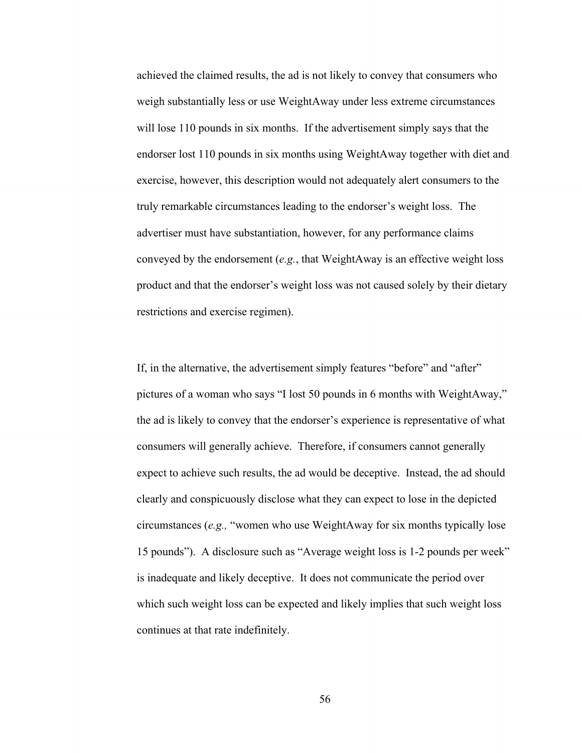achieved the claimed results, the ad is not likely to convey that consumers who weigh substantially less or use WeightAway under less extreme circumstances will lose 110 pounds in six months. If the advertisement simply says that the endorser lost 110 pounds in six months using WeightAway together with diet and exercise, however, this description would not adequately alert consumers to the truly remarkable circumstances leading to the endorser's weight loss. The advertiser must have substantiation, however, for any performance claims conveyed by the endorsement (*e.g.*, that WeightAway is an effective weight loss product and that the endorser's weight loss was not caused solely by their dietary restrictions and exercise regimen).

If, in the alternative, the advertisement simply features "before" and "after" pictures of a woman who says "I lost 50 pounds in 6 months with WeightAway," the ad is likely to convey that the endorser's experience is representative of what consumers will generally achieve. Therefore, if consumers cannot generally expect to achieve such results, the ad would be deceptive. Instead, the ad should clearly and conspicuously disclose what they can expect to lose in the depicted circumstances (*e.g.,* "women who use WeightAway for six months typically lose 15 pounds"). A disclosure such as "Average weight loss is 1-2 pounds per week" is inadequate and likely deceptive. It does not communicate the period over which such weight loss can be expected and likely implies that such weight loss continues at that rate indefinitely.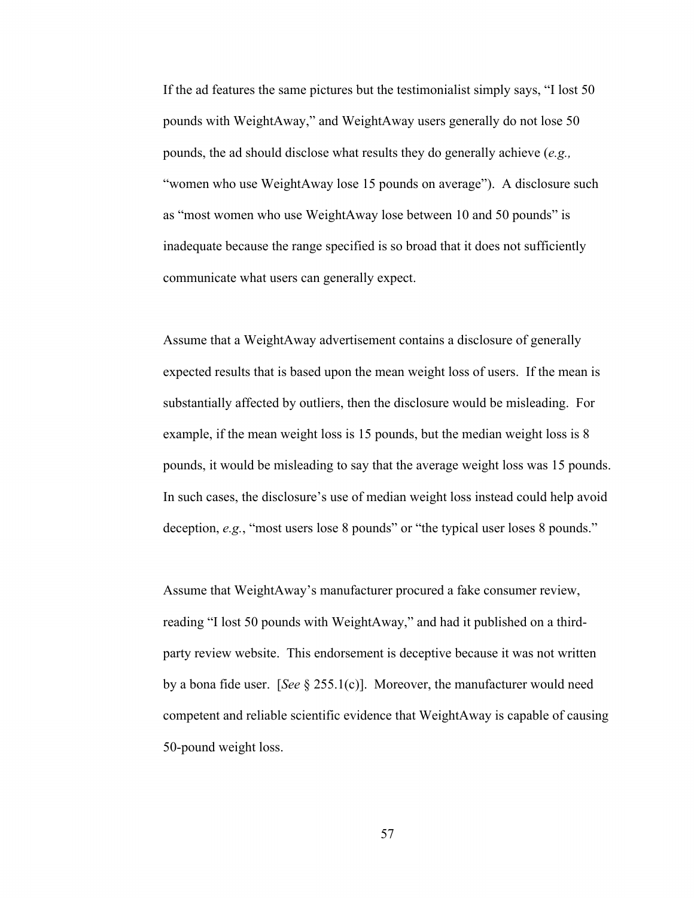If the ad features the same pictures but the testimonialist simply says, "I lost 50 pounds with WeightAway," and WeightAway users generally do not lose 50 pounds, the ad should disclose what results they do generally achieve (*e.g.,* "women who use WeightAway lose 15 pounds on average"). A disclosure such as "most women who use WeightAway lose between 10 and 50 pounds" is inadequate because the range specified is so broad that it does not sufficiently communicate what users can generally expect.

Assume that a WeightAway advertisement contains a disclosure of generally expected results that is based upon the mean weight loss of users. If the mean is substantially affected by outliers, then the disclosure would be misleading. For example, if the mean weight loss is 15 pounds, but the median weight loss is 8 pounds, it would be misleading to say that the average weight loss was 15 pounds. In such cases, the disclosure's use of median weight loss instead could help avoid deception, *e.g.*, "most users lose 8 pounds" or "the typical user loses 8 pounds."

Assume that WeightAway's manufacturer procured a fake consumer review, reading "I lost 50 pounds with WeightAway," and had it published on a third-party review website. This endorsement is deceptive because it was not written by a bona fide user. [*See* § 255.1(c)]. Moreover, the manufacturer would need competent and reliable scientific evidence that WeightAway is capable of causing 50-pound weight loss.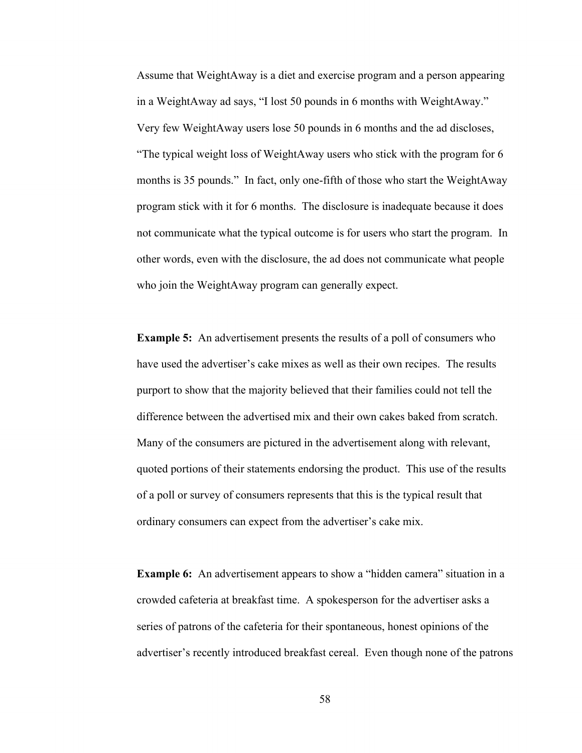Assume that WeightAway is a diet and exercise program and a person appearing in a WeightAway ad says, "I lost 50 pounds in 6 months with WeightAway." Very few WeightAway users lose 50 pounds in 6 months and the ad discloses, "The typical weight loss of WeightAway users who stick with the program for 6 months is 35 pounds." In fact, only one-fifth of those who start the WeightAway program stick with it for 6 months. The disclosure is inadequate because it does not communicate what the typical outcome is for users who start the program. In other words, even with the disclosure, the ad does not communicate what people who join the WeightAway program can generally expect.

**Example 5:** An advertisement presents the results of a poll of consumers who have used the advertiser's cake mixes as well as their own recipes. The results purport to show that the majority believed that their families could not tell the difference between the advertised mix and their own cakes baked from scratch. Many of the consumers are pictured in the advertisement along with relevant, quoted portions of their statements endorsing the product. This use of the results of a poll or survey of consumers represents that this is the typical result that ordinary consumers can expect from the advertiser's cake mix.

**Example 6:** An advertisement appears to show a "hidden camera" situation in a crowded cafeteria at breakfast time. A spokesperson for the advertiser asks a series of patrons of the cafeteria for their spontaneous, honest opinions of the advertiser's recently introduced breakfast cereal. Even though none of the patrons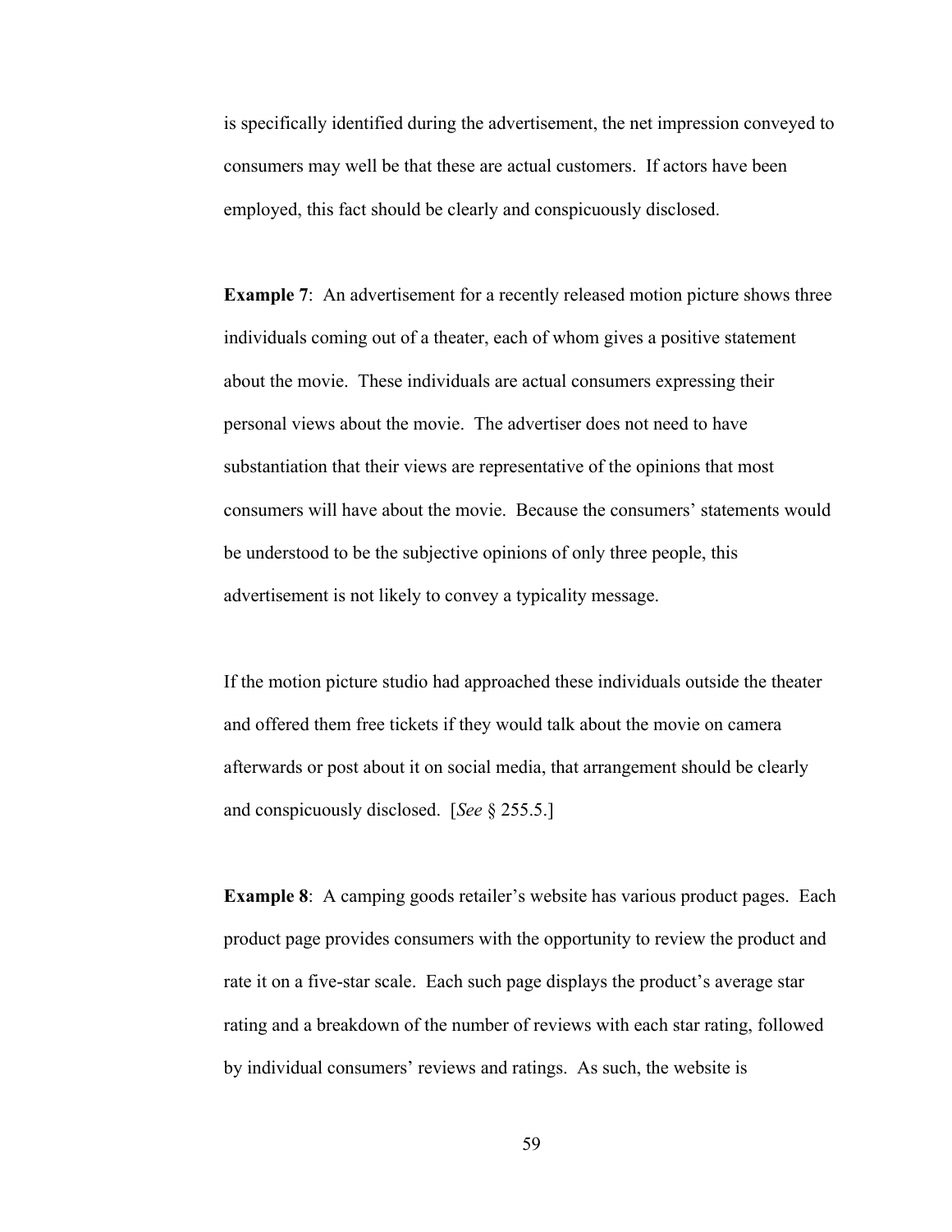is specifically identified during the advertisement, the net impression conveyed to consumers may well be that these are actual customers. If actors have been employed, this fact should be clearly and conspicuously disclosed.

**Example 7**: An advertisement for a recently released motion picture shows three individuals coming out of a theater, each of whom gives a positive statement about the movie. These individuals are actual consumers expressing their personal views about the movie. The advertiser does not need to have substantiation that their views are representative of the opinions that most consumers will have about the movie. Because the consumers' statements would be understood to be the subjective opinions of only three people, this advertisement is not likely to convey a typicality message.

If the motion picture studio had approached these individuals outside the theater and offered them free tickets if they would talk about the movie on camera afterwards or post about it on social media, that arrangement should be clearly and conspicuously disclosed. [*See* § 255.5.]

**Example 8**: A camping goods retailer's website has various product pages. Each product page provides consumers with the opportunity to review the product and rate it on a five-star scale. Each such page displays the product's average star rating and a breakdown of the number of reviews with each star rating, followed by individual consumers' reviews and ratings. As such, the website is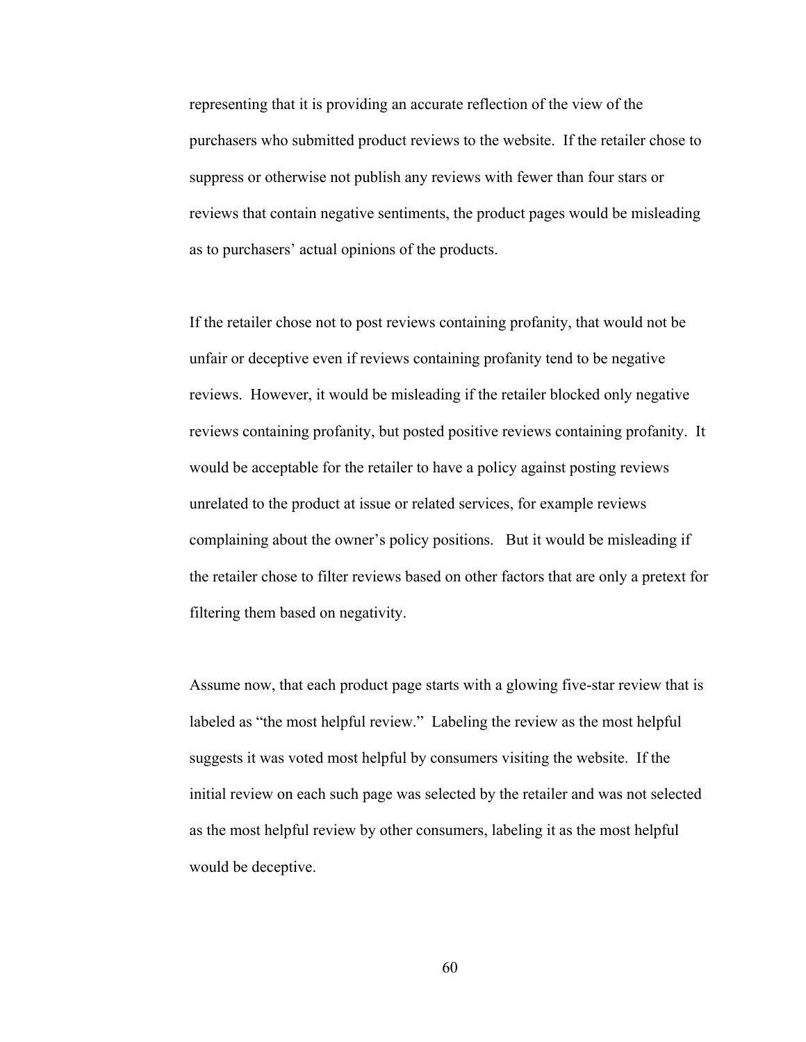representing that it is providing an accurate reflection of the view of the purchasers who submitted product reviews to the website. If the retailer chose to suppress or otherwise not publish any reviews with fewer than four stars or reviews that contain negative sentiments, the product pages would be misleading as to purchasers' actual opinions of the products.

If the retailer chose not to post reviews containing profanity, that would not be unfair or deceptive even if reviews containing profanity tend to be negative reviews. However, it would be misleading if the retailer blocked only negative reviews containing profanity, but posted positive reviews containing profanity. It would be acceptable for the retailer to have a policy against posting reviews unrelated to the product at issue or related services, for example reviews complaining about the owner's policy positions. But it would be misleading if the retailer chose to filter reviews based on other factors that are only a pretext for filtering them based on negativity.

Assume now, that each product page starts with a glowing five-star review that is labeled as "the most helpful review." Labeling the review as the most helpful suggests it was voted most helpful by consumers visiting the website. If the initial review on each such page was selected by the retailer and was not selected as the most helpful review by other consumers, labeling it as the most helpful would be deceptive.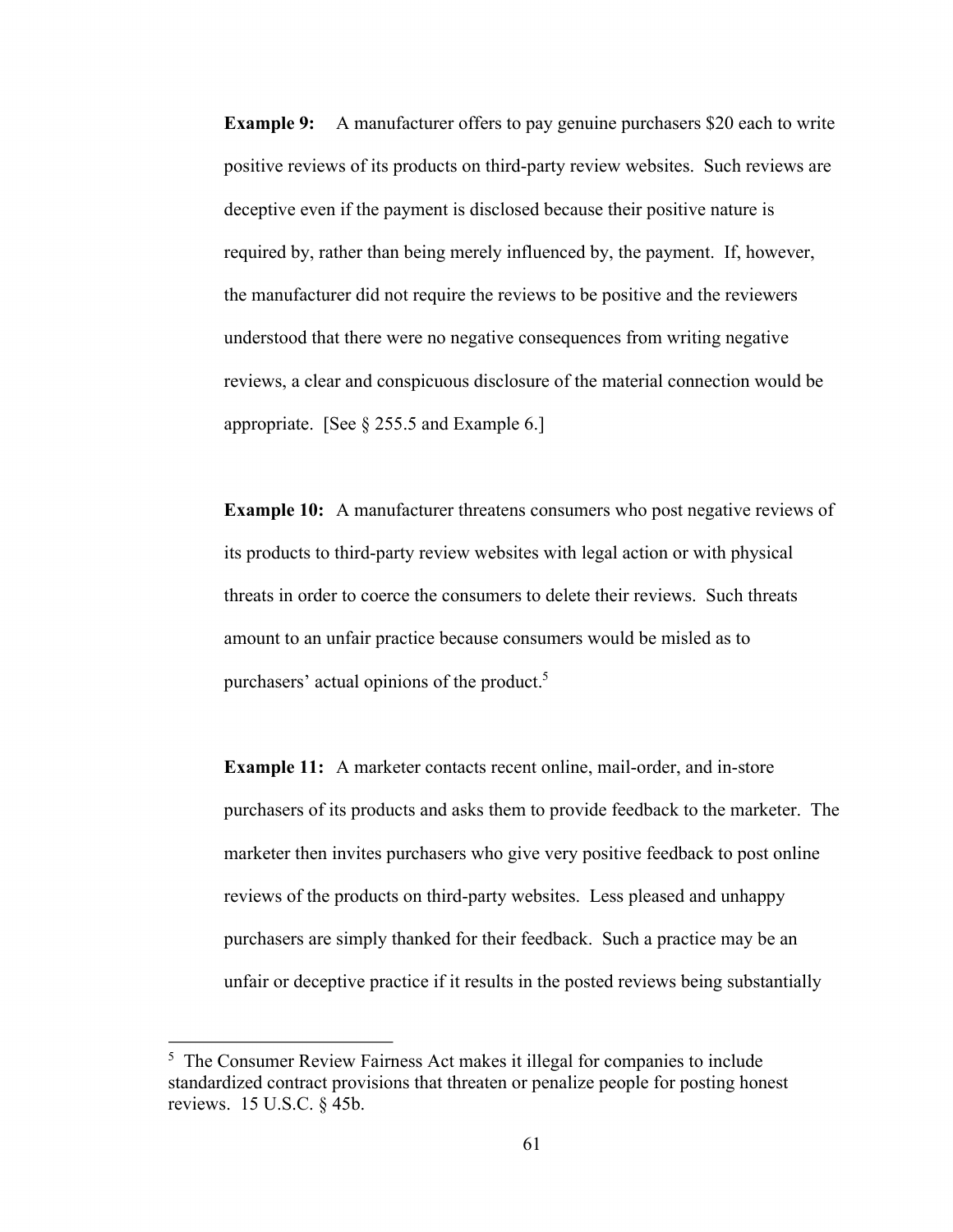**Example 9:** A manufacturer offers to pay genuine purchasers $20 each to write positive reviews of its products on third-party review websites. Such reviews are deceptive even if the payment is disclosed because their positive nature is required by, rather than being merely influenced by, the payment. If, however, the manufacturer did not require the reviews to be positive and the reviewers understood that there were no negative consequences from writing negative reviews, a clear and conspicuous disclosure of the material connection would be appropriate. [See § 255.5 and Example 6.]

**Example 10:** A manufacturer threatens consumers who post negative reviews of its products to third-party review websites with legal action or with physical threats in order to coerce the consumers to delete their reviews. Such threats amount to an unfair practice because consumers would be misled as to purchasers' actual opinions of the product.[5]

**Example 11:** A marketer contacts recent online, mail-order, and in-store purchasers of its products and asks them to provide feedback to the marketer. The marketer then invites purchasers who give very positive feedback to post online reviews of the products on third-party websites. Less pleased and unhappy purchasers are simply thanked for their feedback. Such a practice may be an unfair or deceptive practice if it results in the posted reviews being substantially

---

[5] The Consumer Review Fairness Act makes it illegal for companies to include standardized contract provisions that threaten or penalize people for posting honest reviews. 15 U.S.C. § 45b.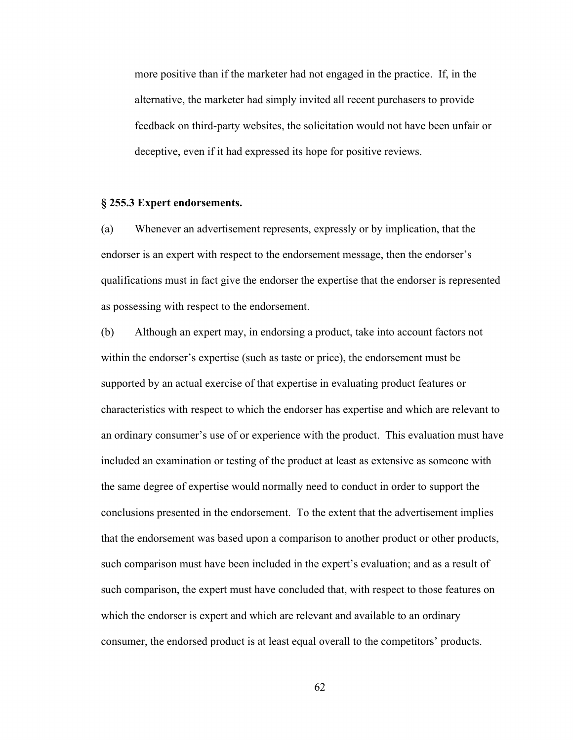more positive than if the marketer had not engaged in the practice. If, in the alternative, the marketer had simply invited all recent purchasers to provide feedback on third-party websites, the solicitation would not have been unfair or deceptive, even if it had expressed its hope for positive reviews.

**§ 255.3 Expert endorsements.**

(a) Whenever an advertisement represents, expressly or by implication, that the endorser is an expert with respect to the endorsement message, then the endorser's qualifications must in fact give the endorser the expertise that the endorser is represented as possessing with respect to the endorsement.

(b) Although an expert may, in endorsing a product, take into account factors not within the endorser's expertise (such as taste or price), the endorsement must be supported by an actual exercise of that expertise in evaluating product features or characteristics with respect to which the endorser has expertise and which are relevant to an ordinary consumer's use of or experience with the product. This evaluation must have included an examination or testing of the product at least as extensive as someone with the same degree of expertise would normally need to conduct in order to support the conclusions presented in the endorsement. To the extent that the advertisement implies that the endorsement was based upon a comparison to another product or other products, such comparison must have been included in the expert's evaluation; and as a result of such comparison, the expert must have concluded that, with respect to those features on which the endorser is expert and which are relevant and available to an ordinary consumer, the endorsed product is at least equal overall to the competitors' products.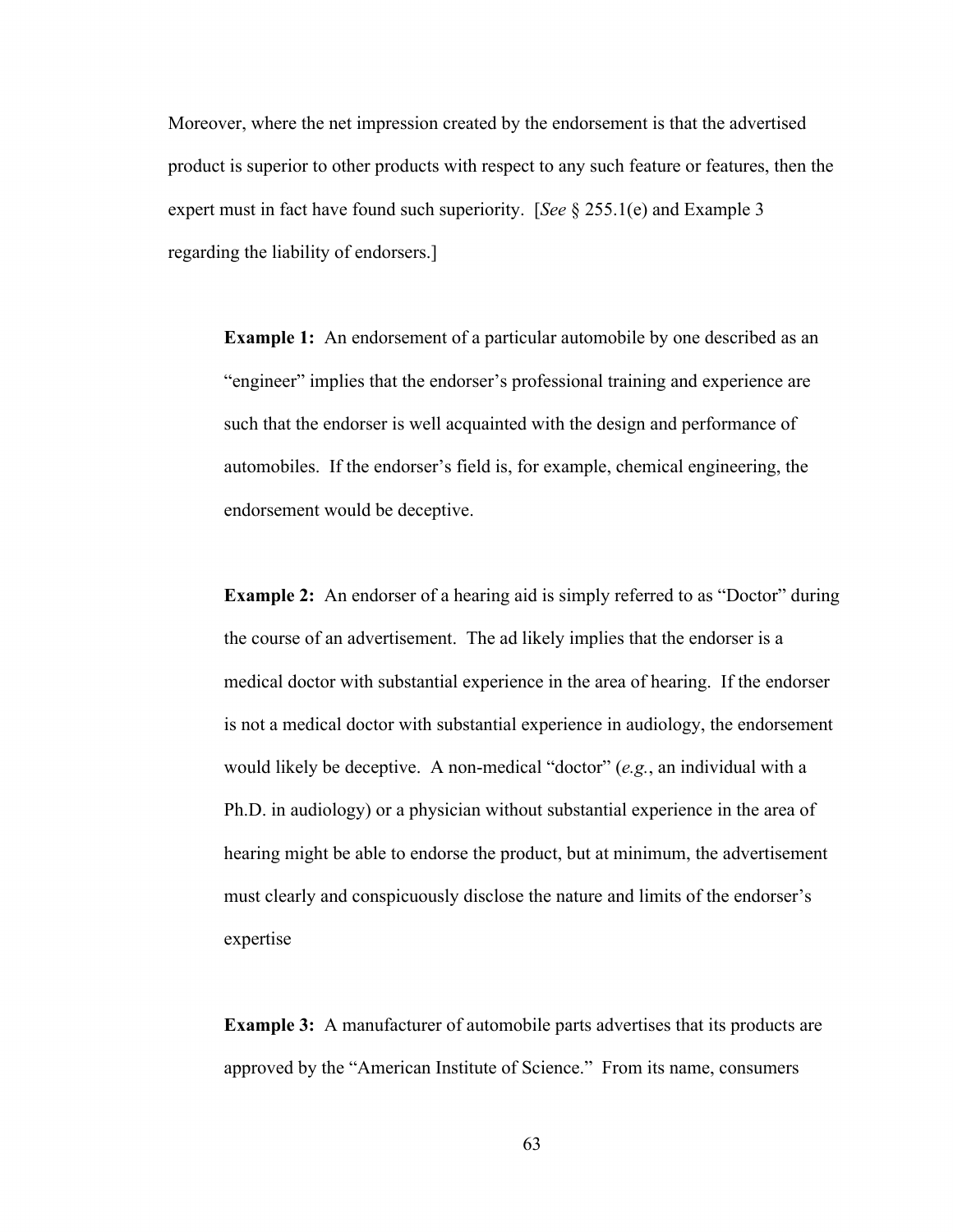Moreover, where the net impression created by the endorsement is that the advertised product is superior to other products with respect to any such feature or features, then the expert must in fact have found such superiority. [*See* § 255.1(e) and Example 3 regarding the liability of endorsers.]

**Example 1:** An endorsement of a particular automobile by one described as an "engineer" implies that the endorser's professional training and experience are such that the endorser is well acquainted with the design and performance of automobiles. If the endorser's field is, for example, chemical engineering, the endorsement would be deceptive.

**Example 2:** An endorser of a hearing aid is simply referred to as "Doctor" during the course of an advertisement. The ad likely implies that the endorser is a medical doctor with substantial experience in the area of hearing. If the endorser is not a medical doctor with substantial experience in audiology, the endorsement would likely be deceptive. A non-medical "doctor" (*e.g.*, an individual with a Ph.D. in audiology) or a physician without substantial experience in the area of hearing might be able to endorse the product, but at minimum, the advertisement must clearly and conspicuously disclose the nature and limits of the endorser's expertise

**Example 3:** A manufacturer of automobile parts advertises that its products are approved by the "American Institute of Science." From its name, consumers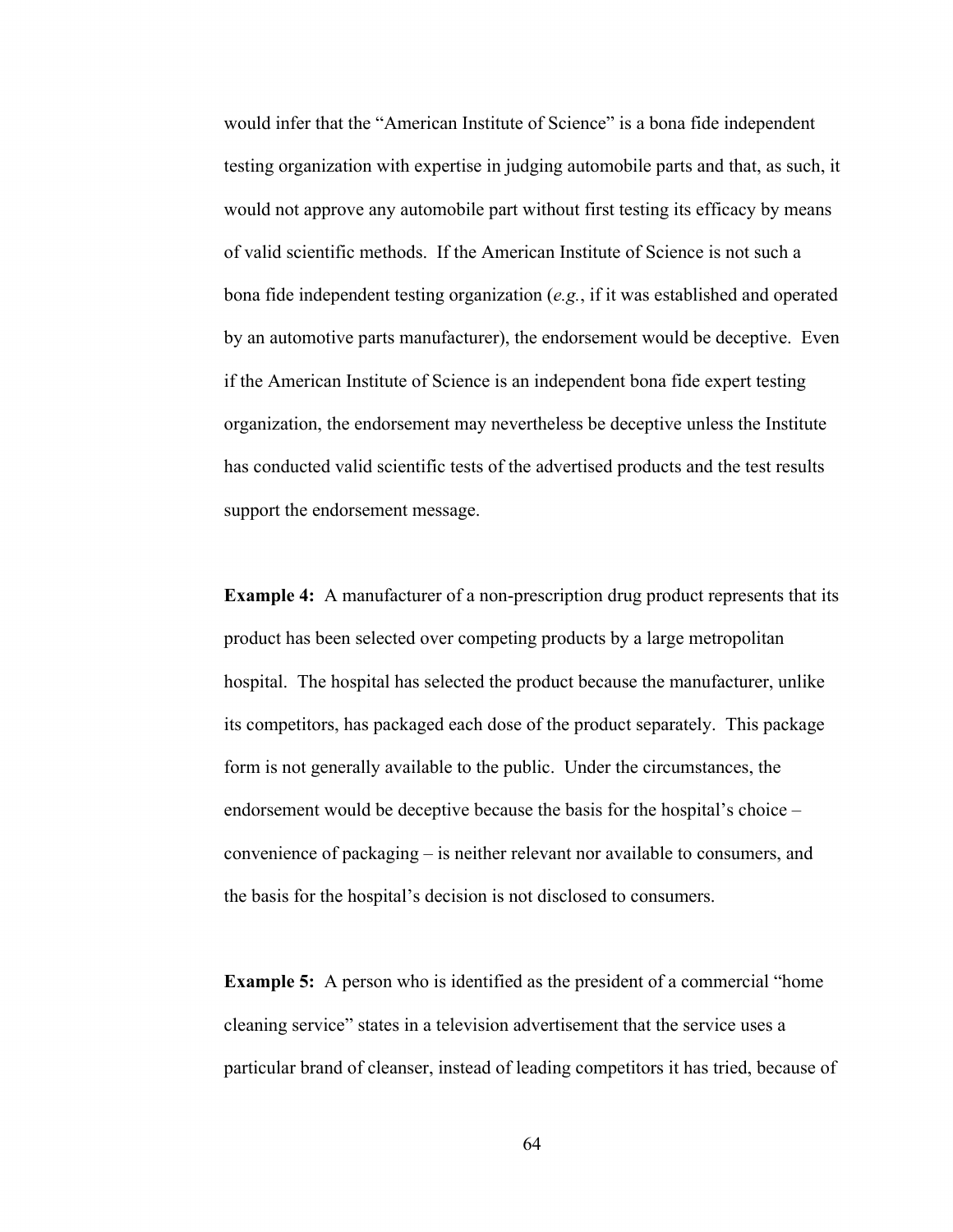would infer that the "American Institute of Science" is a bona fide independent testing organization with expertise in judging automobile parts and that, as such, it would not approve any automobile part without first testing its efficacy by means of valid scientific methods. If the American Institute of Science is not such a bona fide independent testing organization (*e.g.*, if it was established and operated by an automotive parts manufacturer), the endorsement would be deceptive. Even if the American Institute of Science is an independent bona fide expert testing organization, the endorsement may nevertheless be deceptive unless the Institute has conducted valid scientific tests of the advertised products and the test results support the endorsement message.

**Example 4:** A manufacturer of a non-prescription drug product represents that its product has been selected over competing products by a large metropolitan hospital. The hospital has selected the product because the manufacturer, unlike its competitors, has packaged each dose of the product separately. This package form is not generally available to the public. Under the circumstances, the endorsement would be deceptive because the basis for the hospital's choice – convenience of packaging – is neither relevant nor available to consumers, and the basis for the hospital's decision is not disclosed to consumers.

**Example 5:** A person who is identified as the president of a commercial "home cleaning service" states in a television advertisement that the service uses a particular brand of cleanser, instead of leading competitors it has tried, because of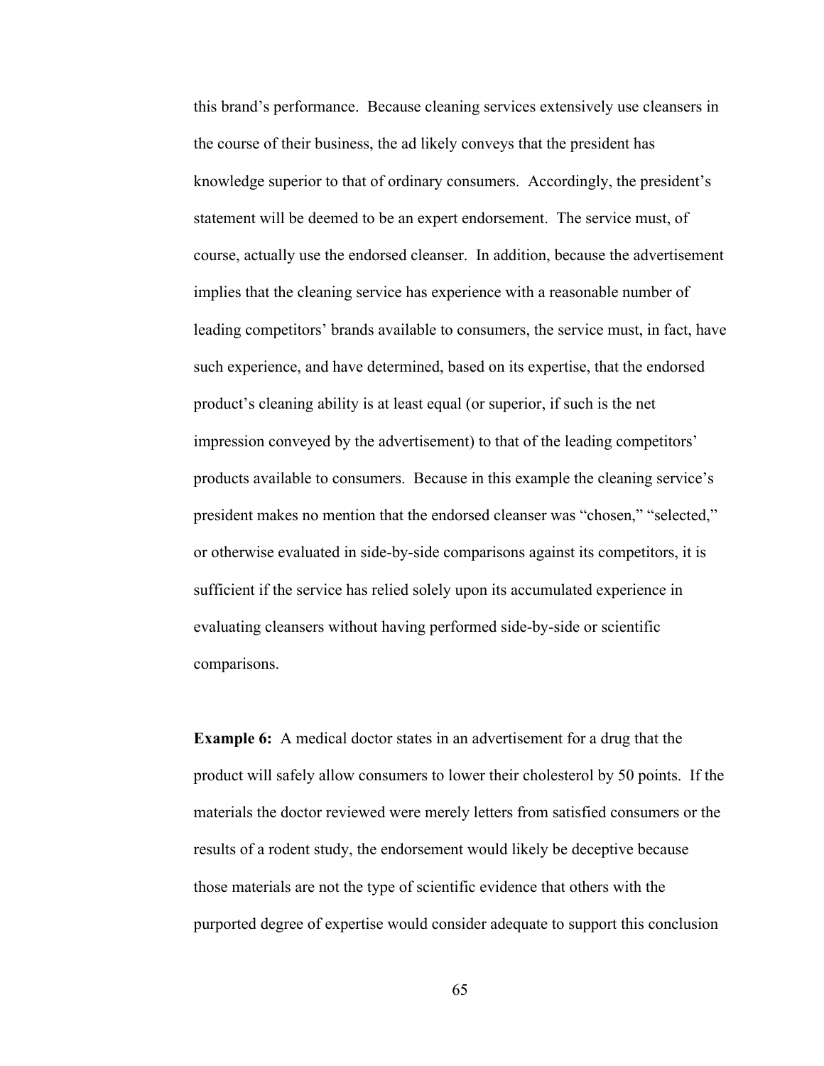this brand's performance. Because cleaning services extensively use cleansers in the course of their business, the ad likely conveys that the president has knowledge superior to that of ordinary consumers. Accordingly, the president's statement will be deemed to be an expert endorsement. The service must, of course, actually use the endorsed cleanser. In addition, because the advertisement implies that the cleaning service has experience with a reasonable number of leading competitors' brands available to consumers, the service must, in fact, have such experience, and have determined, based on its expertise, that the endorsed product's cleaning ability is at least equal (or superior, if such is the net impression conveyed by the advertisement) to that of the leading competitors' products available to consumers. Because in this example the cleaning service's president makes no mention that the endorsed cleanser was "chosen," "selected," or otherwise evaluated in side-by-side comparisons against its competitors, it is sufficient if the service has relied solely upon its accumulated experience in evaluating cleansers without having performed side-by-side or scientific comparisons.

**Example 6:** A medical doctor states in an advertisement for a drug that the product will safely allow consumers to lower their cholesterol by 50 points. If the materials the doctor reviewed were merely letters from satisfied consumers or the results of a rodent study, the endorsement would likely be deceptive because those materials are not the type of scientific evidence that others with the purported degree of expertise would consider adequate to support this conclusion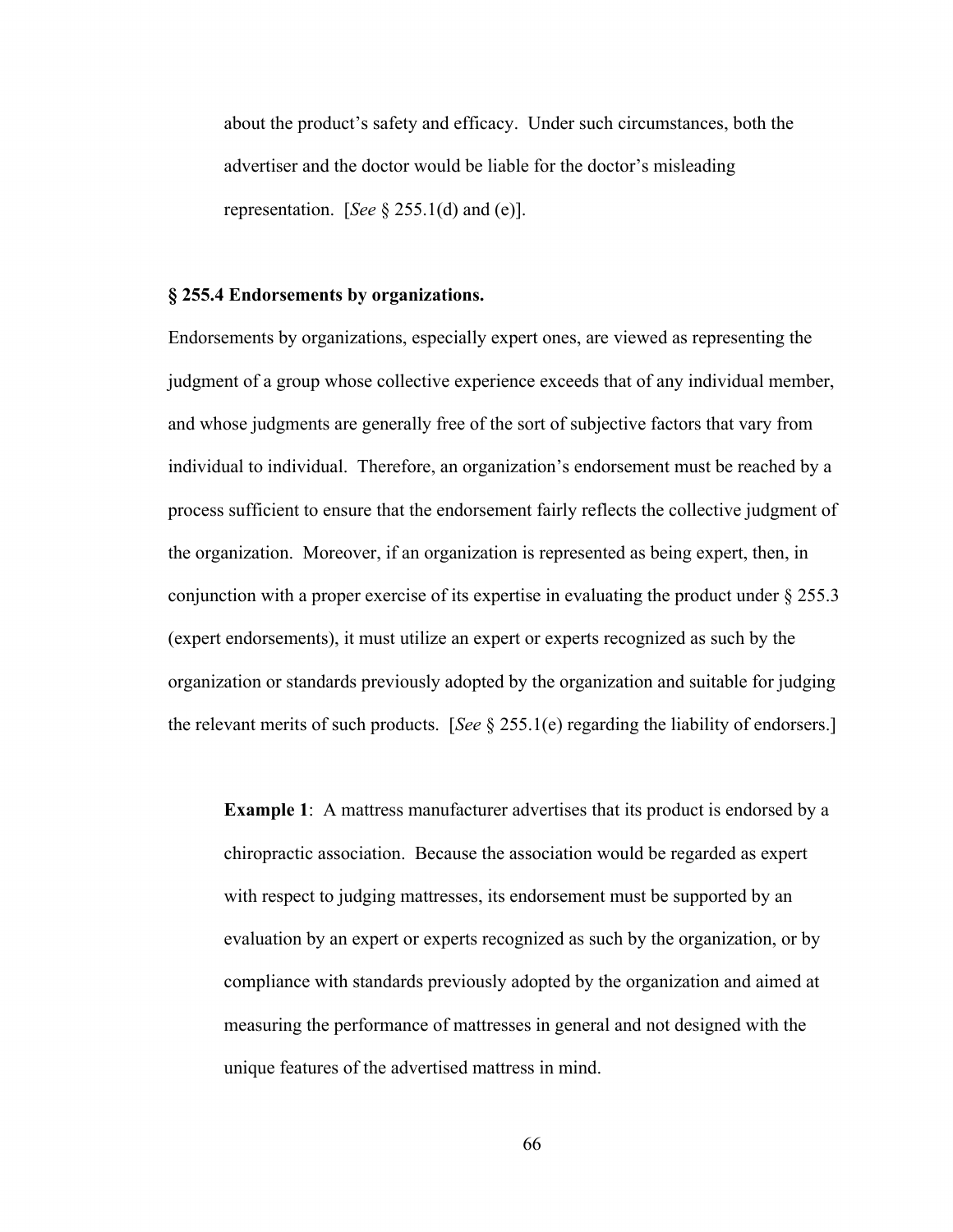about the product's safety and efficacy. Under such circumstances, both the advertiser and the doctor would be liable for the doctor's misleading representation. [*See* § 255.1(d) and (e)].

**§ 255.4 Endorsements by organizations.**

Endorsements by organizations, especially expert ones, are viewed as representing the judgment of a group whose collective experience exceeds that of any individual member, and whose judgments are generally free of the sort of subjective factors that vary from individual to individual. Therefore, an organization's endorsement must be reached by a process sufficient to ensure that the endorsement fairly reflects the collective judgment of the organization. Moreover, if an organization is represented as being expert, then, in conjunction with a proper exercise of its expertise in evaluating the product under § 255.3 (expert endorsements), it must utilize an expert or experts recognized as such by the organization or standards previously adopted by the organization and suitable for judging the relevant merits of such products. [*See* § 255.1(e) regarding the liability of endorsers.]

**Example 1**: A mattress manufacturer advertises that its product is endorsed by a chiropractic association. Because the association would be regarded as expert with respect to judging mattresses, its endorsement must be supported by an evaluation by an expert or experts recognized as such by the organization, or by compliance with standards previously adopted by the organization and aimed at measuring the performance of mattresses in general and not designed with the unique features of the advertised mattress in mind.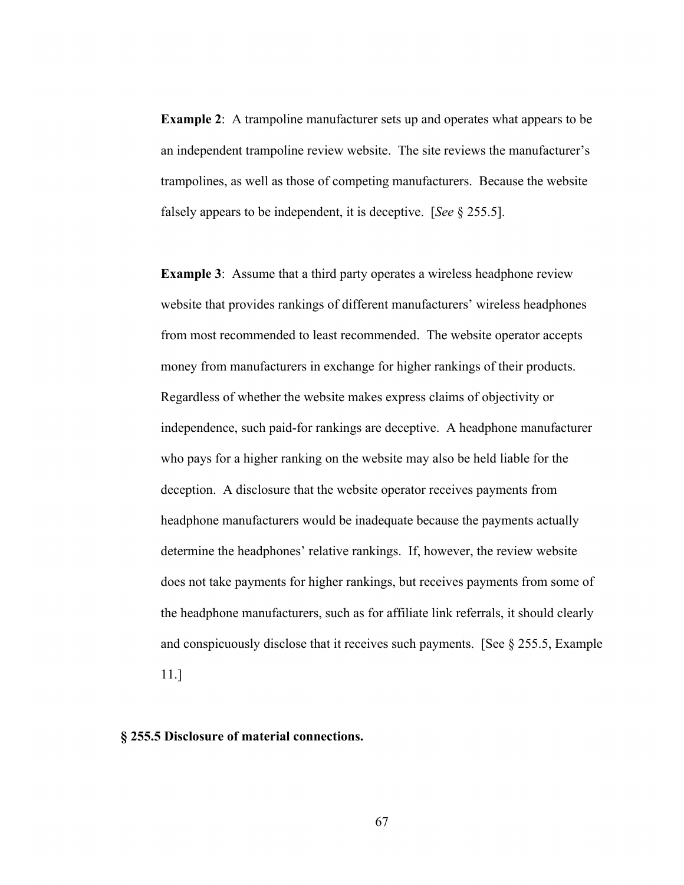**Example 2**: A trampoline manufacturer sets up and operates what appears to be an independent trampoline review website. The site reviews the manufacturer's trampolines, as well as those of competing manufacturers. Because the website falsely appears to be independent, it is deceptive. [*See* § 255.5].

**Example 3**: Assume that a third party operates a wireless headphone review website that provides rankings of different manufacturers' wireless headphones from most recommended to least recommended. The website operator accepts money from manufacturers in exchange for higher rankings of their products. Regardless of whether the website makes express claims of objectivity or independence, such paid-for rankings are deceptive. A headphone manufacturer who pays for a higher ranking on the website may also be held liable for the deception. A disclosure that the website operator receives payments from headphone manufacturers would be inadequate because the payments actually determine the headphones' relative rankings. If, however, the review website does not take payments for higher rankings, but receives payments from some of the headphone manufacturers, such as for affiliate link referrals, it should clearly and conspicuously disclose that it receives such payments. [See § 255.5, Example 11.]

**§ 255.5 Disclosure of material connections.**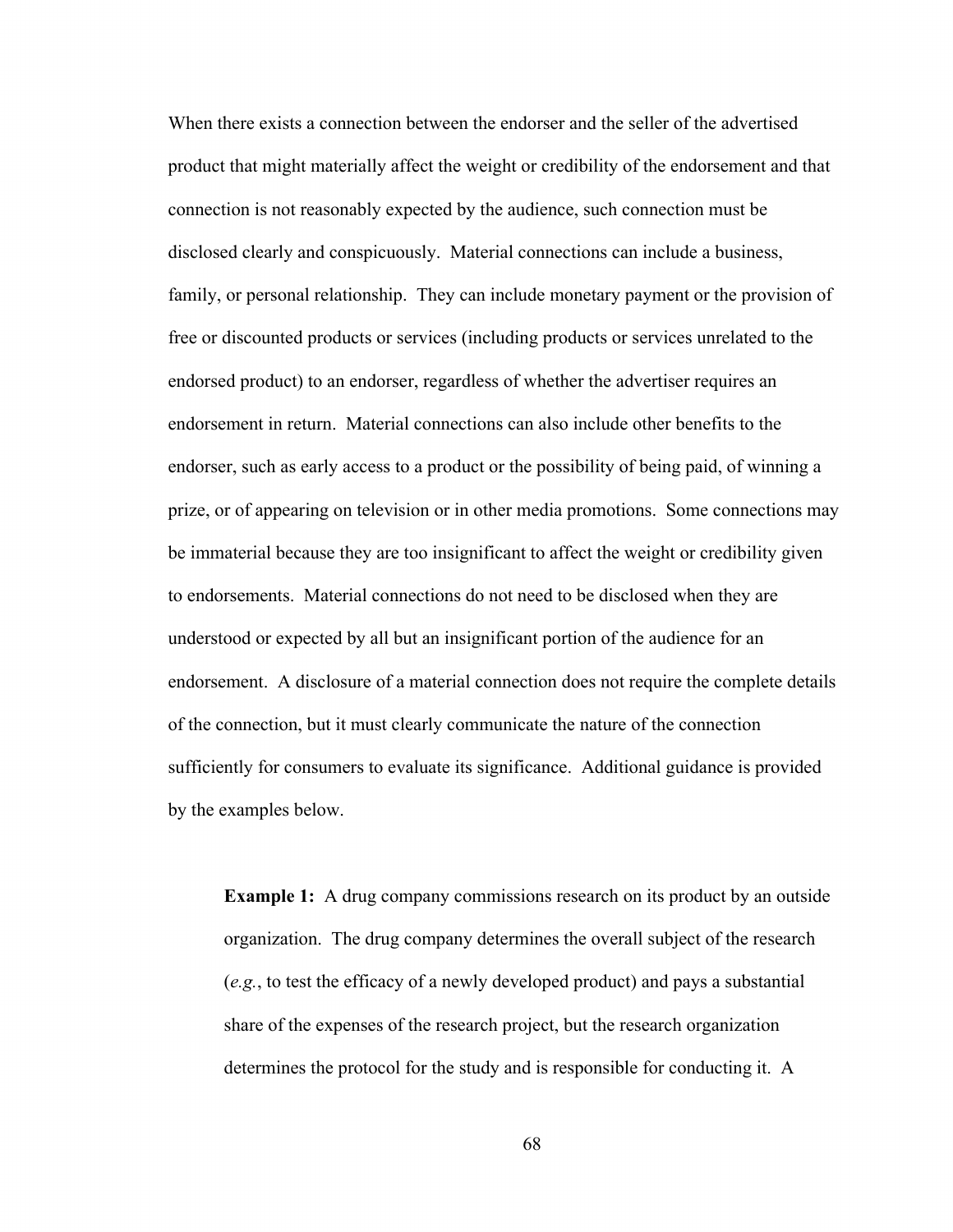When there exists a connection between the endorser and the seller of the advertised product that might materially affect the weight or credibility of the endorsement and that connection is not reasonably expected by the audience, such connection must be disclosed clearly and conspicuously. Material connections can include a business, family, or personal relationship. They can include monetary payment or the provision of free or discounted products or services (including products or services unrelated to the endorsed product) to an endorser, regardless of whether the advertiser requires an endorsement in return. Material connections can also include other benefits to the endorser, such as early access to a product or the possibility of being paid, of winning a prize, or of appearing on television or in other media promotions. Some connections may be immaterial because they are too insignificant to affect the weight or credibility given to endorsements. Material connections do not need to be disclosed when they are understood or expected by all but an insignificant portion of the audience for an endorsement. A disclosure of a material connection does not require the complete details of the connection, but it must clearly communicate the nature of the connection sufficiently for consumers to evaluate its significance. Additional guidance is provided by the examples below.

> **Example 1:** A drug company commissions research on its product by an outside organization. The drug company determines the overall subject of the research (*e.g.*, to test the efficacy of a newly developed product) and pays a substantial share of the expenses of the research project, but the research organization determines the protocol for the study and is responsible for conducting it. A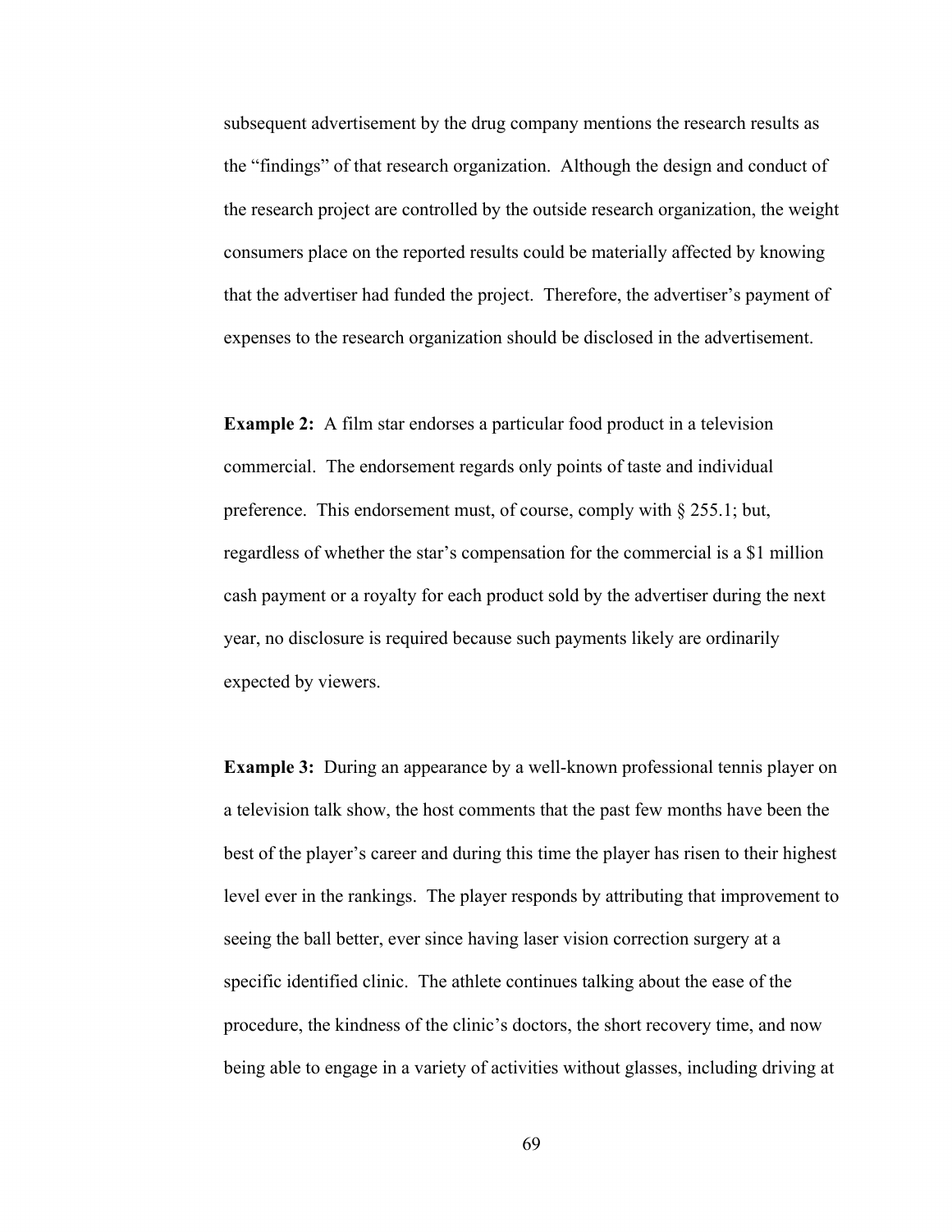subsequent advertisement by the drug company mentions the research results as the "findings" of that research organization. Although the design and conduct of the research project are controlled by the outside research organization, the weight consumers place on the reported results could be materially affected by knowing that the advertiser had funded the project. Therefore, the advertiser's payment of expenses to the research organization should be disclosed in the advertisement.

**Example 2:** A film star endorses a particular food product in a television commercial. The endorsement regards only points of taste and individual preference. This endorsement must, of course, comply with § 255.1; but, regardless of whether the star's compensation for the commercial is a $1 million cash payment or a royalty for each product sold by the advertiser during the next year, no disclosure is required because such payments likely are ordinarily expected by viewers.

**Example 3:** During an appearance by a well-known professional tennis player on a television talk show, the host comments that the past few months have been the best of the player's career and during this time the player has risen to their highest level ever in the rankings. The player responds by attributing that improvement to seeing the ball better, ever since having laser vision correction surgery at a specific identified clinic. The athlete continues talking about the ease of the procedure, the kindness of the clinic's doctors, the short recovery time, and now being able to engage in a variety of activities without glasses, including driving at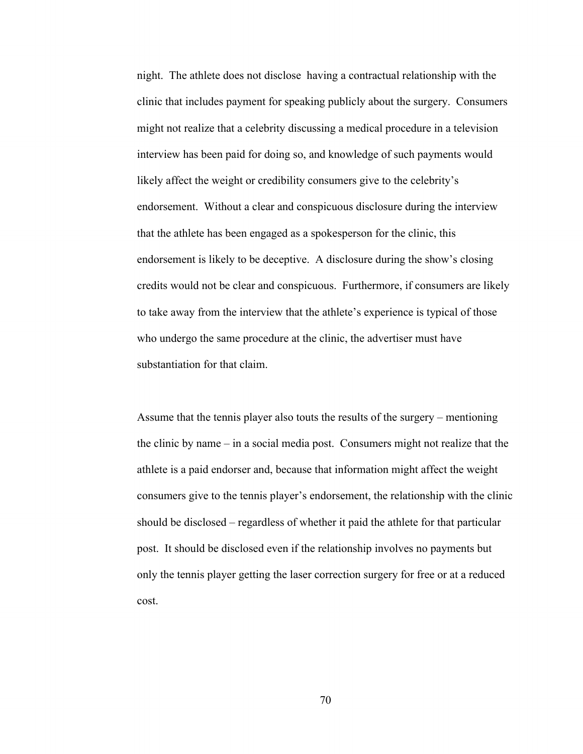night. The athlete does not disclose having a contractual relationship with the clinic that includes payment for speaking publicly about the surgery. Consumers might not realize that a celebrity discussing a medical procedure in a television interview has been paid for doing so, and knowledge of such payments would likely affect the weight or credibility consumers give to the celebrity's endorsement. Without a clear and conspicuous disclosure during the interview that the athlete has been engaged as a spokesperson for the clinic, this endorsement is likely to be deceptive. A disclosure during the show's closing credits would not be clear and conspicuous. Furthermore, if consumers are likely to take away from the interview that the athlete's experience is typical of those who undergo the same procedure at the clinic, the advertiser must have substantiation for that claim.

Assume that the tennis player also touts the results of the surgery – mentioning the clinic by name – in a social media post. Consumers might not realize that the athlete is a paid endorser and, because that information might affect the weight consumers give to the tennis player's endorsement, the relationship with the clinic should be disclosed – regardless of whether it paid the athlete for that particular post. It should be disclosed even if the relationship involves no payments but only the tennis player getting the laser correction surgery for free or at a reduced cost.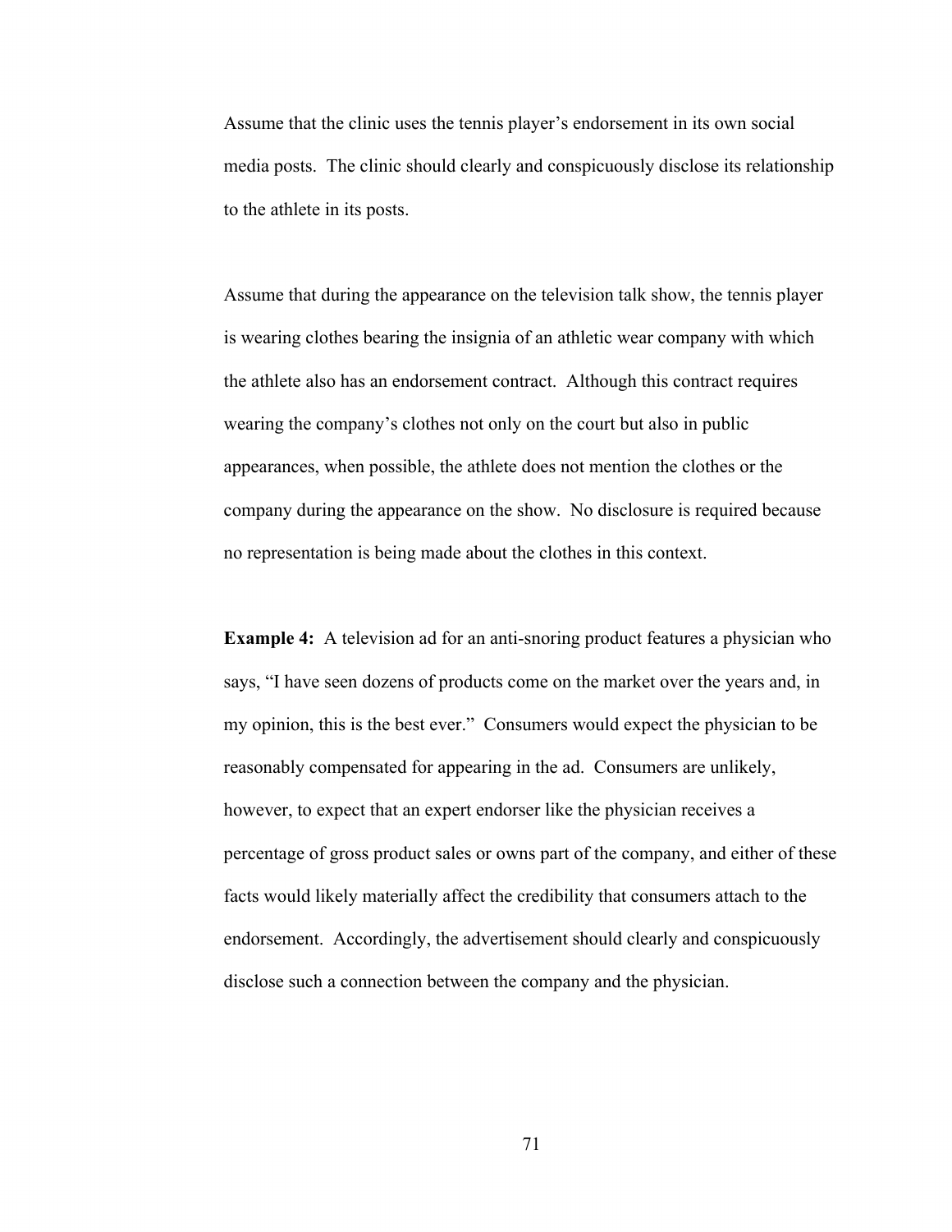Assume that the clinic uses the tennis player's endorsement in its own social media posts. The clinic should clearly and conspicuously disclose its relationship to the athlete in its posts.

Assume that during the appearance on the television talk show, the tennis player is wearing clothes bearing the insignia of an athletic wear company with which the athlete also has an endorsement contract. Although this contract requires wearing the company's clothes not only on the court but also in public appearances, when possible, the athlete does not mention the clothes or the company during the appearance on the show. No disclosure is required because no representation is being made about the clothes in this context.

**Example 4:** A television ad for an anti-snoring product features a physician who says, "I have seen dozens of products come on the market over the years and, in my opinion, this is the best ever." Consumers would expect the physician to be reasonably compensated for appearing in the ad. Consumers are unlikely, however, to expect that an expert endorser like the physician receives a percentage of gross product sales or owns part of the company, and either of these facts would likely materially affect the credibility that consumers attach to the endorsement. Accordingly, the advertisement should clearly and conspicuously disclose such a connection between the company and the physician.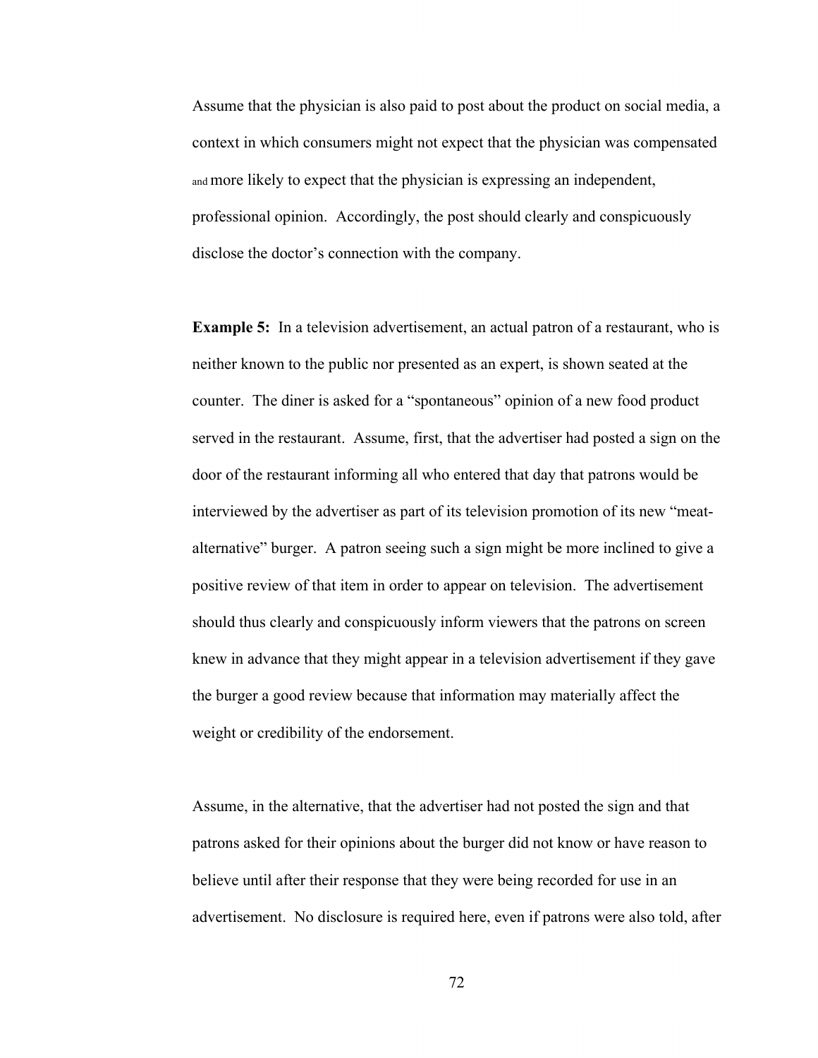Assume that the physician is also paid to post about the product on social media, a context in which consumers might not expect that the physician was compensated and more likely to expect that the physician is expressing an independent, professional opinion. Accordingly, the post should clearly and conspicuously disclose the doctor's connection with the company.

**Example 5:** In a television advertisement, an actual patron of a restaurant, who is neither known to the public nor presented as an expert, is shown seated at the counter. The diner is asked for a "spontaneous" opinion of a new food product served in the restaurant. Assume, first, that the advertiser had posted a sign on the door of the restaurant informing all who entered that day that patrons would be interviewed by the advertiser as part of its television promotion of its new "meat-alternative" burger. A patron seeing such a sign might be more inclined to give a positive review of that item in order to appear on television. The advertisement should thus clearly and conspicuously inform viewers that the patrons on screen knew in advance that they might appear in a television advertisement if they gave the burger a good review because that information may materially affect the weight or credibility of the endorsement.

Assume, in the alternative, that the advertiser had not posted the sign and that patrons asked for their opinions about the burger did not know or have reason to believe until after their response that they were being recorded for use in an advertisement. No disclosure is required here, even if patrons were also told, after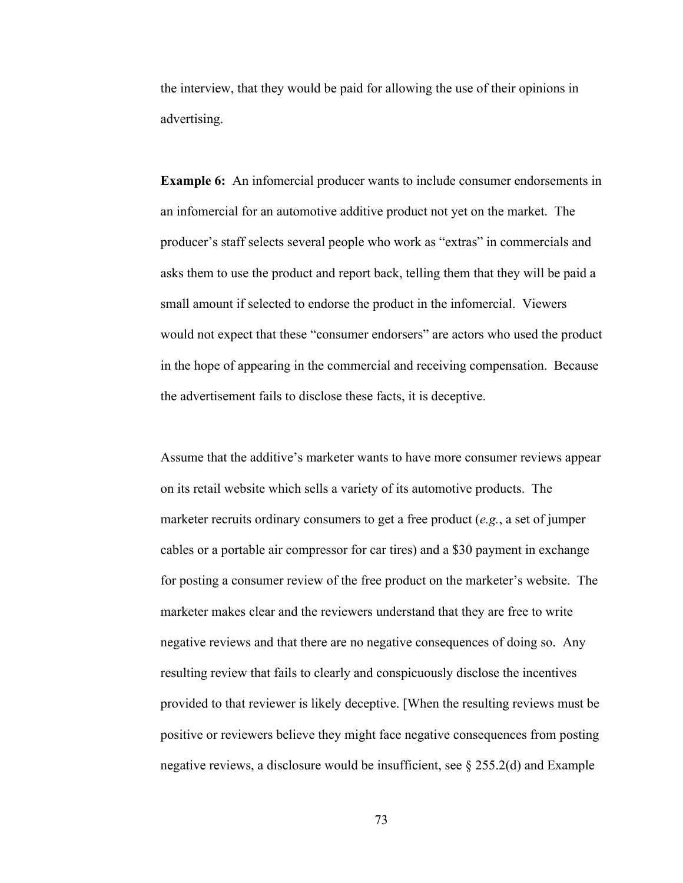the interview, that they would be paid for allowing the use of their opinions in advertising.

**Example 6:** An infomercial producer wants to include consumer endorsements in an infomercial for an automotive additive product not yet on the market. The producer's staff selects several people who work as "extras" in commercials and asks them to use the product and report back, telling them that they will be paid a small amount if selected to endorse the product in the infomercial. Viewers would not expect that these "consumer endorsers" are actors who used the product in the hope of appearing in the commercial and receiving compensation. Because the advertisement fails to disclose these facts, it is deceptive.

Assume that the additive's marketer wants to have more consumer reviews appear on its retail website which sells a variety of its automotive products. The marketer recruits ordinary consumers to get a free product (*e.g.*, a set of jumper cables or a portable air compressor for car tires) and a $30 payment in exchange for posting a consumer review of the free product on the marketer's website. The marketer makes clear and the reviewers understand that they are free to write negative reviews and that there are no negative consequences of doing so. Any resulting review that fails to clearly and conspicuously disclose the incentives provided to that reviewer is likely deceptive. [When the resulting reviews must be positive or reviewers believe they might face negative consequences from posting negative reviews, a disclosure would be insufficient, see § 255.2(d) and Example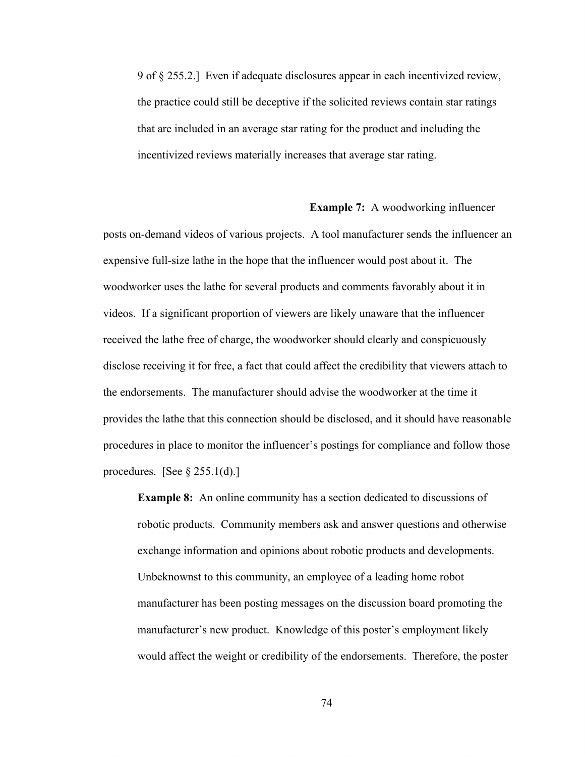9 of § 255.2.] Even if adequate disclosures appear in each incentivized review, the practice could still be deceptive if the solicited reviews contain star ratings that are included in an average star rating for the product and including the incentivized reviews materially increases that average star rating.

**Example 7:** A woodworking influencer posts on-demand videos of various projects. A tool manufacturer sends the influencer an expensive full-size lathe in the hope that the influencer would post about it. The woodworker uses the lathe for several products and comments favorably about it in videos. If a significant proportion of viewers are likely unaware that the influencer received the lathe free of charge, the woodworker should clearly and conspicuously disclose receiving it for free, a fact that could affect the credibility that viewers attach to the endorsements. The manufacturer should advise the woodworker at the time it provides the lathe that this connection should be disclosed, and it should have reasonable procedures in place to monitor the influencer's postings for compliance and follow those procedures. [See § 255.1(d).]

**Example 8:** An online community has a section dedicated to discussions of robotic products. Community members ask and answer questions and otherwise exchange information and opinions about robotic products and developments. Unbeknownst to this community, an employee of a leading home robot manufacturer has been posting messages on the discussion board promoting the manufacturer's new product. Knowledge of this poster's employment likely would affect the weight or credibility of the endorsements. Therefore, the poster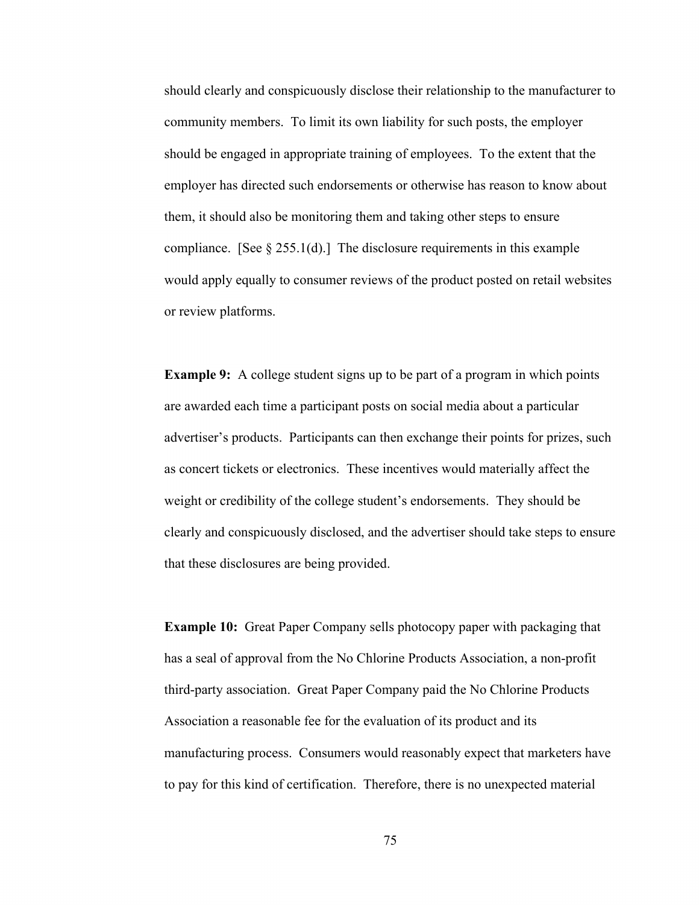should clearly and conspicuously disclose their relationship to the manufacturer to community members. To limit its own liability for such posts, the employer should be engaged in appropriate training of employees. To the extent that the employer has directed such endorsements or otherwise has reason to know about them, it should also be monitoring them and taking other steps to ensure compliance. [See § 255.1(d).] The disclosure requirements in this example would apply equally to consumer reviews of the product posted on retail websites or review platforms.

**Example 9:** A college student signs up to be part of a program in which points are awarded each time a participant posts on social media about a particular advertiser's products. Participants can then exchange their points for prizes, such as concert tickets or electronics. These incentives would materially affect the weight or credibility of the college student's endorsements. They should be clearly and conspicuously disclosed, and the advertiser should take steps to ensure that these disclosures are being provided.

**Example 10:** Great Paper Company sells photocopy paper with packaging that has a seal of approval from the No Chlorine Products Association, a non-profit third-party association. Great Paper Company paid the No Chlorine Products Association a reasonable fee for the evaluation of its product and its manufacturing process. Consumers would reasonably expect that marketers have to pay for this kind of certification. Therefore, there is no unexpected material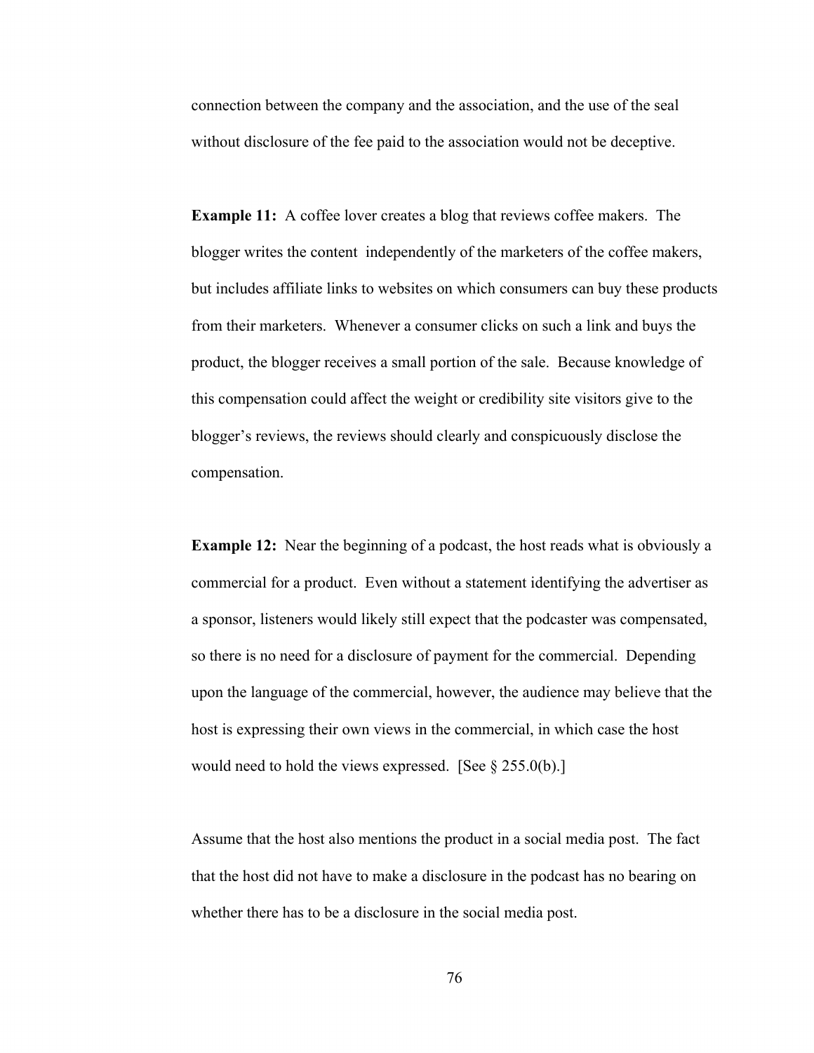connection between the company and the association, and the use of the seal without disclosure of the fee paid to the association would not be deceptive.

**Example 11:** A coffee lover creates a blog that reviews coffee makers. The blogger writes the content independently of the marketers of the coffee makers, but includes affiliate links to websites on which consumers can buy these products from their marketers. Whenever a consumer clicks on such a link and buys the product, the blogger receives a small portion of the sale. Because knowledge of this compensation could affect the weight or credibility site visitors give to the blogger's reviews, the reviews should clearly and conspicuously disclose the compensation.

**Example 12:** Near the beginning of a podcast, the host reads what is obviously a commercial for a product. Even without a statement identifying the advertiser as a sponsor, listeners would likely still expect that the podcaster was compensated, so there is no need for a disclosure of payment for the commercial. Depending upon the language of the commercial, however, the audience may believe that the host is expressing their own views in the commercial, in which case the host would need to hold the views expressed. [See § 255.0(b).]

Assume that the host also mentions the product in a social media post. The fact that the host did not have to make a disclosure in the podcast has no bearing on whether there has to be a disclosure in the social media post.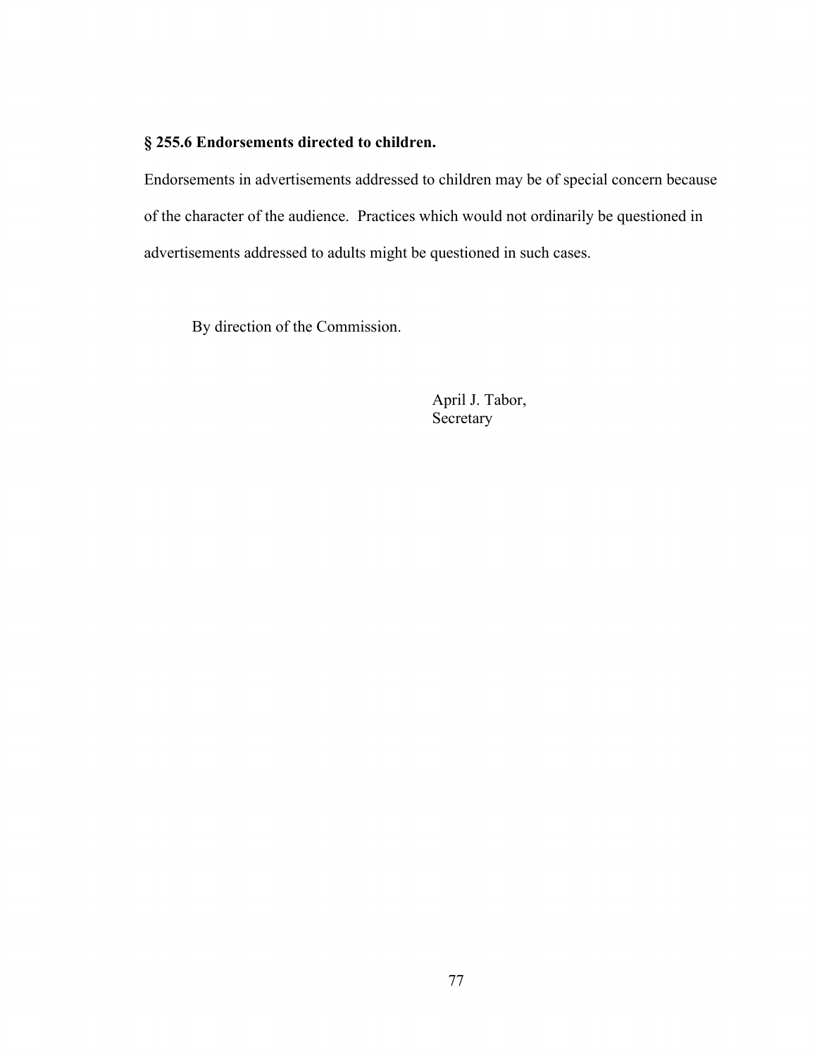**§ 255.6 Endorsements directed to children.**

Endorsements in advertisements addressed to children may be of special concern because of the character of the audience. Practices which would not ordinarily be questioned in advertisements addressed to adults might be questioned in such cases.

By direction of the Commission.

April J. Tabor,
Secretary